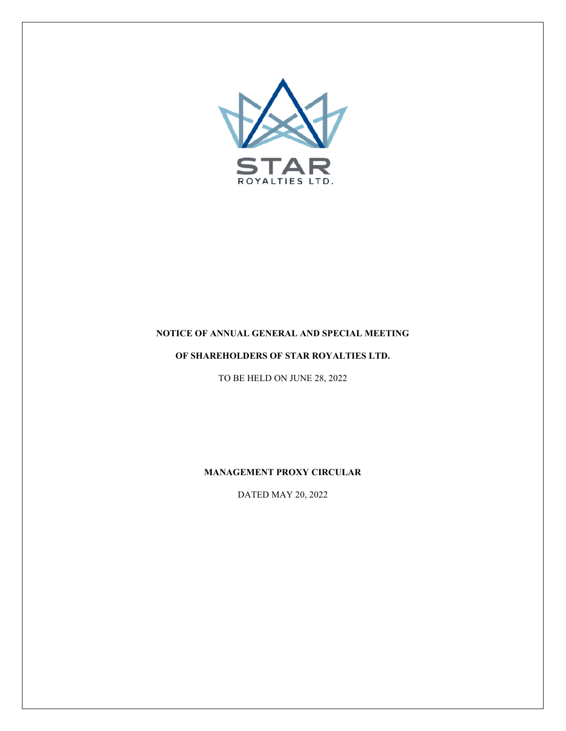STAR

ROYALTIES LTD.

**NOTICE OF ANNUAL GENERAL AND SPECIAL MEETING**

**OF SHAREHOLDERS OF STAR ROYALTIES LTD.**

TO BE HELD ON JUNE 28, 2022

**MANAGEMENT PROXY CIRCULAR**

DATED MAY 20, 2022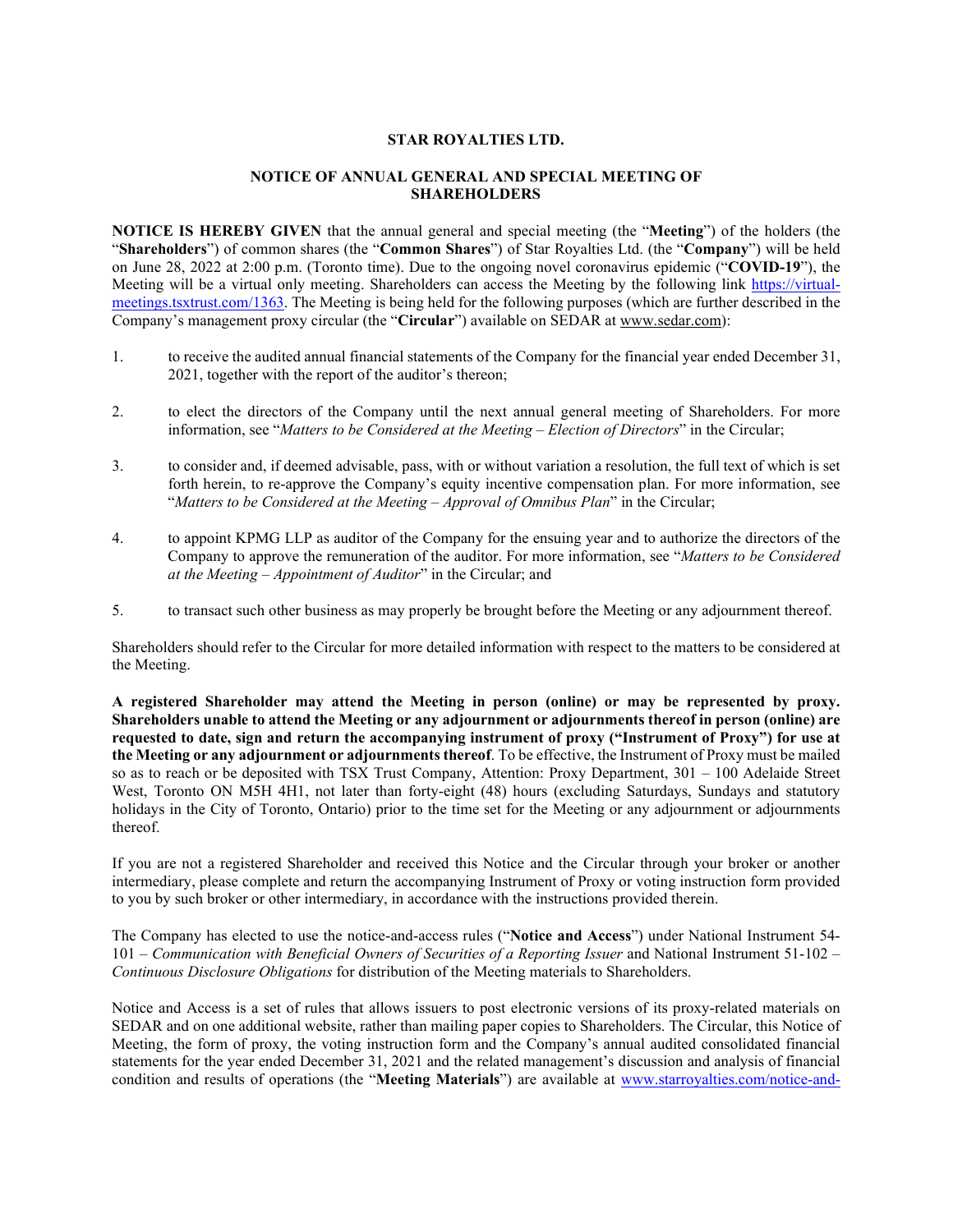**STAR ROYALTIES LTD.**

**NOTICE OF ANNUAL GENERAL AND SPECIAL MEETING OF SHAREHOLDERS**

**NOTICE IS HEREBY GIVEN** that the annual general and special meeting (the "**Meeting**") of the holders (the "**Shareholders**") of common shares (the "**Common Shares**") of Star Royalties Ltd. (the "**Company**") will be held on June 28, 2022 at 2:00 p.m. (Toronto time). Due to the ongoing novel coronavirus epidemic ("**COVID-19**"), the Meeting will be a virtual only meeting. Shareholders can access the Meeting by the following link https://virtual-meetings.tsxtrust.com/1363. The Meeting is being held for the following purposes (which are further described in the Company's management proxy circular (the "**Circular**") available on SEDAR at www.sedar.com):

1. to receive the audited annual financial statements of the Company for the financial year ended December 31, 2021, together with the report of the auditor's thereon;

2. to elect the directors of the Company until the next annual general meeting of Shareholders. For more information, see "*Matters to be Considered at the Meeting – Election of Directors*" in the Circular;

3. to consider and, if deemed advisable, pass, with or without variation a resolution, the full text of which is set forth herein, to re-approve the Company's equity incentive compensation plan. For more information, see "*Matters to be Considered at the Meeting – Approval of Omnibus Plan*" in the Circular;

4. to appoint KPMG LLP as auditor of the Company for the ensuing year and to authorize the directors of the Company to approve the remuneration of the auditor. For more information, see "*Matters to be Considered at the Meeting – Appointment of Auditor*" in the Circular; and

5. to transact such other business as may properly be brought before the Meeting or any adjournment thereof.

Shareholders should refer to the Circular for more detailed information with respect to the matters to be considered at the Meeting.

**A registered Shareholder may attend the Meeting in person (online) or may be represented by proxy. Shareholders unable to attend the Meeting or any adjournment or adjournments thereof in person (online) are requested to date, sign and return the accompanying instrument of proxy ("Instrument of Proxy") for use at the Meeting or any adjournment or adjournments thereof**. To be effective, the Instrument of Proxy must be mailed so as to reach or be deposited with TSX Trust Company, Attention: Proxy Department, 301 – 100 Adelaide Street West, Toronto ON M5H 4H1, not later than forty-eight (48) hours (excluding Saturdays, Sundays and statutory holidays in the City of Toronto, Ontario) prior to the time set for the Meeting or any adjournment or adjournments thereof.

If you are not a registered Shareholder and received this Notice and the Circular through your broker or another intermediary, please complete and return the accompanying Instrument of Proxy or voting instruction form provided to you by such broker or other intermediary, in accordance with the instructions provided therein.

The Company has elected to use the notice-and-access rules ("**Notice and Access**") under National Instrument 54-101 – *Communication with Beneficial Owners of Securities of a Reporting Issuer* and National Instrument 51-102 – *Continuous Disclosure Obligations* for distribution of the Meeting materials to Shareholders.

Notice and Access is a set of rules that allows issuers to post electronic versions of its proxy-related materials on SEDAR and on one additional website, rather than mailing paper copies to Shareholders. The Circular, this Notice of Meeting, the form of proxy, the voting instruction form and the Company's annual audited consolidated financial statements for the year ended December 31, 2021 and the related management's discussion and analysis of financial condition and results of operations (the "**Meeting Materials**") are available at www.starroyalties.com/notice-and-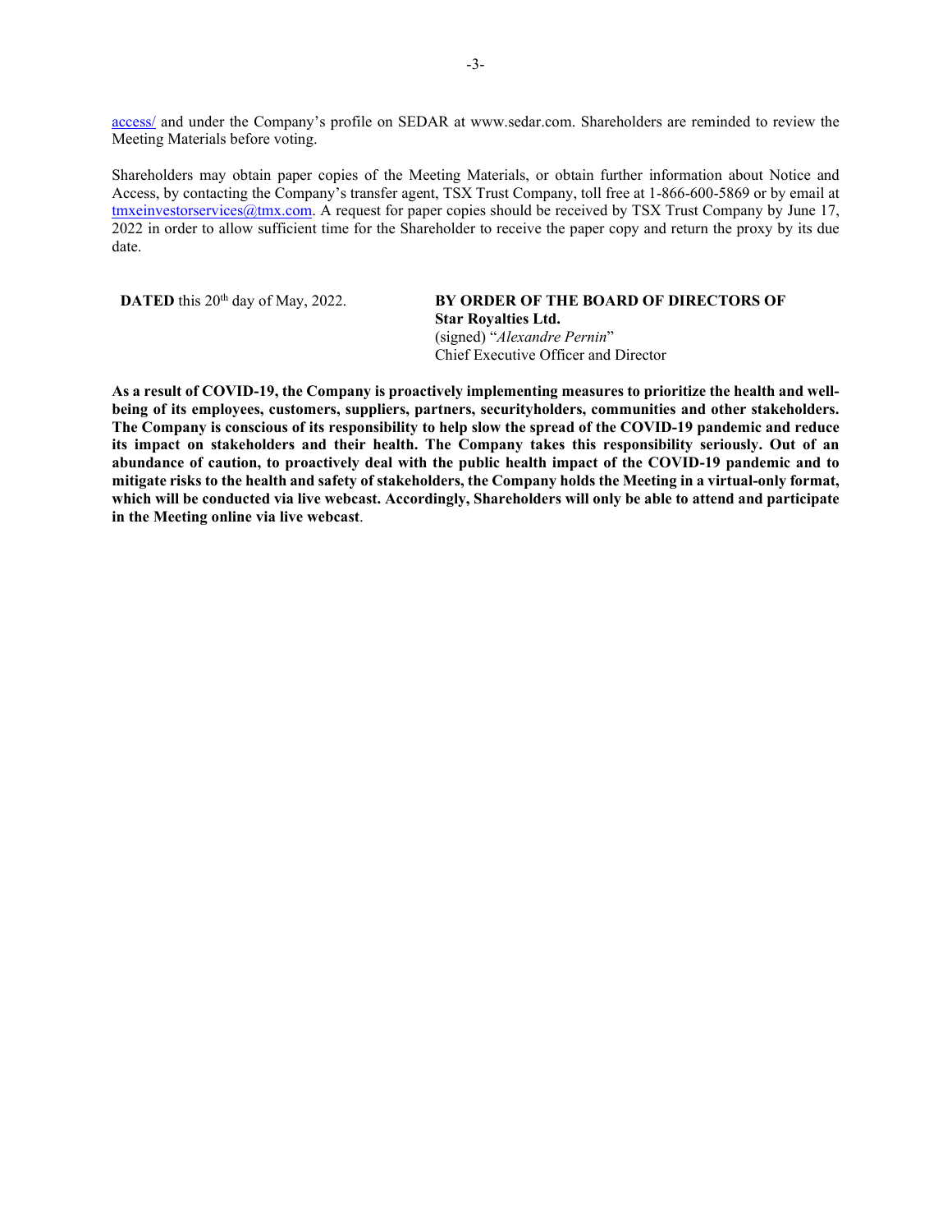access/ and under the Company's profile on SEDAR at www.sedar.com. Shareholders are reminded to review the Meeting Materials before voting.

Shareholders may obtain paper copies of the Meeting Materials, or obtain further information about Notice and Access, by contacting the Company's transfer agent, TSX Trust Company, toll free at 1-866-600-5869 or by email at tmxeinvestorservices@tmx.com. A request for paper copies should be received by TSX Trust Company by June 17, 2022 in order to allow sufficient time for the Shareholder to receive the paper copy and return the proxy by its due date.

**DATED** this 20th day of May, 2022.

**BY ORDER OF THE BOARD OF DIRECTORS OF**
**Star Royalties Ltd.**
(signed) "*Alexandre Pernin*"
Chief Executive Officer and Director

**As a result of COVID-19, the Company is proactively implementing measures to prioritize the health and well-being of its employees, customers, suppliers, partners, securityholders, communities and other stakeholders. The Company is conscious of its responsibility to help slow the spread of the COVID-19 pandemic and reduce its impact on stakeholders and their health. The Company takes this responsibility seriously. Out of an abundance of caution, to proactively deal with the public health impact of the COVID-19 pandemic and to mitigate risks to the health and safety of stakeholders, the Company holds the Meeting in a virtual-only format, which will be conducted via live webcast. Accordingly, Shareholders will only be able to attend and participate in the Meeting online via live webcast**.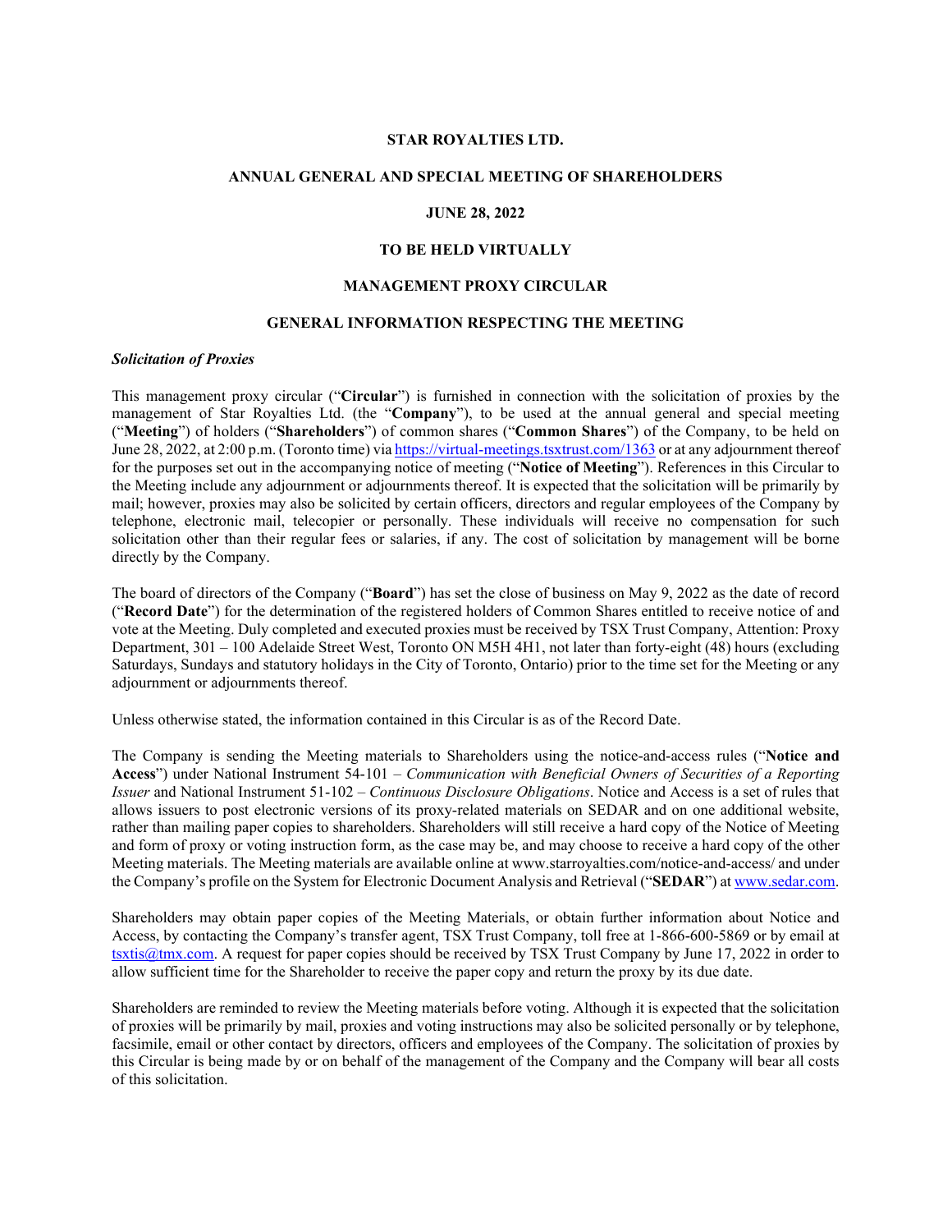**STAR ROYALTIES LTD.**

**ANNUAL GENERAL AND SPECIAL MEETING OF SHAREHOLDERS**

**JUNE 28, 2022**

**TO BE HELD VIRTUALLY**

**MANAGEMENT PROXY CIRCULAR**

**GENERAL INFORMATION RESPECTING THE MEETING**

***Solicitation of Proxies***

This management proxy circular ("**Circular**") is furnished in connection with the solicitation of proxies by the management of Star Royalties Ltd. (the "**Company**"), to be used at the annual general and special meeting ("**Meeting**") of holders ("**Shareholders**") of common shares ("**Common Shares**") of the Company, to be held on June 28, 2022, at 2:00 p.m. (Toronto time) via https://virtual-meetings.tsxtrust.com/1363 or at any adjournment thereof for the purposes set out in the accompanying notice of meeting ("**Notice of Meeting**"). References in this Circular to the Meeting include any adjournment or adjournments thereof. It is expected that the solicitation will be primarily by mail; however, proxies may also be solicited by certain officers, directors and regular employees of the Company by telephone, electronic mail, telecopier or personally. These individuals will receive no compensation for such solicitation other than their regular fees or salaries, if any. The cost of solicitation by management will be borne directly by the Company.

The board of directors of the Company ("**Board**") has set the close of business on May 9, 2022 as the date of record ("**Record Date**") for the determination of the registered holders of Common Shares entitled to receive notice of and vote at the Meeting. Duly completed and executed proxies must be received by TSX Trust Company, Attention: Proxy Department, 301 – 100 Adelaide Street West, Toronto ON M5H 4H1, not later than forty-eight (48) hours (excluding Saturdays, Sundays and statutory holidays in the City of Toronto, Ontario) prior to the time set for the Meeting or any adjournment or adjournments thereof.

Unless otherwise stated, the information contained in this Circular is as of the Record Date.

The Company is sending the Meeting materials to Shareholders using the notice-and-access rules ("**Notice and Access**") under National Instrument 54-101 – *Communication with Beneficial Owners of Securities of a Reporting Issuer* and National Instrument 51-102 – *Continuous Disclosure Obligations*. Notice and Access is a set of rules that allows issuers to post electronic versions of its proxy-related materials on SEDAR and on one additional website, rather than mailing paper copies to shareholders. Shareholders will still receive a hard copy of the Notice of Meeting and form of proxy or voting instruction form, as the case may be, and may choose to receive a hard copy of the other Meeting materials. The Meeting materials are available online at www.starroyalties.com/notice-and-access/ and under the Company's profile on the System for Electronic Document Analysis and Retrieval ("**SEDAR**") at www.sedar.com.

Shareholders may obtain paper copies of the Meeting Materials, or obtain further information about Notice and Access, by contacting the Company's transfer agent, TSX Trust Company, toll free at 1-866-600-5869 or by email at tsxtis@tmx.com. A request for paper copies should be received by TSX Trust Company by June 17, 2022 in order to allow sufficient time for the Shareholder to receive the paper copy and return the proxy by its due date.

Shareholders are reminded to review the Meeting materials before voting. Although it is expected that the solicitation of proxies will be primarily by mail, proxies and voting instructions may also be solicited personally or by telephone, facsimile, email or other contact by directors, officers and employees of the Company. The solicitation of proxies by this Circular is being made by or on behalf of the management of the Company and the Company will bear all costs of this solicitation.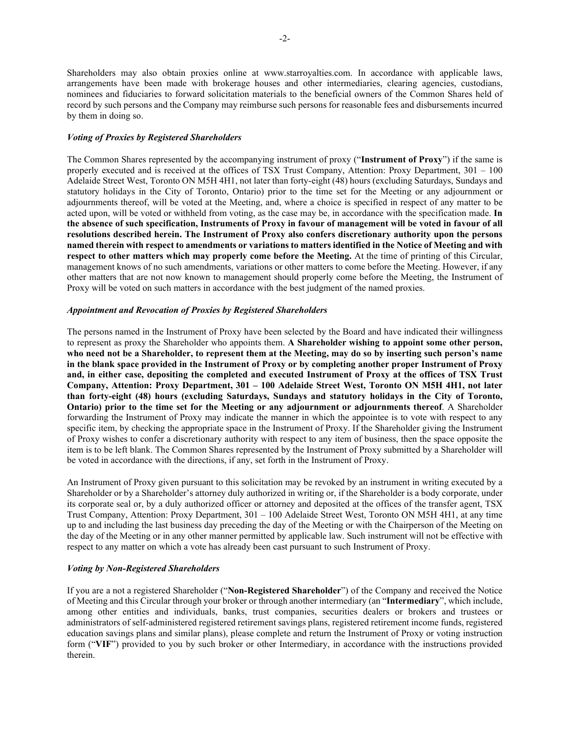Shareholders may also obtain proxies online at www.starroyalties.com. In accordance with applicable laws, arrangements have been made with brokerage houses and other intermediaries, clearing agencies, custodians, nominees and fiduciaries to forward solicitation materials to the beneficial owners of the Common Shares held of record by such persons and the Company may reimburse such persons for reasonable fees and disbursements incurred by them in doing so.

### *Voting of Proxies by Registered Shareholders*

The Common Shares represented by the accompanying instrument of proxy ("**Instrument of Proxy**") if the same is properly executed and is received at the offices of TSX Trust Company, Attention: Proxy Department, 301 – 100 Adelaide Street West, Toronto ON M5H 4H1, not later than forty-eight (48) hours (excluding Saturdays, Sundays and statutory holidays in the City of Toronto, Ontario) prior to the time set for the Meeting or any adjournment or adjournments thereof, will be voted at the Meeting, and, where a choice is specified in respect of any matter to be acted upon, will be voted or withheld from voting, as the case may be, in accordance with the specification made. **In the absence of such specification, Instruments of Proxy in favour of management will be voted in favour of all resolutions described herein. The Instrument of Proxy also confers discretionary authority upon the persons named therein with respect to amendments or variations to matters identified in the Notice of Meeting and with respect to other matters which may properly come before the Meeting.** At the time of printing of this Circular, management knows of no such amendments, variations or other matters to come before the Meeting. However, if any other matters that are not now known to management should properly come before the Meeting, the Instrument of Proxy will be voted on such matters in accordance with the best judgment of the named proxies.

### *Appointment and Revocation of Proxies by Registered Shareholders*

The persons named in the Instrument of Proxy have been selected by the Board and have indicated their willingness to represent as proxy the Shareholder who appoints them. **A Shareholder wishing to appoint some other person, who need not be a Shareholder, to represent them at the Meeting, may do so by inserting such person's name in the blank space provided in the Instrument of Proxy or by completing another proper Instrument of Proxy and, in either case, depositing the completed and executed Instrument of Proxy at the offices of TSX Trust Company, Attention: Proxy Department, 301 – 100 Adelaide Street West, Toronto ON M5H 4H1, not later than forty-eight (48) hours (excluding Saturdays, Sundays and statutory holidays in the City of Toronto, Ontario) prior to the time set for the Meeting or any adjournment or adjournments thereof**. A Shareholder forwarding the Instrument of Proxy may indicate the manner in which the appointee is to vote with respect to any specific item, by checking the appropriate space in the Instrument of Proxy. If the Shareholder giving the Instrument of Proxy wishes to confer a discretionary authority with respect to any item of business, then the space opposite the item is to be left blank. The Common Shares represented by the Instrument of Proxy submitted by a Shareholder will be voted in accordance with the directions, if any, set forth in the Instrument of Proxy.

An Instrument of Proxy given pursuant to this solicitation may be revoked by an instrument in writing executed by a Shareholder or by a Shareholder's attorney duly authorized in writing or, if the Shareholder is a body corporate, under its corporate seal or, by a duly authorized officer or attorney and deposited at the offices of the transfer agent, TSX Trust Company, Attention: Proxy Department, 301 – 100 Adelaide Street West, Toronto ON M5H 4H1, at any time up to and including the last business day preceding the day of the Meeting or with the Chairperson of the Meeting on the day of the Meeting or in any other manner permitted by applicable law. Such instrument will not be effective with respect to any matter on which a vote has already been cast pursuant to such Instrument of Proxy.

### *Voting by Non-Registered Shareholders*

If you are a not a registered Shareholder ("**Non-Registered Shareholder**") of the Company and received the Notice of Meeting and this Circular through your broker or through another intermediary (an "**Intermediary**", which include, among other entities and individuals, banks, trust companies, securities dealers or brokers and trustees or administrators of self-administered registered retirement savings plans, registered retirement income funds, registered education savings plans and similar plans), please complete and return the Instrument of Proxy or voting instruction form ("**VIF**") provided to you by such broker or other Intermediary, in accordance with the instructions provided therein.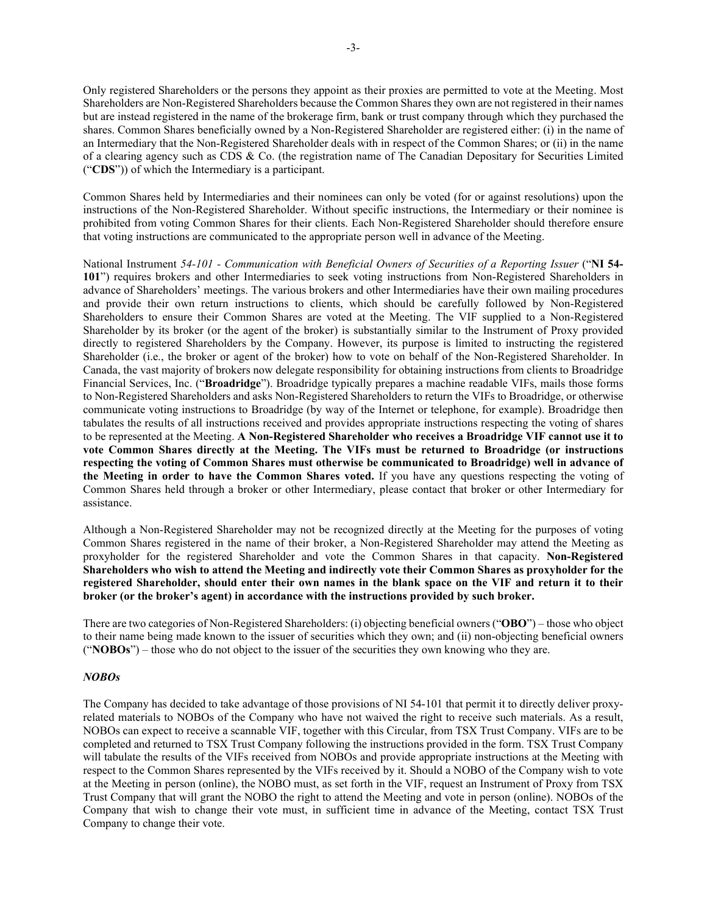Only registered Shareholders or the persons they appoint as their proxies are permitted to vote at the Meeting. Most Shareholders are Non-Registered Shareholders because the Common Shares they own are not registered in their names but are instead registered in the name of the brokerage firm, bank or trust company through which they purchased the shares. Common Shares beneficially owned by a Non-Registered Shareholder are registered either: (i) in the name of an Intermediary that the Non-Registered Shareholder deals with in respect of the Common Shares; or (ii) in the name of a clearing agency such as CDS & Co. (the registration name of The Canadian Depositary for Securities Limited ("**CDS**")) of which the Intermediary is a participant.

Common Shares held by Intermediaries and their nominees can only be voted (for or against resolutions) upon the instructions of the Non-Registered Shareholder. Without specific instructions, the Intermediary or their nominee is prohibited from voting Common Shares for their clients. Each Non-Registered Shareholder should therefore ensure that voting instructions are communicated to the appropriate person well in advance of the Meeting.

National Instrument *54-101 - Communication with Beneficial Owners of Securities of a Reporting Issuer* ("**NI 54-101**") requires brokers and other Intermediaries to seek voting instructions from Non-Registered Shareholders in advance of Shareholders' meetings. The various brokers and other Intermediaries have their own mailing procedures and provide their own return instructions to clients, which should be carefully followed by Non-Registered Shareholders to ensure their Common Shares are voted at the Meeting. The VIF supplied to a Non-Registered Shareholder by its broker (or the agent of the broker) is substantially similar to the Instrument of Proxy provided directly to registered Shareholders by the Company. However, its purpose is limited to instructing the registered Shareholder (i.e., the broker or agent of the broker) how to vote on behalf of the Non-Registered Shareholder. In Canada, the vast majority of brokers now delegate responsibility for obtaining instructions from clients to Broadridge Financial Services, Inc. ("**Broadridge**"). Broadridge typically prepares a machine readable VIFs, mails those forms to Non-Registered Shareholders and asks Non-Registered Shareholders to return the VIFs to Broadridge, or otherwise communicate voting instructions to Broadridge (by way of the Internet or telephone, for example). Broadridge then tabulates the results of all instructions received and provides appropriate instructions respecting the voting of shares to be represented at the Meeting. **A Non-Registered Shareholder who receives a Broadridge VIF cannot use it to vote Common Shares directly at the Meeting. The VIFs must be returned to Broadridge (or instructions respecting the voting of Common Shares must otherwise be communicated to Broadridge) well in advance of the Meeting in order to have the Common Shares voted.** If you have any questions respecting the voting of Common Shares held through a broker or other Intermediary, please contact that broker or other Intermediary for assistance.

Although a Non-Registered Shareholder may not be recognized directly at the Meeting for the purposes of voting Common Shares registered in the name of their broker, a Non-Registered Shareholder may attend the Meeting as proxyholder for the registered Shareholder and vote the Common Shares in that capacity. **Non-Registered Shareholders who wish to attend the Meeting and indirectly vote their Common Shares as proxyholder for the registered Shareholder, should enter their own names in the blank space on the VIF and return it to their broker (or the broker's agent) in accordance with the instructions provided by such broker.**

There are two categories of Non-Registered Shareholders: (i) objecting beneficial owners ("**OBO**") – those who object to their name being made known to the issuer of securities which they own; and (ii) non-objecting beneficial owners ("**NOBOs**") – those who do not object to the issuer of the securities they own knowing who they are.

***NOBOs***

The Company has decided to take advantage of those provisions of NI 54-101 that permit it to directly deliver proxy-related materials to NOBOs of the Company who have not waived the right to receive such materials. As a result, NOBOs can expect to receive a scannable VIF, together with this Circular, from TSX Trust Company. VIFs are to be completed and returned to TSX Trust Company following the instructions provided in the form. TSX Trust Company will tabulate the results of the VIFs received from NOBOs and provide appropriate instructions at the Meeting with respect to the Common Shares represented by the VIFs received by it. Should a NOBO of the Company wish to vote at the Meeting in person (online), the NOBO must, as set forth in the VIF, request an Instrument of Proxy from TSX Trust Company that will grant the NOBO the right to attend the Meeting and vote in person (online). NOBOs of the Company that wish to change their vote must, in sufficient time in advance of the Meeting, contact TSX Trust Company to change their vote.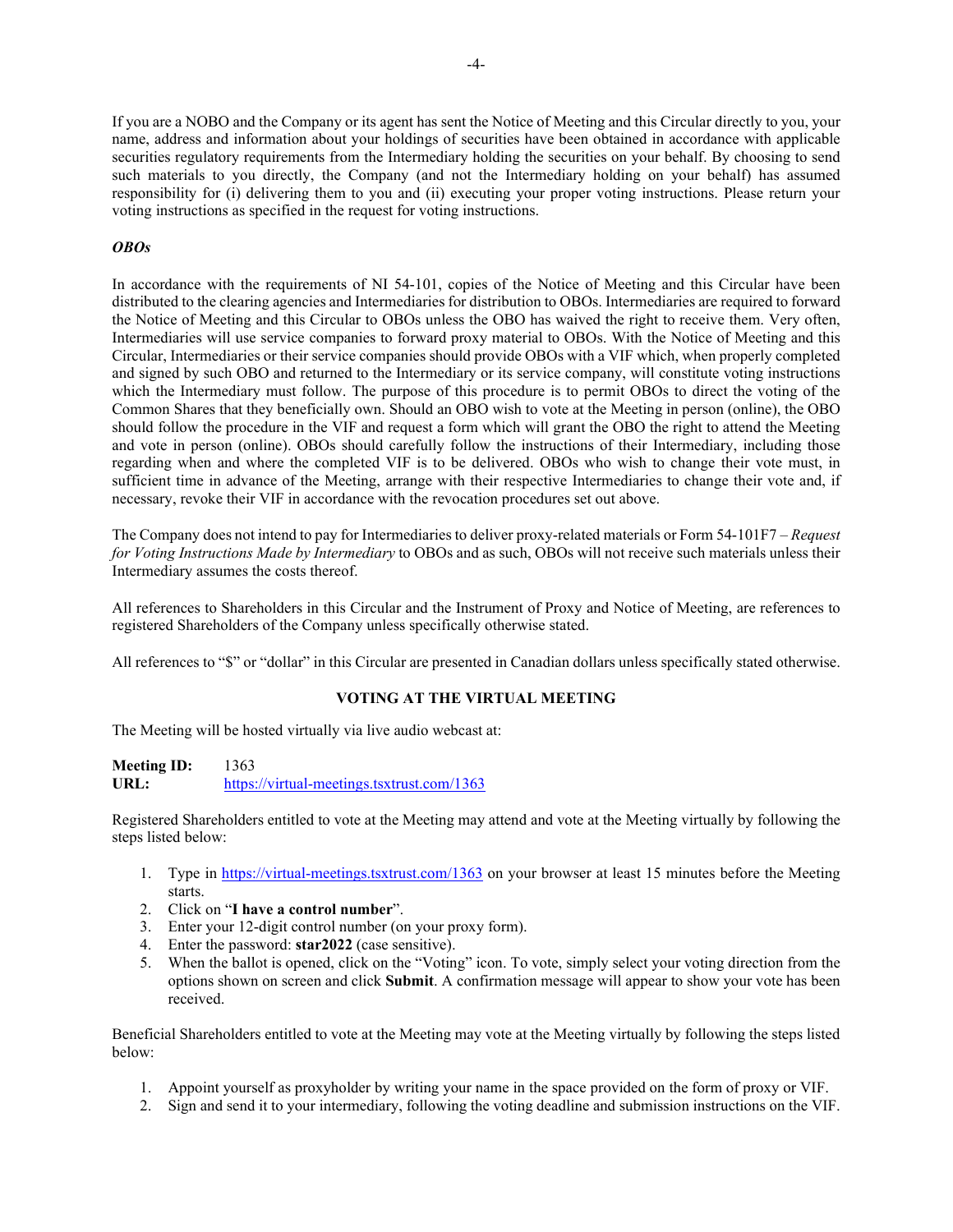If you are a NOBO and the Company or its agent has sent the Notice of Meeting and this Circular directly to you, your name, address and information about your holdings of securities have been obtained in accordance with applicable securities regulatory requirements from the Intermediary holding the securities on your behalf. By choosing to send such materials to you directly, the Company (and not the Intermediary holding on your behalf) has assumed responsibility for (i) delivering them to you and (ii) executing your proper voting instructions. Please return your voting instructions as specified in the request for voting instructions.

***OBOs***

In accordance with the requirements of NI 54-101, copies of the Notice of Meeting and this Circular have been distributed to the clearing agencies and Intermediaries for distribution to OBOs. Intermediaries are required to forward the Notice of Meeting and this Circular to OBOs unless the OBO has waived the right to receive them. Very often, Intermediaries will use service companies to forward proxy material to OBOs. With the Notice of Meeting and this Circular, Intermediaries or their service companies should provide OBOs with a VIF which, when properly completed and signed by such OBO and returned to the Intermediary or its service company, will constitute voting instructions which the Intermediary must follow. The purpose of this procedure is to permit OBOs to direct the voting of the Common Shares that they beneficially own. Should an OBO wish to vote at the Meeting in person (online), the OBO should follow the procedure in the VIF and request a form which will grant the OBO the right to attend the Meeting and vote in person (online). OBOs should carefully follow the instructions of their Intermediary, including those regarding when and where the completed VIF is to be delivered. OBOs who wish to change their vote must, in sufficient time in advance of the Meeting, arrange with their respective Intermediaries to change their vote and, if necessary, revoke their VIF in accordance with the revocation procedures set out above.

The Company does not intend to pay for Intermediaries to deliver proxy-related materials or Form 54-101F7 – *Request for Voting Instructions Made by Intermediary* to OBOs and as such, OBOs will not receive such materials unless their Intermediary assumes the costs thereof.

All references to Shareholders in this Circular and the Instrument of Proxy and Notice of Meeting, are references to registered Shareholders of the Company unless specifically otherwise stated.

All references to "$" or "dollar" in this Circular are presented in Canadian dollars unless specifically stated otherwise.

## VOTING AT THE VIRTUAL MEETING

The Meeting will be hosted virtually via live audio webcast at:

**Meeting ID:** 1363
**URL:** https://virtual-meetings.tsxtrust.com/1363

Registered Shareholders entitled to vote at the Meeting may attend and vote at the Meeting virtually by following the steps listed below:

1. Type in https://virtual-meetings.tsxtrust.com/1363 on your browser at least 15 minutes before the Meeting starts.
2. Click on "**I have a control number**".
3. Enter your 12-digit control number (on your proxy form).
4. Enter the password: **star2022** (case sensitive).
5. When the ballot is opened, click on the "Voting" icon. To vote, simply select your voting direction from the options shown on screen and click **Submit**. A confirmation message will appear to show your vote has been received.

Beneficial Shareholders entitled to vote at the Meeting may vote at the Meeting virtually by following the steps listed below:

1. Appoint yourself as proxyholder by writing your name in the space provided on the form of proxy or VIF.
2. Sign and send it to your intermediary, following the voting deadline and submission instructions on the VIF.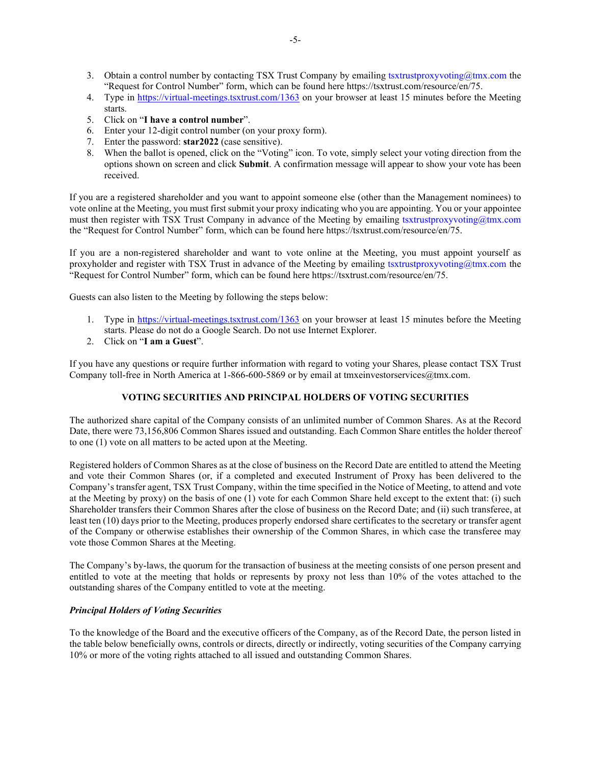3. Obtain a control number by contacting TSX Trust Company by emailing tsxtrustproxyvoting@tmx.com the "Request for Control Number" form, which can be found here https://tsxtrust.com/resource/en/75.
4. Type in https://virtual-meetings.tsxtrust.com/1363 on your browser at least 15 minutes before the Meeting starts.
5. Click on "**I have a control number**".
6. Enter your 12-digit control number (on your proxy form).
7. Enter the password: **star2022** (case sensitive).
8. When the ballot is opened, click on the "Voting" icon. To vote, simply select your voting direction from the options shown on screen and click **Submit**. A confirmation message will appear to show your vote has been received.

If you are a registered shareholder and you want to appoint someone else (other than the Management nominees) to vote online at the Meeting, you must first submit your proxy indicating who you are appointing. You or your appointee must then register with TSX Trust Company in advance of the Meeting by emailing tsxtrustproxyvoting@tmx.com the "Request for Control Number" form, which can be found here https://tsxtrust.com/resource/en/75.

If you are a non-registered shareholder and want to vote online at the Meeting, you must appoint yourself as proxyholder and register with TSX Trust in advance of the Meeting by emailing tsxtrustproxyvoting@tmx.com the "Request for Control Number" form, which can be found here https://tsxtrust.com/resource/en/75.

Guests can also listen to the Meeting by following the steps below:

1. Type in https://virtual-meetings.tsxtrust.com/1363 on your browser at least 15 minutes before the Meeting starts. Please do not do a Google Search. Do not use Internet Explorer.
2. Click on "**I am a Guest**".

If you have any questions or require further information with regard to voting your Shares, please contact TSX Trust Company toll-free in North America at 1-866-600-5869 or by email at tmxeinvestorservices@tmx.com.

## VOTING SECURITIES AND PRINCIPAL HOLDERS OF VOTING SECURITIES

The authorized share capital of the Company consists of an unlimited number of Common Shares. As at the Record Date, there were 73,156,806 Common Shares issued and outstanding. Each Common Share entitles the holder thereof to one (1) vote on all matters to be acted upon at the Meeting.

Registered holders of Common Shares as at the close of business on the Record Date are entitled to attend the Meeting and vote their Common Shares (or, if a completed and executed Instrument of Proxy has been delivered to the Company's transfer agent, TSX Trust Company, within the time specified in the Notice of Meeting, to attend and vote at the Meeting by proxy) on the basis of one (1) vote for each Common Share held except to the extent that: (i) such Shareholder transfers their Common Shares after the close of business on the Record Date; and (ii) such transferee, at least ten (10) days prior to the Meeting, produces properly endorsed share certificates to the secretary or transfer agent of the Company or otherwise establishes their ownership of the Common Shares, in which case the transferee may vote those Common Shares at the Meeting.

The Company's by-laws, the quorum for the transaction of business at the meeting consists of one person present and entitled to vote at the meeting that holds or represents by proxy not less than 10% of the votes attached to the outstanding shares of the Company entitled to vote at the meeting.

### *Principal Holders of Voting Securities*

To the knowledge of the Board and the executive officers of the Company, as of the Record Date, the person listed in the table below beneficially owns, controls or directs, directly or indirectly, voting securities of the Company carrying 10% or more of the voting rights attached to all issued and outstanding Common Shares.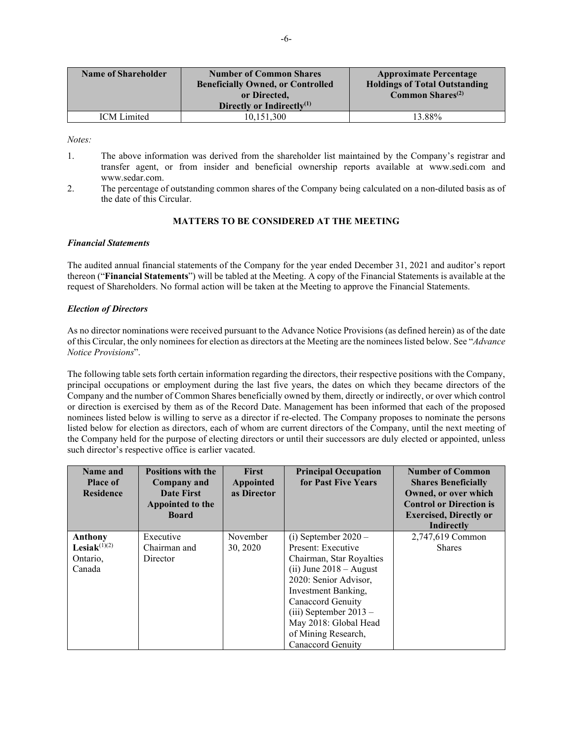| Name of Shareholder | Number of Common Shares Beneficially Owned, or Controlled or Directed, Directly or Indirectly[(1)] | Approximate Percentage Holdings of Total Outstanding Common Shares[(2)] |
| --- | --- | --- |
| ICM Limited | 10,151,300 | 13.88% |

*Notes:*

1. The above information was derived from the shareholder list maintained by the Company's registrar and transfer agent, or from insider and beneficial ownership reports available at www.sedi.com and www.sedar.com.
2. The percentage of outstanding common shares of the Company being calculated on a non-diluted basis as of the date of this Circular.

## MATTERS TO BE CONSIDERED AT THE MEETING

### *Financial Statements*

The audited annual financial statements of the Company for the year ended December 31, 2021 and auditor's report thereon ("**Financial Statements**") will be tabled at the Meeting. A copy of the Financial Statements is available at the request of Shareholders. No formal action will be taken at the Meeting to approve the Financial Statements.

### *Election of Directors*

As no director nominations were received pursuant to the Advance Notice Provisions (as defined herein) as of the date of this Circular, the only nominees for election as directors at the Meeting are the nominees listed below. See "*Advance Notice Provisions*".

The following table sets forth certain information regarding the directors, their respective positions with the Company, principal occupations or employment during the last five years, the dates on which they became directors of the Company and the number of Common Shares beneficially owned by them, directly or indirectly, or over which control or direction is exercised by them as of the Record Date. Management has been informed that each of the proposed nominees listed below is willing to serve as a director if re-elected. The Company proposes to nominate the persons listed below for election as directors, each of whom are current directors of the Company, until the next meeting of the Company held for the purpose of electing directors or until their successors are duly elected or appointed, unless such director's respective office is earlier vacated.

| Name and Place of Residence | Positions with the Company and Date First Appointed to the Board | First Appointed as Director | Principal Occupation for Past Five Years | Number of Common Shares Beneficially Owned, or over which Control or Direction is Exercised, Directly or Indirectly |
| --- | --- | --- | --- | --- |
| **Anthony Lesiak**[(1)(2)] Ontario, Canada | Executive Chairman and Director | November 30, 2020 | (i) September 2020 – Present: Executive Chairman, Star Royalties (ii) June 2018 – August 2020: Senior Advisor, Investment Banking, Canaccord Genuity (iii) September 2013 – May 2018: Global Head of Mining Research, Canaccord Genuity | 2,747,619 Common Shares |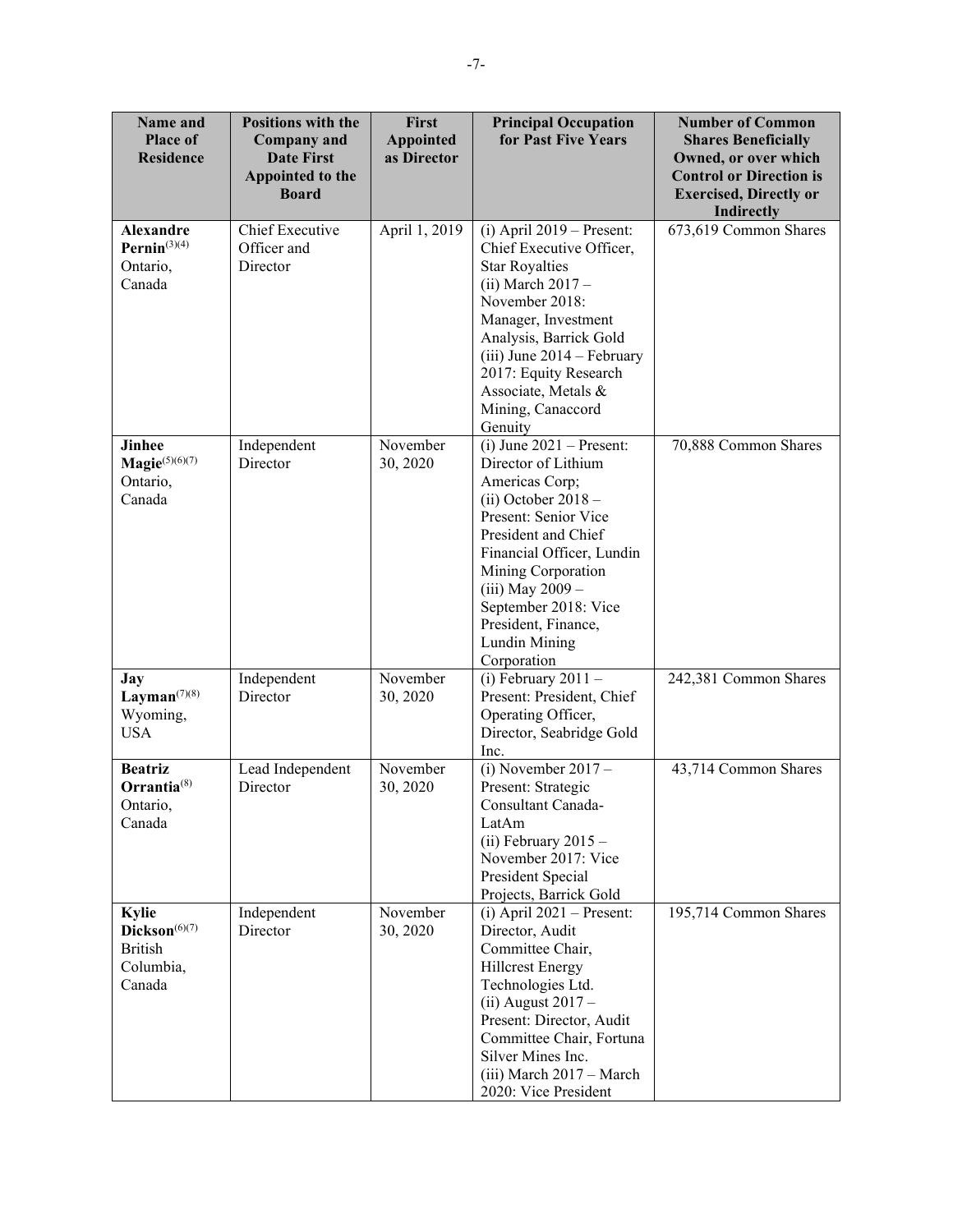| Name and Place of Residence | Positions with the Company and Date First Appointed to the Board | First Appointed as Director | Principal Occupation for Past Five Years | Number of Common Shares Beneficially Owned, or over which Control or Direction is Exercised, Directly or Indirectly |
|---|---|---|---|---|
| **Alexandre Pernin**[(3)(4)] Ontario, Canada | Chief Executive Officer and Director | April 1, 2019 | (i) April 2019 – Present: Chief Executive Officer, Star Royalties (ii) March 2017 – November 2018: Manager, Investment Analysis, Barrick Gold (iii) June 2014 – February 2017: Equity Research Associate, Metals & Mining, Canaccord Genuity | 673,619 Common Shares |
| **Jinhee Magie**[(5)(6)(7)] Ontario, Canada | Independent Director | November 30, 2020 | (i) June 2021 – Present: Director of Lithium Americas Corp; (ii) October 2018 – Present: Senior Vice President and Chief Financial Officer, Lundin Mining Corporation (iii) May 2009 – September 2018: Vice President, Finance, Lundin Mining Corporation | 70,888 Common Shares |
| **Jay Layman**[(7)(8)] Wyoming, USA | Independent Director | November 30, 2020 | (i) February 2011 – Present: President, Chief Operating Officer, Director, Seabridge Gold Inc. | 242,381 Common Shares |
| **Beatriz Orrantia**[(8)] Ontario, Canada | Lead Independent Director | November 30, 2020 | (i) November 2017 – Present: Strategic Consultant Canada-LatAm (ii) February 2015 – November 2017: Vice President Special Projects, Barrick Gold | 43,714 Common Shares |
| **Kylie Dickson**[(6)(7)] British Columbia, Canada | Independent Director | November 30, 2020 | (i) April 2021 – Present: Director, Audit Committee Chair, Hillcrest Energy Technologies Ltd. (ii) August 2017 – Present: Director, Audit Committee Chair, Fortuna Silver Mines Inc. (iii) March 2017 – March 2020: Vice President | 195,714 Common Shares |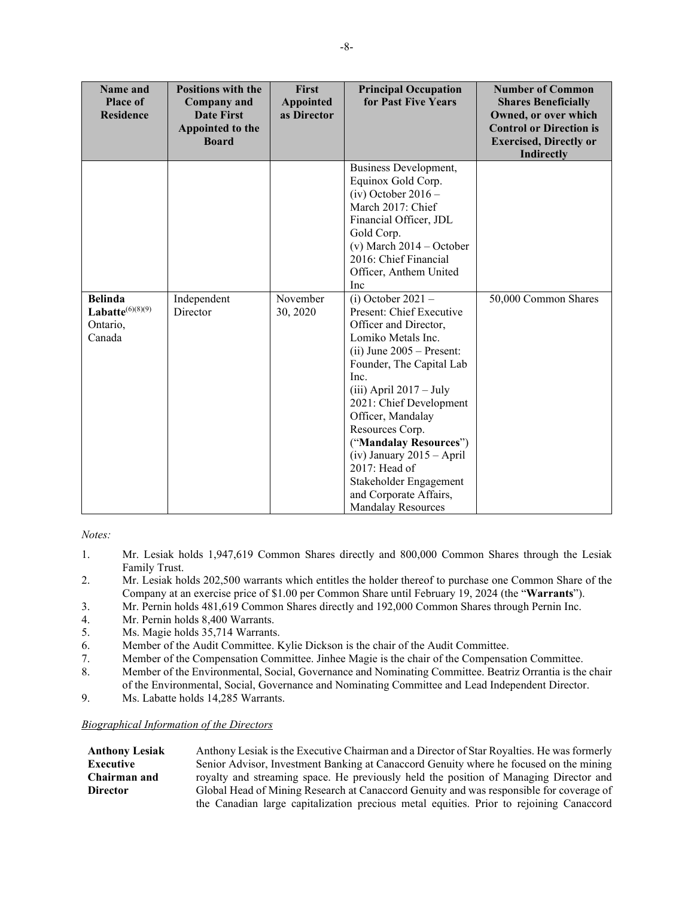| Name and Place of Residence | Positions with the Company and Date First Appointed to the Board | First Appointed as Director | Principal Occupation for Past Five Years | Number of Common Shares Beneficially Owned, or over which Control or Direction is Exercised, Directly or Indirectly |
|---|---|---|---|---|
| | | | Business Development, Equinox Gold Corp.<br>(iv) October 2016 – March 2017: Chief Financial Officer, JDL Gold Corp.<br>(v) March 2014 – October 2016: Chief Financial Officer, Anthem United Inc | |
| **Belinda Labatte**[(6)(8)(9)]<br>Ontario, Canada | Independent Director | November 30, 2020 | (i) October 2021 – Present: Chief Executive Officer and Director, Lomiko Metals Inc.<br>(ii) June 2005 – Present: Founder, The Capital Lab Inc.<br>(iii) April 2017 – July 2021: Chief Development Officer, Mandalay Resources Corp. ("**Mandalay Resources**")<br>(iv) January 2015 – April 2017: Head of Stakeholder Engagement and Corporate Affairs, Mandalay Resources | 50,000 Common Shares |

*Notes:*

1. Mr. Lesiak holds 1,947,619 Common Shares directly and 800,000 Common Shares through the Lesiak Family Trust.
2. Mr. Lesiak holds 202,500 warrants which entitles the holder thereof to purchase one Common Share of the Company at an exercise price of $1.00 per Common Share until February 19, 2024 (the "**Warrants**").
3. Mr. Pernin holds 481,619 Common Shares directly and 192,000 Common Shares through Pernin Inc.
4. Mr. Pernin holds 8,400 Warrants.
5. Ms. Magie holds 35,714 Warrants.
6. Member of the Audit Committee. Kylie Dickson is the chair of the Audit Committee.
7. Member of the Compensation Committee. Jinhee Magie is the chair of the Compensation Committee.
8. Member of the Environmental, Social, Governance and Nominating Committee. Beatriz Orrantia is the chair of the Environmental, Social, Governance and Nominating Committee and Lead Independent Director.
9. Ms. Labatte holds 14,285 Warrants.

*Biographical Information of the Directors*

**Anthony Lesiak Executive Chairman and Director**

Anthony Lesiak is the Executive Chairman and a Director of Star Royalties. He was formerly Senior Advisor, Investment Banking at Canaccord Genuity where he focused on the mining royalty and streaming space. He previously held the position of Managing Director and Global Head of Mining Research at Canaccord Genuity and was responsible for coverage of the Canadian large capitalization precious metal equities. Prior to rejoining Canaccord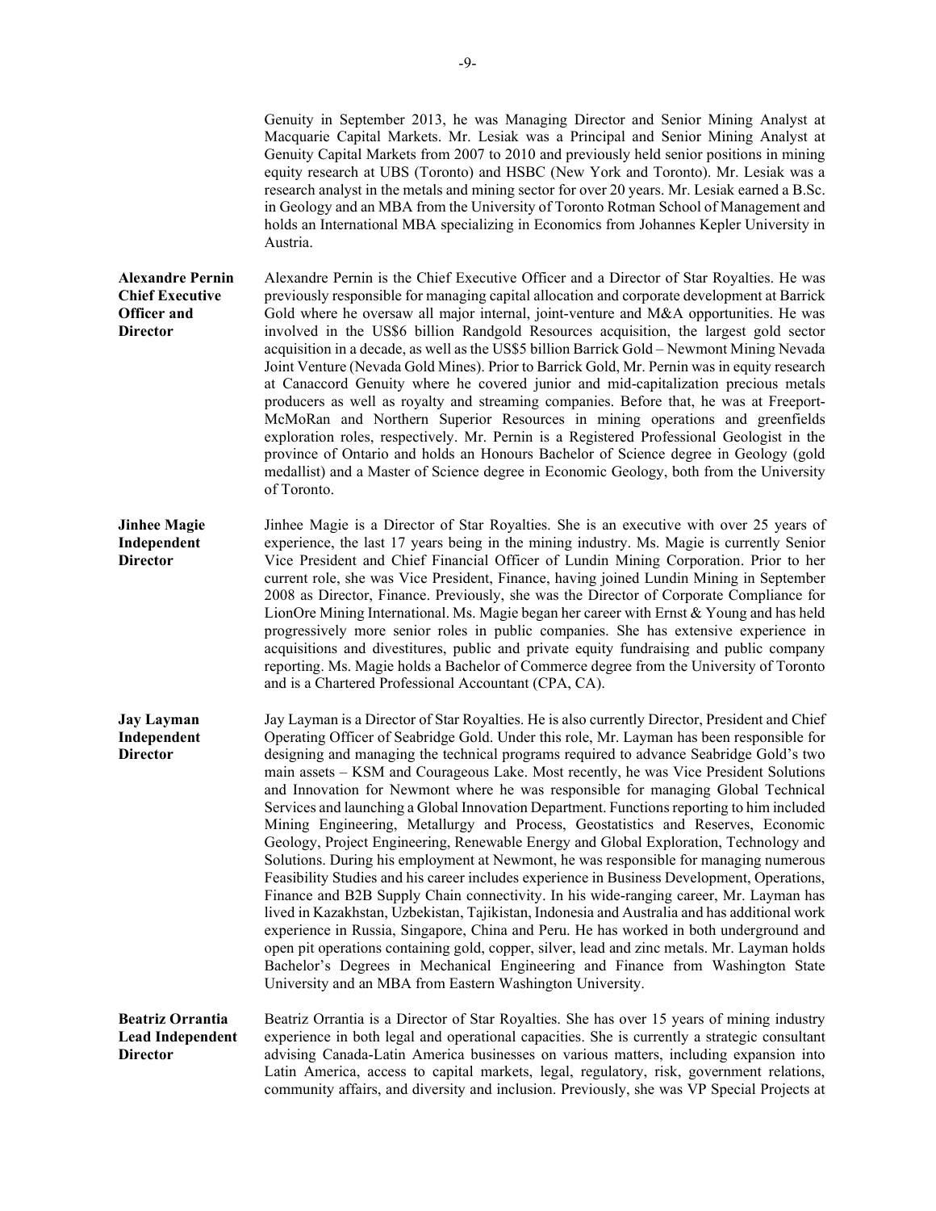Genuity in September 2013, he was Managing Director and Senior Mining Analyst at Macquarie Capital Markets. Mr. Lesiak was a Principal and Senior Mining Analyst at Genuity Capital Markets from 2007 to 2010 and previously held senior positions in mining equity research at UBS (Toronto) and HSBC (New York and Toronto). Mr. Lesiak was a research analyst in the metals and mining sector for over 20 years. Mr. Lesiak earned a B.Sc. in Geology and an MBA from the University of Toronto Rotman School of Management and holds an International MBA specializing in Economics from Johannes Kepler University in Austria.

**Alexandre Pernin**
**Chief Executive Officer and Director**

Alexandre Pernin is the Chief Executive Officer and a Director of Star Royalties. He was previously responsible for managing capital allocation and corporate development at Barrick Gold where he oversaw all major internal, joint-venture and M&A opportunities. He was involved in the US$6 billion Randgold Resources acquisition, the largest gold sector acquisition in a decade, as well as the US$5 billion Barrick Gold – Newmont Mining Nevada Joint Venture (Nevada Gold Mines). Prior to Barrick Gold, Mr. Pernin was in equity research at Canaccord Genuity where he covered junior and mid-capitalization precious metals producers as well as royalty and streaming companies. Before that, he was at Freeport-McMoRan and Northern Superior Resources in mining operations and greenfields exploration roles, respectively. Mr. Pernin is a Registered Professional Geologist in the province of Ontario and holds an Honours Bachelor of Science degree in Geology (gold medallist) and a Master of Science degree in Economic Geology, both from the University of Toronto.

**Jinhee Magie**
**Independent Director**

Jinhee Magie is a Director of Star Royalties. She is an executive with over 25 years of experience, the last 17 years being in the mining industry. Ms. Magie is currently Senior Vice President and Chief Financial Officer of Lundin Mining Corporation. Prior to her current role, she was Vice President, Finance, having joined Lundin Mining in September 2008 as Director, Finance. Previously, she was the Director of Corporate Compliance for LionOre Mining International. Ms. Magie began her career with Ernst & Young and has held progressively more senior roles in public companies. She has extensive experience in acquisitions and divestitures, public and private equity fundraising and public company reporting. Ms. Magie holds a Bachelor of Commerce degree from the University of Toronto and is a Chartered Professional Accountant (CPA, CA).

**Jay Layman**
**Independent Director**

Jay Layman is a Director of Star Royalties. He is also currently Director, President and Chief Operating Officer of Seabridge Gold. Under this role, Mr. Layman has been responsible for designing and managing the technical programs required to advance Seabridge Gold's two main assets – KSM and Courageous Lake. Most recently, he was Vice President Solutions and Innovation for Newmont where he was responsible for managing Global Technical Services and launching a Global Innovation Department. Functions reporting to him included Mining Engineering, Metallurgy and Process, Geostatistics and Reserves, Economic Geology, Project Engineering, Renewable Energy and Global Exploration, Technology and Solutions. During his employment at Newmont, he was responsible for managing numerous Feasibility Studies and his career includes experience in Business Development, Operations, Finance and B2B Supply Chain connectivity. In his wide-ranging career, Mr. Layman has lived in Kazakhstan, Uzbekistan, Tajikistan, Indonesia and Australia and has additional work experience in Russia, Singapore, China and Peru. He has worked in both underground and open pit operations containing gold, copper, silver, lead and zinc metals. Mr. Layman holds Bachelor's Degrees in Mechanical Engineering and Finance from Washington State University and an MBA from Eastern Washington University.

**Beatriz Orrantia**
**Lead Independent Director**

Beatriz Orrantia is a Director of Star Royalties. She has over 15 years of mining industry experience in both legal and operational capacities. She is currently a strategic consultant advising Canada-Latin America businesses on various matters, including expansion into Latin America, access to capital markets, legal, regulatory, risk, government relations, community affairs, and diversity and inclusion. Previously, she was VP Special Projects at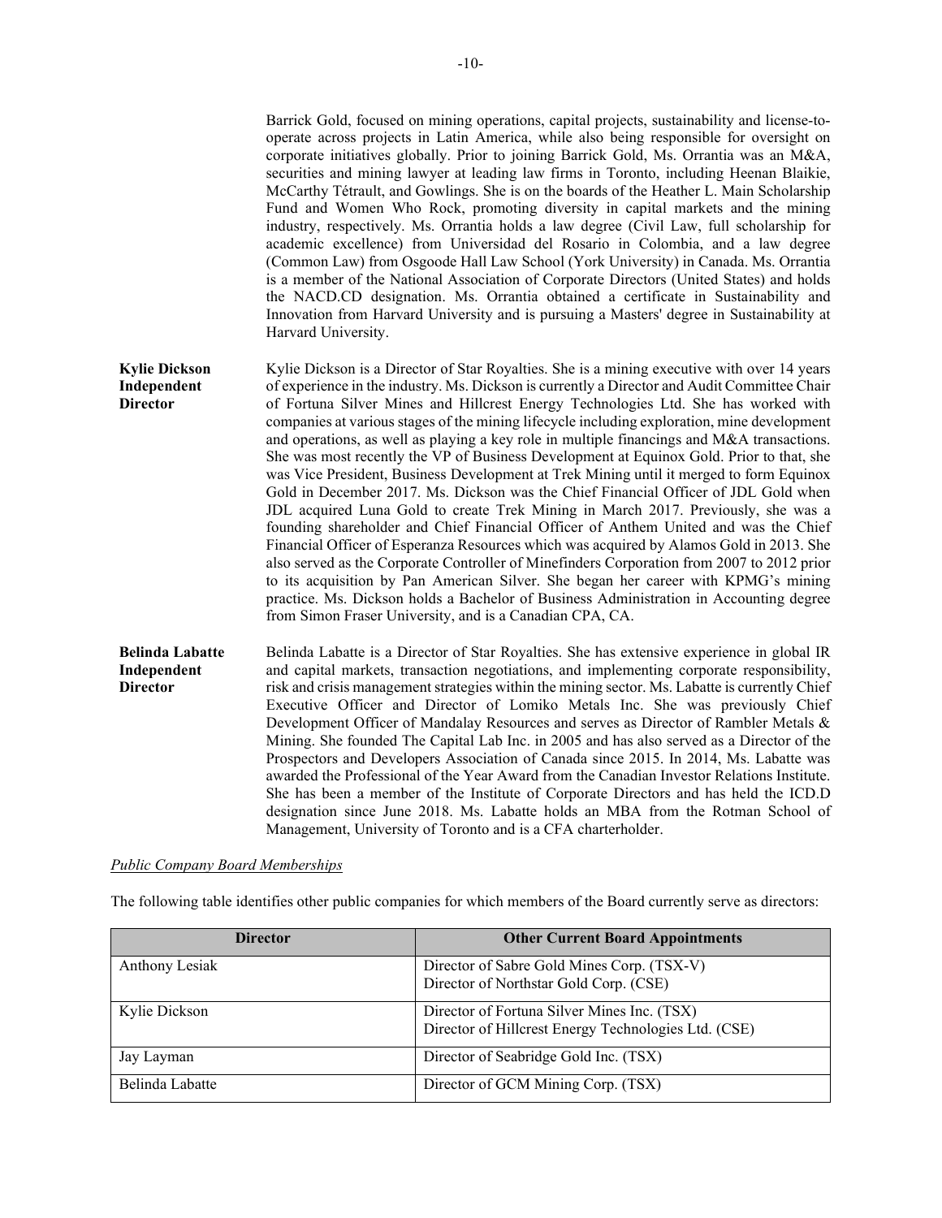Barrick Gold, focused on mining operations, capital projects, sustainability and license-to-operate across projects in Latin America, while also being responsible for oversight on corporate initiatives globally. Prior to joining Barrick Gold, Ms. Orrantia was an M&A, securities and mining lawyer at leading law firms in Toronto, including Heenan Blaikie, McCarthy Tétrault, and Gowlings. She is on the boards of the Heather L. Main Scholarship Fund and Women Who Rock, promoting diversity in capital markets and the mining industry, respectively. Ms. Orrantia holds a law degree (Civil Law, full scholarship for academic excellence) from Universidad del Rosario in Colombia, and a law degree (Common Law) from Osgoode Hall Law School (York University) in Canada. Ms. Orrantia is a member of the National Association of Corporate Directors (United States) and holds the NACD.CD designation. Ms. Orrantia obtained a certificate in Sustainability and Innovation from Harvard University and is pursuing a Masters' degree in Sustainability at Harvard University.

**Kylie Dickson Independent Director**

Kylie Dickson is a Director of Star Royalties. She is a mining executive with over 14 years of experience in the industry. Ms. Dickson is currently a Director and Audit Committee Chair of Fortuna Silver Mines and Hillcrest Energy Technologies Ltd. She has worked with companies at various stages of the mining lifecycle including exploration, mine development and operations, as well as playing a key role in multiple financings and M&A transactions. She was most recently the VP of Business Development at Equinox Gold. Prior to that, she was Vice President, Business Development at Trek Mining until it merged to form Equinox Gold in December 2017. Ms. Dickson was the Chief Financial Officer of JDL Gold when JDL acquired Luna Gold to create Trek Mining in March 2017. Previously, she was a founding shareholder and Chief Financial Officer of Anthem United and was the Chief Financial Officer of Esperanza Resources which was acquired by Alamos Gold in 2013. She also served as the Corporate Controller of Minefinders Corporation from 2007 to 2012 prior to its acquisition by Pan American Silver. She began her career with KPMG's mining practice. Ms. Dickson holds a Bachelor of Business Administration in Accounting degree from Simon Fraser University, and is a Canadian CPA, CA.

**Belinda Labatte Independent Director**

Belinda Labatte is a Director of Star Royalties. She has extensive experience in global IR and capital markets, transaction negotiations, and implementing corporate responsibility, risk and crisis management strategies within the mining sector. Ms. Labatte is currently Chief Executive Officer and Director of Lomiko Metals Inc. She was previously Chief Development Officer of Mandalay Resources and serves as Director of Rambler Metals & Mining. She founded The Capital Lab Inc. in 2005 and has also served as a Director of the Prospectors and Developers Association of Canada since 2015. In 2014, Ms. Labatte was awarded the Professional of the Year Award from the Canadian Investor Relations Institute. She has been a member of the Institute of Corporate Directors and has held the ICD.D designation since June 2018. Ms. Labatte holds an MBA from the Rotman School of Management, University of Toronto and is a CFA charterholder.

*Public Company Board Memberships*

The following table identifies other public companies for which members of the Board currently serve as directors:

| Director | Other Current Board Appointments |
|---|---|
| Anthony Lesiak | Director of Sabre Gold Mines Corp. (TSX-V)<br>Director of Northstar Gold Corp. (CSE) |
| Kylie Dickson | Director of Fortuna Silver Mines Inc. (TSX)<br>Director of Hillcrest Energy Technologies Ltd. (CSE) |
| Jay Layman | Director of Seabridge Gold Inc. (TSX) |
| Belinda Labatte | Director of GCM Mining Corp. (TSX) |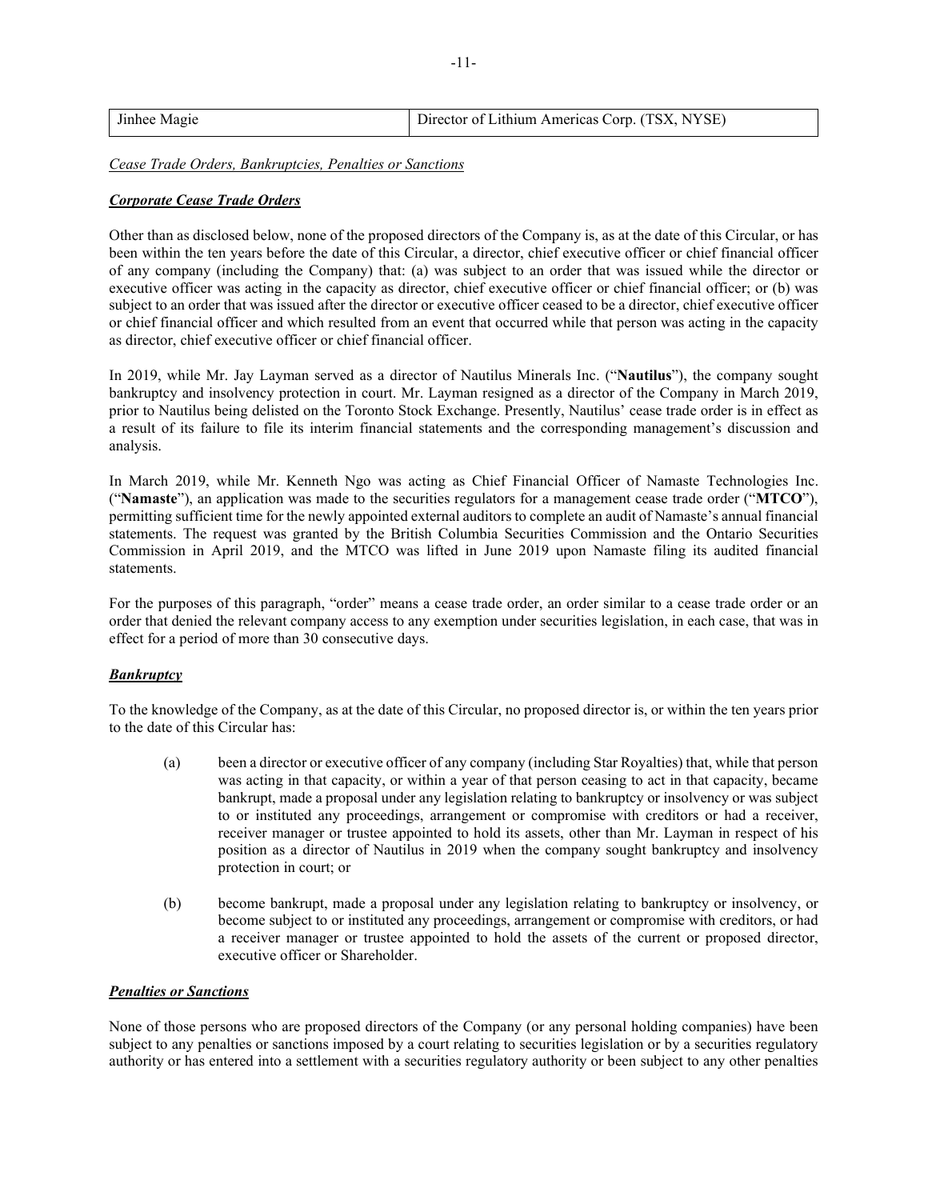| Jinhee Magie | Director of Lithium Americas Corp. (TSX, NYSE) |
| --- | --- |

*Cease Trade Orders, Bankruptcies, Penalties or Sanctions*

***Corporate Cease Trade Orders***

Other than as disclosed below, none of the proposed directors of the Company is, as at the date of this Circular, or has been within the ten years before the date of this Circular, a director, chief executive officer or chief financial officer of any company (including the Company) that: (a) was subject to an order that was issued while the director or executive officer was acting in the capacity as director, chief executive officer or chief financial officer; or (b) was subject to an order that was issued after the director or executive officer ceased to be a director, chief executive officer or chief financial officer and which resulted from an event that occurred while that person was acting in the capacity as director, chief executive officer or chief financial officer.

In 2019, while Mr. Jay Layman served as a director of Nautilus Minerals Inc. ("**Nautilus**"), the company sought bankruptcy and insolvency protection in court. Mr. Layman resigned as a director of the Company in March 2019, prior to Nautilus being delisted on the Toronto Stock Exchange. Presently, Nautilus' cease trade order is in effect as a result of its failure to file its interim financial statements and the corresponding management's discussion and analysis.

In March 2019, while Mr. Kenneth Ngo was acting as Chief Financial Officer of Namaste Technologies Inc. ("**Namaste**"), an application was made to the securities regulators for a management cease trade order ("**MTCO**"), permitting sufficient time for the newly appointed external auditors to complete an audit of Namaste's annual financial statements. The request was granted by the British Columbia Securities Commission and the Ontario Securities Commission in April 2019, and the MTCO was lifted in June 2019 upon Namaste filing its audited financial statements.

For the purposes of this paragraph, "order" means a cease trade order, an order similar to a cease trade order or an order that denied the relevant company access to any exemption under securities legislation, in each case, that was in effect for a period of more than 30 consecutive days.

***Bankruptcy***

To the knowledge of the Company, as at the date of this Circular, no proposed director is, or within the ten years prior to the date of this Circular has:

(a) been a director or executive officer of any company (including Star Royalties) that, while that person was acting in that capacity, or within a year of that person ceasing to act in that capacity, became bankrupt, made a proposal under any legislation relating to bankruptcy or insolvency or was subject to or instituted any proceedings, arrangement or compromise with creditors or had a receiver, receiver manager or trustee appointed to hold its assets, other than Mr. Layman in respect of his position as a director of Nautilus in 2019 when the company sought bankruptcy and insolvency protection in court; or

(b) become bankrupt, made a proposal under any legislation relating to bankruptcy or insolvency, or become subject to or instituted any proceedings, arrangement or compromise with creditors, or had a receiver manager or trustee appointed to hold the assets of the current or proposed director, executive officer or Shareholder.

***Penalties or Sanctions***

None of those persons who are proposed directors of the Company (or any personal holding companies) have been subject to any penalties or sanctions imposed by a court relating to securities legislation or by a securities regulatory authority or has entered into a settlement with a securities regulatory authority or been subject to any other penalties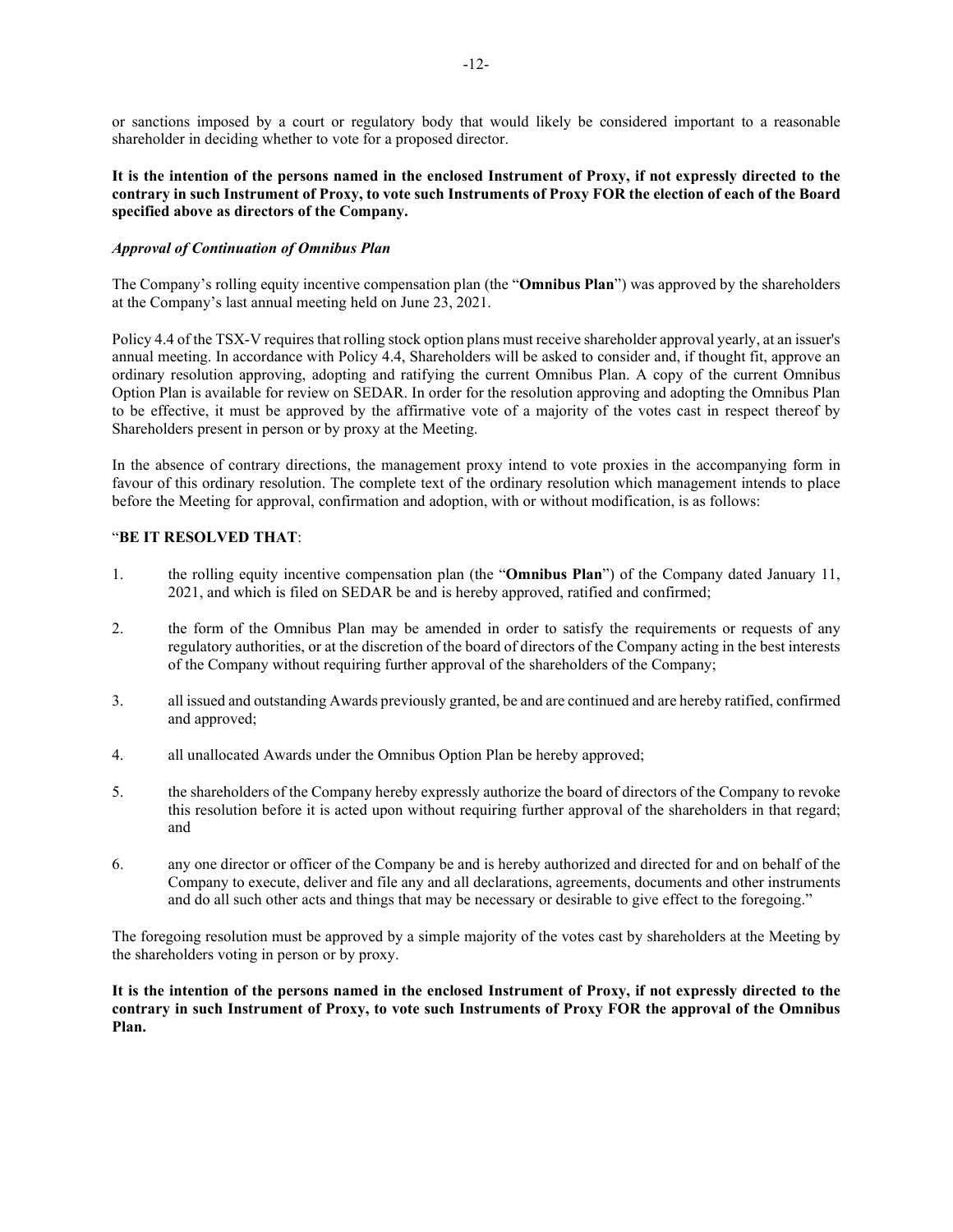or sanctions imposed by a court or regulatory body that would likely be considered important to a reasonable shareholder in deciding whether to vote for a proposed director.

**It is the intention of the persons named in the enclosed Instrument of Proxy, if not expressly directed to the contrary in such Instrument of Proxy, to vote such Instruments of Proxy FOR the election of each of the Board specified above as directors of the Company.**

### *Approval of Continuation of Omnibus Plan*

The Company's rolling equity incentive compensation plan (the "**Omnibus Plan**") was approved by the shareholders at the Company's last annual meeting held on June 23, 2021.

Policy 4.4 of the TSX-V requires that rolling stock option plans must receive shareholder approval yearly, at an issuer's annual meeting. In accordance with Policy 4.4, Shareholders will be asked to consider and, if thought fit, approve an ordinary resolution approving, adopting and ratifying the current Omnibus Plan. A copy of the current Omnibus Option Plan is available for review on SEDAR. In order for the resolution approving and adopting the Omnibus Plan to be effective, it must be approved by the affirmative vote of a majority of the votes cast in respect thereof by Shareholders present in person or by proxy at the Meeting.

In the absence of contrary directions, the management proxy intend to vote proxies in the accompanying form in favour of this ordinary resolution. The complete text of the ordinary resolution which management intends to place before the Meeting for approval, confirmation and adoption, with or without modification, is as follows:

"**BE IT RESOLVED THAT**:

1. the rolling equity incentive compensation plan (the "**Omnibus Plan**") of the Company dated January 11, 2021, and which is filed on SEDAR be and is hereby approved, ratified and confirmed;
2. the form of the Omnibus Plan may be amended in order to satisfy the requirements or requests of any regulatory authorities, or at the discretion of the board of directors of the Company acting in the best interests of the Company without requiring further approval of the shareholders of the Company;
3. all issued and outstanding Awards previously granted, be and are continued and are hereby ratified, confirmed and approved;
4. all unallocated Awards under the Omnibus Option Plan be hereby approved;
5. the shareholders of the Company hereby expressly authorize the board of directors of the Company to revoke this resolution before it is acted upon without requiring further approval of the shareholders in that regard; and
6. any one director or officer of the Company be and is hereby authorized and directed for and on behalf of the Company to execute, deliver and file any and all declarations, agreements, documents and other instruments and do all such other acts and things that may be necessary or desirable to give effect to the foregoing."

The foregoing resolution must be approved by a simple majority of the votes cast by shareholders at the Meeting by the shareholders voting in person or by proxy.

**It is the intention of the persons named in the enclosed Instrument of Proxy, if not expressly directed to the contrary in such Instrument of Proxy, to vote such Instruments of Proxy FOR the approval of the Omnibus Plan.**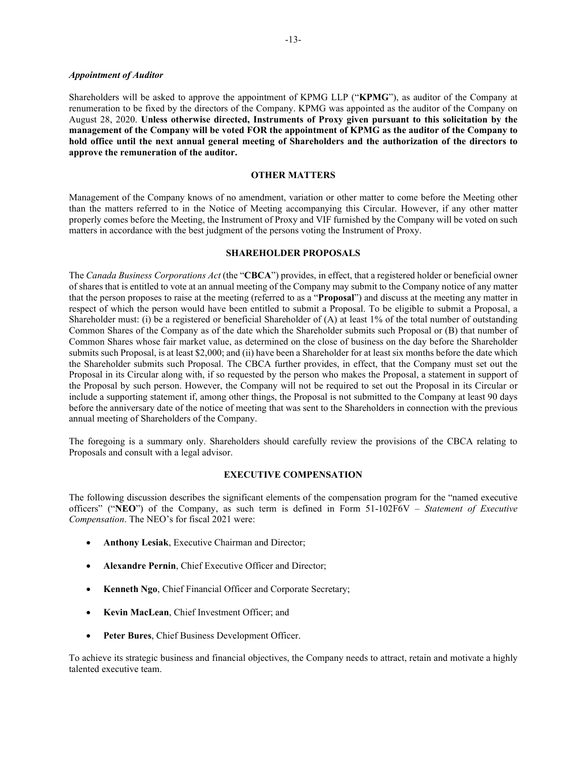*Appointment of Auditor*

Shareholders will be asked to approve the appointment of KPMG LLP ("**KPMG**"), as auditor of the Company at renumeration to be fixed by the directors of the Company. KPMG was appointed as the auditor of the Company on August 28, 2020. **Unless otherwise directed, Instruments of Proxy given pursuant to this solicitation by the management of the Company will be voted FOR the appointment of KPMG as the auditor of the Company to hold office until the next annual general meeting of Shareholders and the authorization of the directors to approve the remuneration of the auditor.**

## OTHER MATTERS

Management of the Company knows of no amendment, variation or other matter to come before the Meeting other than the matters referred to in the Notice of Meeting accompanying this Circular. However, if any other matter properly comes before the Meeting, the Instrument of Proxy and VIF furnished by the Company will be voted on such matters in accordance with the best judgment of the persons voting the Instrument of Proxy.

## SHAREHOLDER PROPOSALS

The *Canada Business Corporations Act* (the "**CBCA**") provides, in effect, that a registered holder or beneficial owner of shares that is entitled to vote at an annual meeting of the Company may submit to the Company notice of any matter that the person proposes to raise at the meeting (referred to as a "**Proposal**") and discuss at the meeting any matter in respect of which the person would have been entitled to submit a Proposal. To be eligible to submit a Proposal, a Shareholder must: (i) be a registered or beneficial Shareholder of (A) at least 1% of the total number of outstanding Common Shares of the Company as of the date which the Shareholder submits such Proposal or (B) that number of Common Shares whose fair market value, as determined on the close of business on the day before the Shareholder submits such Proposal, is at least $2,000; and (ii) have been a Shareholder for at least six months before the date which the Shareholder submits such Proposal. The CBCA further provides, in effect, that the Company must set out the Proposal in its Circular along with, if so requested by the person who makes the Proposal, a statement in support of the Proposal by such person. However, the Company will not be required to set out the Proposal in its Circular or include a supporting statement if, among other things, the Proposal is not submitted to the Company at least 90 days before the anniversary date of the notice of meeting that was sent to the Shareholders in connection with the previous annual meeting of Shareholders of the Company.

The foregoing is a summary only. Shareholders should carefully review the provisions of the CBCA relating to Proposals and consult with a legal advisor.

## EXECUTIVE COMPENSATION

The following discussion describes the significant elements of the compensation program for the "named executive officers" ("**NEO**") of the Company, as such term is defined in Form 51-102F6V – *Statement of Executive Compensation*. The NEO's for fiscal 2021 were:

- **Anthony Lesiak**, Executive Chairman and Director;
- **Alexandre Pernin**, Chief Executive Officer and Director;
- **Kenneth Ngo**, Chief Financial Officer and Corporate Secretary;
- **Kevin MacLean**, Chief Investment Officer; and
- **Peter Bures**, Chief Business Development Officer.

To achieve its strategic business and financial objectives, the Company needs to attract, retain and motivate a highly talented executive team.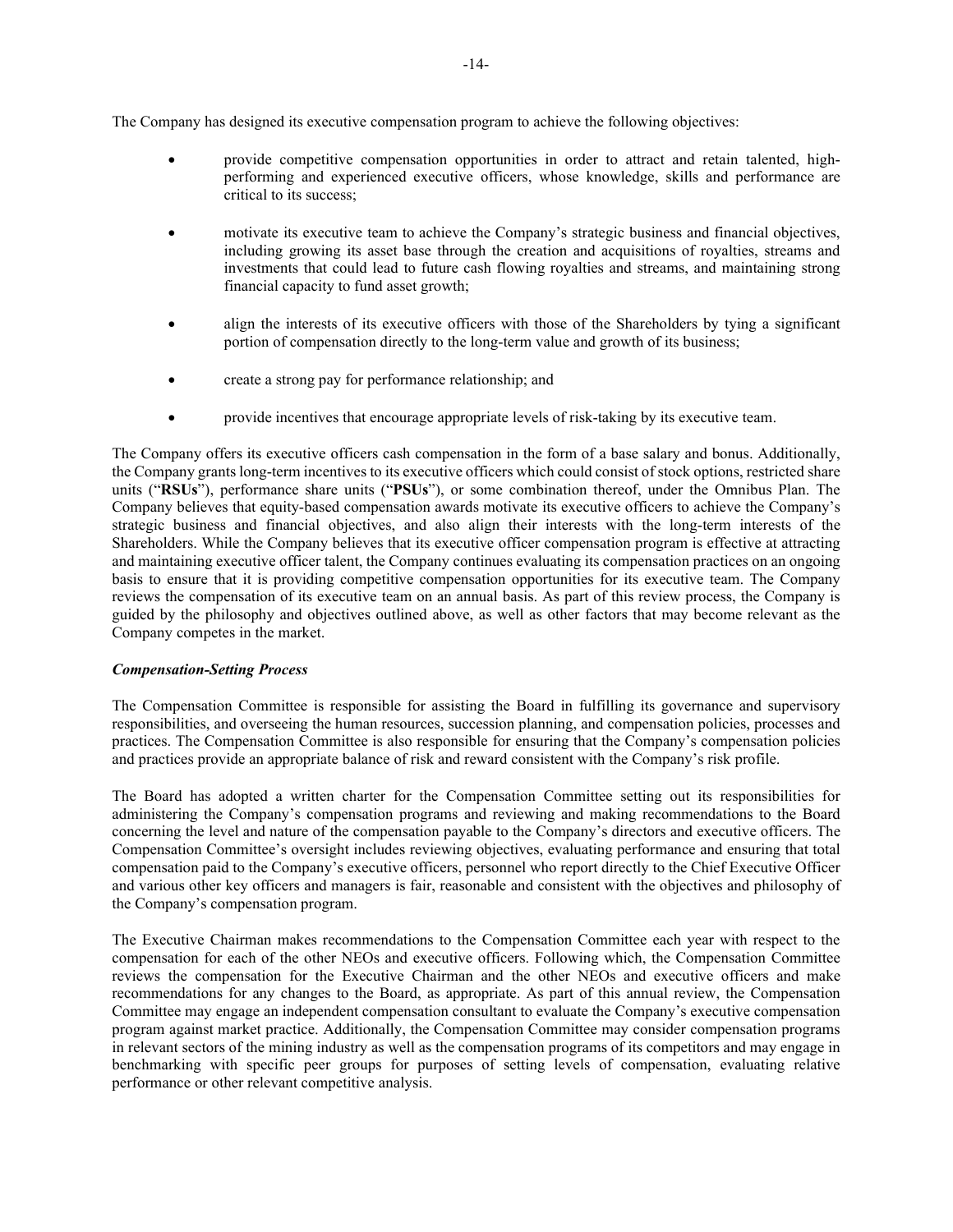The Company has designed its executive compensation program to achieve the following objectives:

- provide competitive compensation opportunities in order to attract and retain talented, high-performing and experienced executive officers, whose knowledge, skills and performance are critical to its success;
- motivate its executive team to achieve the Company's strategic business and financial objectives, including growing its asset base through the creation and acquisitions of royalties, streams and investments that could lead to future cash flowing royalties and streams, and maintaining strong financial capacity to fund asset growth;
- align the interests of its executive officers with those of the Shareholders by tying a significant portion of compensation directly to the long-term value and growth of its business;
- create a strong pay for performance relationship; and
- provide incentives that encourage appropriate levels of risk-taking by its executive team.

The Company offers its executive officers cash compensation in the form of a base salary and bonus. Additionally, the Company grants long-term incentives to its executive officers which could consist of stock options, restricted share units ("**RSUs**"), performance share units ("**PSUs**"), or some combination thereof, under the Omnibus Plan. The Company believes that equity-based compensation awards motivate its executive officers to achieve the Company's strategic business and financial objectives, and also align their interests with the long-term interests of the Shareholders. While the Company believes that its executive officer compensation program is effective at attracting and maintaining executive officer talent, the Company continues evaluating its compensation practices on an ongoing basis to ensure that it is providing competitive compensation opportunities for its executive team. The Company reviews the compensation of its executive team on an annual basis. As part of this review process, the Company is guided by the philosophy and objectives outlined above, as well as other factors that may become relevant as the Company competes in the market.

***Compensation-Setting Process***

The Compensation Committee is responsible for assisting the Board in fulfilling its governance and supervisory responsibilities, and overseeing the human resources, succession planning, and compensation policies, processes and practices. The Compensation Committee is also responsible for ensuring that the Company's compensation policies and practices provide an appropriate balance of risk and reward consistent with the Company's risk profile.

The Board has adopted a written charter for the Compensation Committee setting out its responsibilities for administering the Company's compensation programs and reviewing and making recommendations to the Board concerning the level and nature of the compensation payable to the Company's directors and executive officers. The Compensation Committee's oversight includes reviewing objectives, evaluating performance and ensuring that total compensation paid to the Company's executive officers, personnel who report directly to the Chief Executive Officer and various other key officers and managers is fair, reasonable and consistent with the objectives and philosophy of the Company's compensation program.

The Executive Chairman makes recommendations to the Compensation Committee each year with respect to the compensation for each of the other NEOs and executive officers. Following which, the Compensation Committee reviews the compensation for the Executive Chairman and the other NEOs and executive officers and make recommendations for any changes to the Board, as appropriate. As part of this annual review, the Compensation Committee may engage an independent compensation consultant to evaluate the Company's executive compensation program against market practice. Additionally, the Compensation Committee may consider compensation programs in relevant sectors of the mining industry as well as the compensation programs of its competitors and may engage in benchmarking with specific peer groups for purposes of setting levels of compensation, evaluating relative performance or other relevant competitive analysis.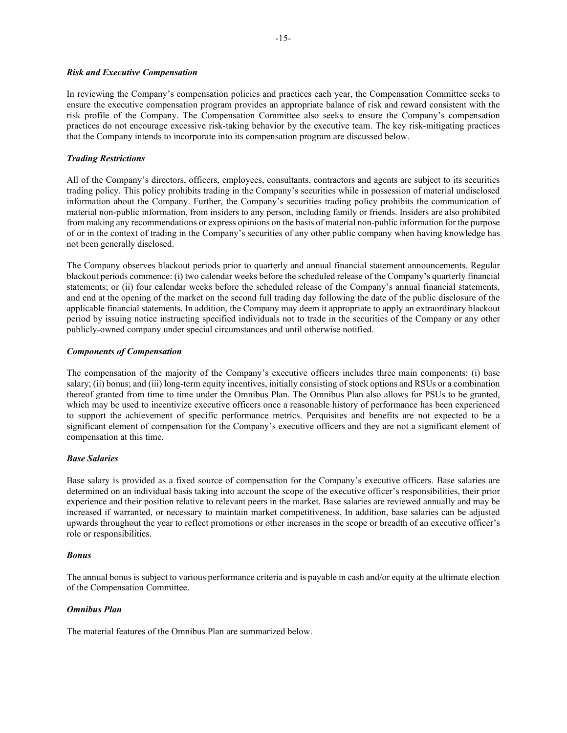***Risk and Executive Compensation***

In reviewing the Company's compensation policies and practices each year, the Compensation Committee seeks to ensure the executive compensation program provides an appropriate balance of risk and reward consistent with the risk profile of the Company. The Compensation Committee also seeks to ensure the Company's compensation practices do not encourage excessive risk-taking behavior by the executive team. The key risk-mitigating practices that the Company intends to incorporate into its compensation program are discussed below.

***Trading Restrictions***

All of the Company's directors, officers, employees, consultants, contractors and agents are subject to its securities trading policy. This policy prohibits trading in the Company's securities while in possession of material undisclosed information about the Company. Further, the Company's securities trading policy prohibits the communication of material non-public information, from insiders to any person, including family or friends. Insiders are also prohibited from making any recommendations or express opinions on the basis of material non-public information for the purpose of or in the context of trading in the Company's securities of any other public company when having knowledge has not been generally disclosed.

The Company observes blackout periods prior to quarterly and annual financial statement announcements. Regular blackout periods commence: (i) two calendar weeks before the scheduled release of the Company's quarterly financial statements; or (ii) four calendar weeks before the scheduled release of the Company's annual financial statements, and end at the opening of the market on the second full trading day following the date of the public disclosure of the applicable financial statements. In addition, the Company may deem it appropriate to apply an extraordinary blackout period by issuing notice instructing specified individuals not to trade in the securities of the Company or any other publicly-owned company under special circumstances and until otherwise notified.

***Components of Compensation***

The compensation of the majority of the Company's executive officers includes three main components: (i) base salary; (ii) bonus; and (iii) long-term equity incentives, initially consisting of stock options and RSUs or a combination thereof granted from time to time under the Omnibus Plan. The Omnibus Plan also allows for PSUs to be granted, which may be used to incentivize executive officers once a reasonable history of performance has been experienced to support the achievement of specific performance metrics. Perquisites and benefits are not expected to be a significant element of compensation for the Company's executive officers and they are not a significant element of compensation at this time.

***Base Salaries***

Base salary is provided as a fixed source of compensation for the Company's executive officers. Base salaries are determined on an individual basis taking into account the scope of the executive officer's responsibilities, their prior experience and their position relative to relevant peers in the market. Base salaries are reviewed annually and may be increased if warranted, or necessary to maintain market competitiveness. In addition, base salaries can be adjusted upwards throughout the year to reflect promotions or other increases in the scope or breadth of an executive officer's role or responsibilities.

***Bonus***

The annual bonus is subject to various performance criteria and is payable in cash and/or equity at the ultimate election of the Compensation Committee.

***Omnibus Plan***

The material features of the Omnibus Plan are summarized below.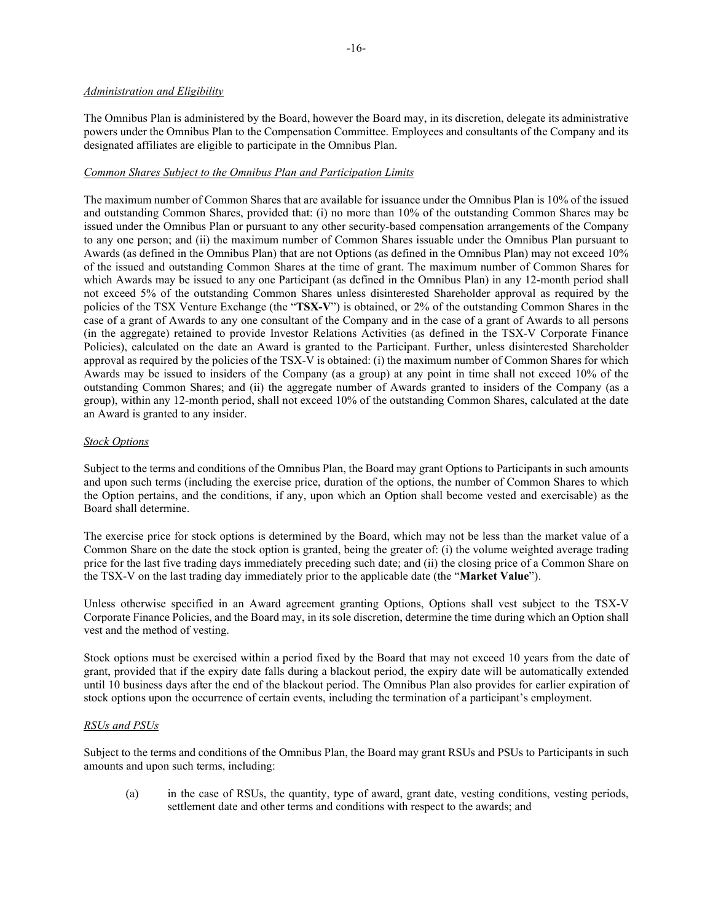*Administration and Eligibility*

The Omnibus Plan is administered by the Board, however the Board may, in its discretion, delegate its administrative powers under the Omnibus Plan to the Compensation Committee. Employees and consultants of the Company and its designated affiliates are eligible to participate in the Omnibus Plan.

*Common Shares Subject to the Omnibus Plan and Participation Limits*

The maximum number of Common Shares that are available for issuance under the Omnibus Plan is 10% of the issued and outstanding Common Shares, provided that: (i) no more than 10% of the outstanding Common Shares may be issued under the Omnibus Plan or pursuant to any other security-based compensation arrangements of the Company to any one person; and (ii) the maximum number of Common Shares issuable under the Omnibus Plan pursuant to Awards (as defined in the Omnibus Plan) that are not Options (as defined in the Omnibus Plan) may not exceed 10% of the issued and outstanding Common Shares at the time of grant. The maximum number of Common Shares for which Awards may be issued to any one Participant (as defined in the Omnibus Plan) in any 12-month period shall not exceed 5% of the outstanding Common Shares unless disinterested Shareholder approval as required by the policies of the TSX Venture Exchange (the "**TSX-V**") is obtained, or 2% of the outstanding Common Shares in the case of a grant of Awards to any one consultant of the Company and in the case of a grant of Awards to all persons (in the aggregate) retained to provide Investor Relations Activities (as defined in the TSX-V Corporate Finance Policies), calculated on the date an Award is granted to the Participant. Further, unless disinterested Shareholder approval as required by the policies of the TSX-V is obtained: (i) the maximum number of Common Shares for which Awards may be issued to insiders of the Company (as a group) at any point in time shall not exceed 10% of the outstanding Common Shares; and (ii) the aggregate number of Awards granted to insiders of the Company (as a group), within any 12-month period, shall not exceed 10% of the outstanding Common Shares, calculated at the date an Award is granted to any insider.

*Stock Options*

Subject to the terms and conditions of the Omnibus Plan, the Board may grant Options to Participants in such amounts and upon such terms (including the exercise price, duration of the options, the number of Common Shares to which the Option pertains, and the conditions, if any, upon which an Option shall become vested and exercisable) as the Board shall determine.

The exercise price for stock options is determined by the Board, which may not be less than the market value of a Common Share on the date the stock option is granted, being the greater of: (i) the volume weighted average trading price for the last five trading days immediately preceding such date; and (ii) the closing price of a Common Share on the TSX-V on the last trading day immediately prior to the applicable date (the "**Market Value**").

Unless otherwise specified in an Award agreement granting Options, Options shall vest subject to the TSX-V Corporate Finance Policies, and the Board may, in its sole discretion, determine the time during which an Option shall vest and the method of vesting.

Stock options must be exercised within a period fixed by the Board that may not exceed 10 years from the date of grant, provided that if the expiry date falls during a blackout period, the expiry date will be automatically extended until 10 business days after the end of the blackout period. The Omnibus Plan also provides for earlier expiration of stock options upon the occurrence of certain events, including the termination of a participant's employment.

*RSUs and PSUs*

Subject to the terms and conditions of the Omnibus Plan, the Board may grant RSUs and PSUs to Participants in such amounts and upon such terms, including:

(a) in the case of RSUs, the quantity, type of award, grant date, vesting conditions, vesting periods, settlement date and other terms and conditions with respect to the awards; and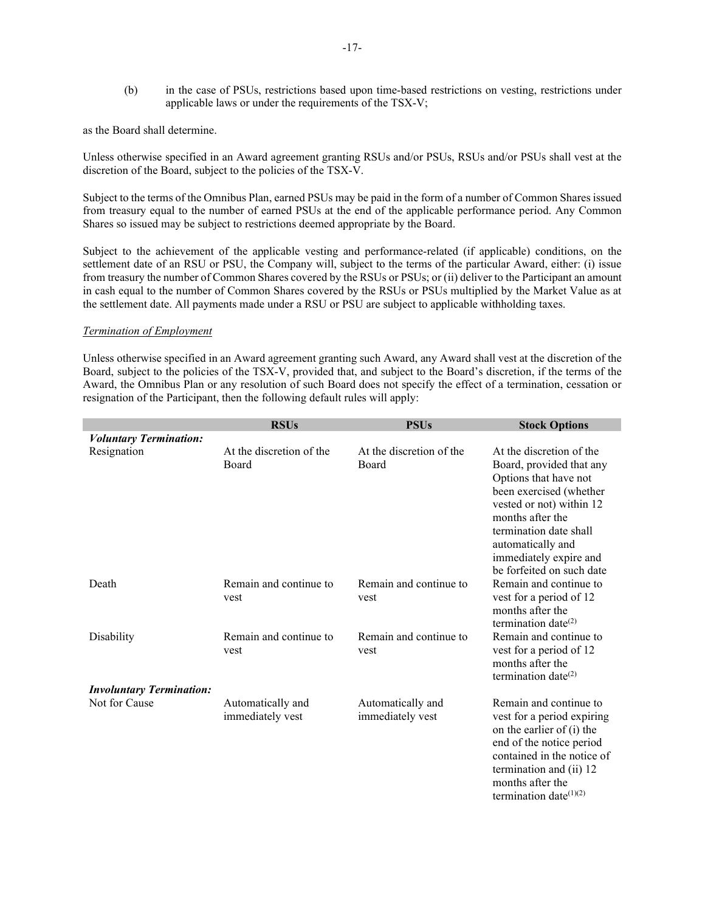(b) in the case of PSUs, restrictions based upon time-based restrictions on vesting, restrictions under applicable laws or under the requirements of the TSX-V;

as the Board shall determine.

Unless otherwise specified in an Award agreement granting RSUs and/or PSUs, RSUs and/or PSUs shall vest at the discretion of the Board, subject to the policies of the TSX-V.

Subject to the terms of the Omnibus Plan, earned PSUs may be paid in the form of a number of Common Shares issued from treasury equal to the number of earned PSUs at the end of the applicable performance period. Any Common Shares so issued may be subject to restrictions deemed appropriate by the Board.

Subject to the achievement of the applicable vesting and performance-related (if applicable) conditions, on the settlement date of an RSU or PSU, the Company will, subject to the terms of the particular Award, either: (i) issue from treasury the number of Common Shares covered by the RSUs or PSUs; or (ii) deliver to the Participant an amount in cash equal to the number of Common Shares covered by the RSUs or PSUs multiplied by the Market Value as at the settlement date. All payments made under a RSU or PSU are subject to applicable withholding taxes.

*Termination of Employment*

Unless otherwise specified in an Award agreement granting such Award, any Award shall vest at the discretion of the Board, subject to the policies of the TSX-V, provided that, and subject to the Board's discretion, if the terms of the Award, the Omnibus Plan or any resolution of such Board does not specify the effect of a termination, cessation or resignation of the Participant, then the following default rules will apply:

| | RSUs | PSUs | Stock Options |
|---|---|---|---|
| ***Voluntary Termination:*** | | | |
| Resignation | At the discretion of the Board | At the discretion of the Board | At the discretion of the Board, provided that any Options that have not been exercised (whether vested or not) within 12 months after the termination date shall automatically and immediately expire and be forfeited on such date |
| Death | Remain and continue to vest | Remain and continue to vest | Remain and continue to vest for a period of 12 months after the termination date[(2)] |
| Disability | Remain and continue to vest | Remain and continue to vest | Remain and continue to vest for a period of 12 months after the termination date[(2)] |
| ***Involuntary Termination:*** | | | |
| Not for Cause | Automatically and immediately vest | Automatically and immediately vest | Remain and continue to vest for a period expiring on the earlier of (i) the end of the notice period contained in the notice of termination and (ii) 12 months after the termination date[(1)(2)] |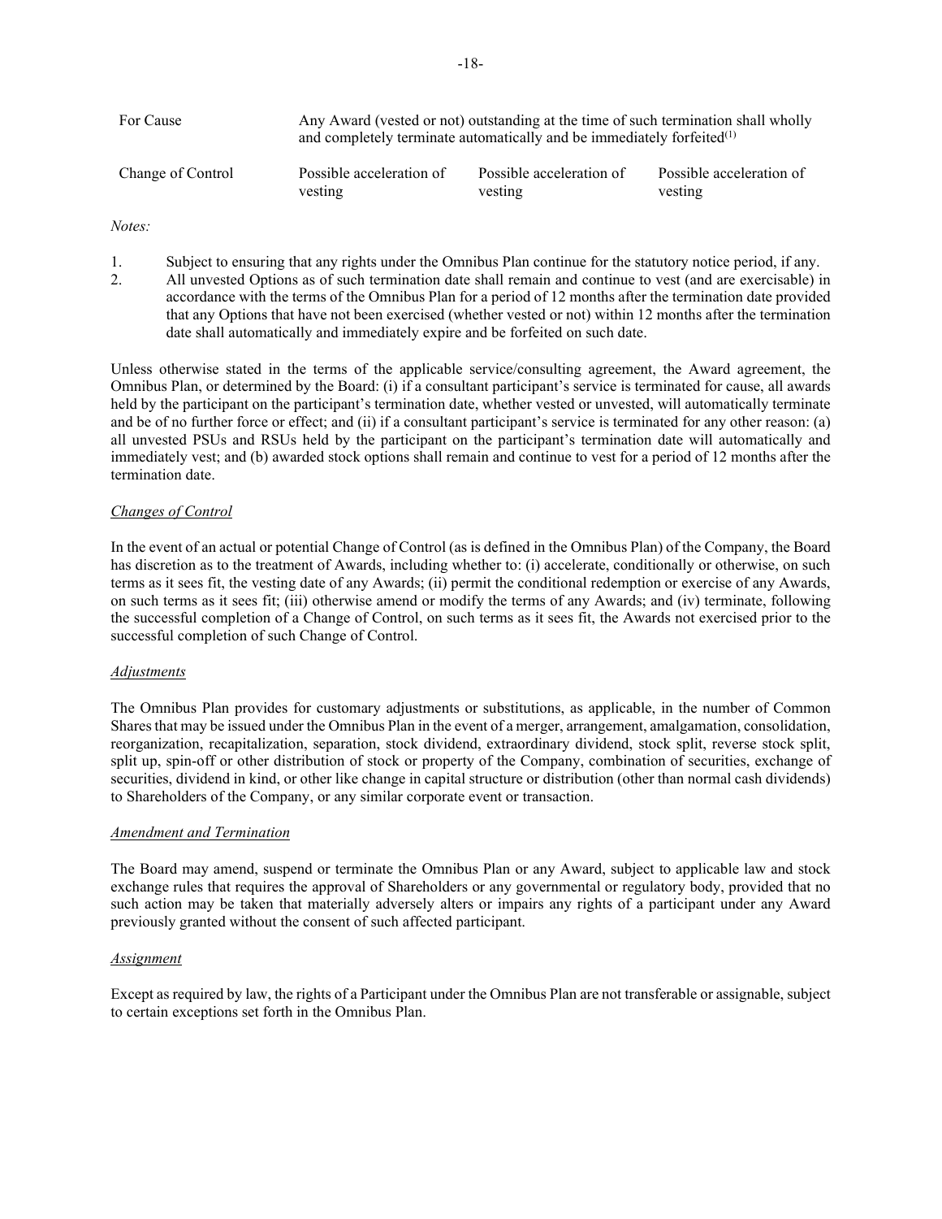| | | | |
|---|---|---|---|
| For Cause | Any Award (vested or not) outstanding at the time of such termination shall wholly and completely terminate automatically and be immediately forfeited[(1)] | | |
| Change of Control | Possible acceleration of vesting | Possible acceleration of vesting | Possible acceleration of vesting |

*Notes:*

1. Subject to ensuring that any rights under the Omnibus Plan continue for the statutory notice period, if any.
2. All unvested Options as of such termination date shall remain and continue to vest (and are exercisable) in accordance with the terms of the Omnibus Plan for a period of 12 months after the termination date provided that any Options that have not been exercised (whether vested or not) within 12 months after the termination date shall automatically and immediately expire and be forfeited on such date.

Unless otherwise stated in the terms of the applicable service/consulting agreement, the Award agreement, the Omnibus Plan, or determined by the Board: (i) if a consultant participant's service is terminated for cause, all awards held by the participant on the participant's termination date, whether vested or unvested, will automatically terminate and be of no further force or effect; and (ii) if a consultant participant's service is terminated for any other reason: (a) all unvested PSUs and RSUs held by the participant on the participant's termination date will automatically and immediately vest; and (b) awarded stock options shall remain and continue to vest for a period of 12 months after the termination date.

*Changes of Control*

In the event of an actual or potential Change of Control (as is defined in the Omnibus Plan) of the Company, the Board has discretion as to the treatment of Awards, including whether to: (i) accelerate, conditionally or otherwise, on such terms as it sees fit, the vesting date of any Awards; (ii) permit the conditional redemption or exercise of any Awards, on such terms as it sees fit; (iii) otherwise amend or modify the terms of any Awards; and (iv) terminate, following the successful completion of a Change of Control, on such terms as it sees fit, the Awards not exercised prior to the successful completion of such Change of Control.

*Adjustments*

The Omnibus Plan provides for customary adjustments or substitutions, as applicable, in the number of Common Shares that may be issued under the Omnibus Plan in the event of a merger, arrangement, amalgamation, consolidation, reorganization, recapitalization, separation, stock dividend, extraordinary dividend, stock split, reverse stock split, split up, spin-off or other distribution of stock or property of the Company, combination of securities, exchange of securities, dividend in kind, or other like change in capital structure or distribution (other than normal cash dividends) to Shareholders of the Company, or any similar corporate event or transaction.

*Amendment and Termination*

The Board may amend, suspend or terminate the Omnibus Plan or any Award, subject to applicable law and stock exchange rules that requires the approval of Shareholders or any governmental or regulatory body, provided that no such action may be taken that materially adversely alters or impairs any rights of a participant under any Award previously granted without the consent of such affected participant.

*Assignment*

Except as required by law, the rights of a Participant under the Omnibus Plan are not transferable or assignable, subject to certain exceptions set forth in the Omnibus Plan.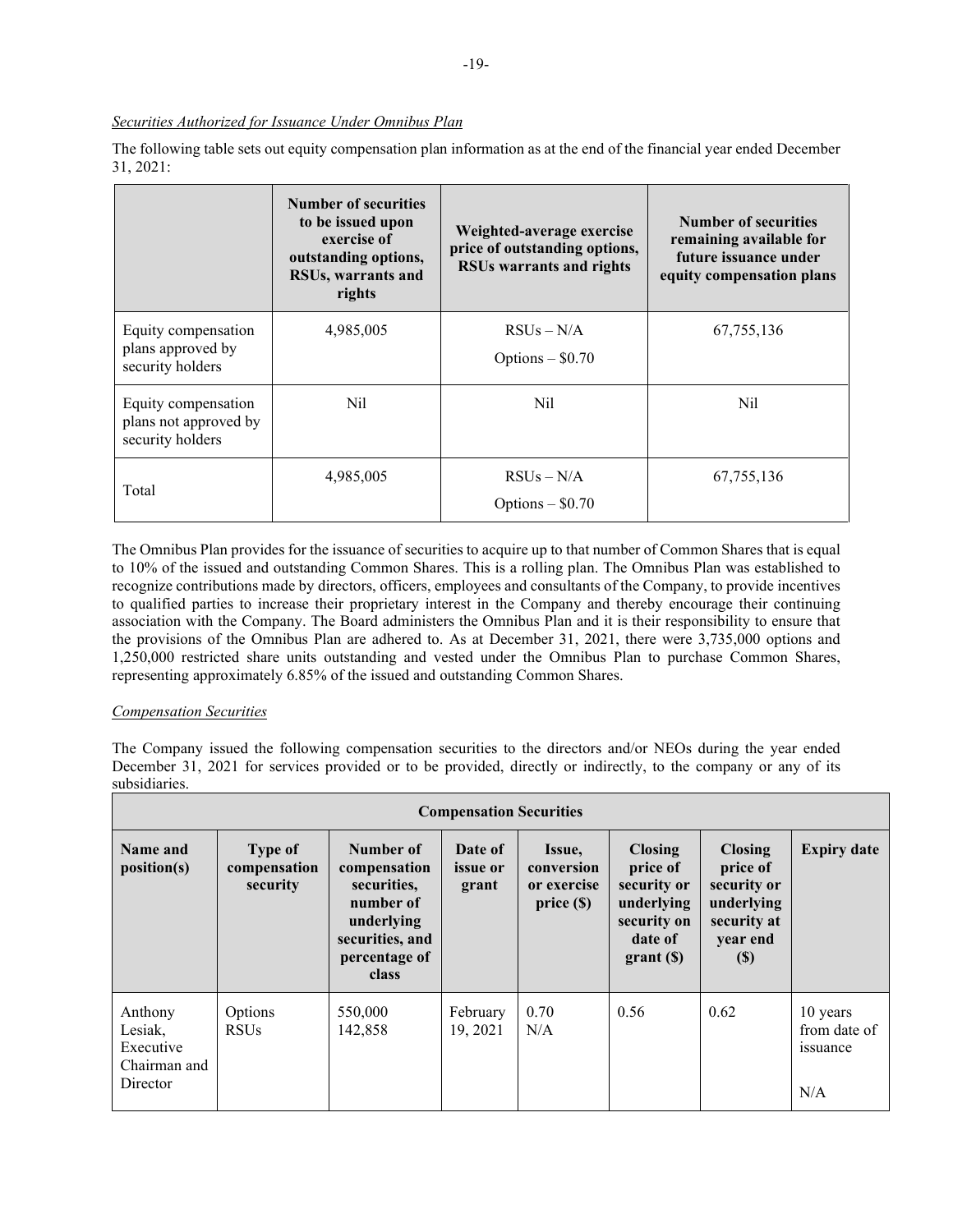*Securities Authorized for Issuance Under Omnibus Plan*

The following table sets out equity compensation plan information as at the end of the financial year ended December 31, 2021:

| | Number of securities to be issued upon exercise of outstanding options, RSUs, warrants and rights | Weighted-average exercise price of outstanding options, RSUs warrants and rights | Number of securities remaining available for future issuance under equity compensation plans |
|---|---|---|---|
| Equity compensation plans approved by security holders | 4,985,005 | RSUs – N/A<br>Options – $0.70 | 67,755,136 |
| Equity compensation plans not approved by security holders | Nil | Nil | Nil |
| Total | 4,985,005 | RSUs – N/A<br>Options – $0.70 | 67,755,136 |

The Omnibus Plan provides for the issuance of securities to acquire up to that number of Common Shares that is equal to 10% of the issued and outstanding Common Shares. This is a rolling plan. The Omnibus Plan was established to recognize contributions made by directors, officers, employees and consultants of the Company, to provide incentives to qualified parties to increase their proprietary interest in the Company and thereby encourage their continuing association with the Company. The Board administers the Omnibus Plan and it is their responsibility to ensure that the provisions of the Omnibus Plan are adhered to. As at December 31, 2021, there were 3,735,000 options and 1,250,000 restricted share units outstanding and vested under the Omnibus Plan to purchase Common Shares, representing approximately 6.85% of the issued and outstanding Common Shares.

*Compensation Securities*

The Company issued the following compensation securities to the directors and/or NEOs during the year ended December 31, 2021 for services provided or to be provided, directly or indirectly, to the company or any of its subsidiaries.

| Compensation Securities | | | | | | | |
|---|---|---|---|---|---|---|---|
| **Name and position(s)** | **Type of compensation security** | **Number of compensation securities, number of underlying securities, and percentage of class** | **Date of issue or grant** | **Issue, conversion or exercise price ($)** | **Closing price of security or underlying security on date of grant ($)** | **Closing price of security or underlying security at year end ($)** | **Expiry date** |
| Anthony Lesiak, Executive Chairman and Director | Options<br>RSUs | 550,000<br>142,858 | February 19, 2021 | 0.70<br>N/A | 0.56 | 0.62 | 10 years from date of issuance<br>N/A |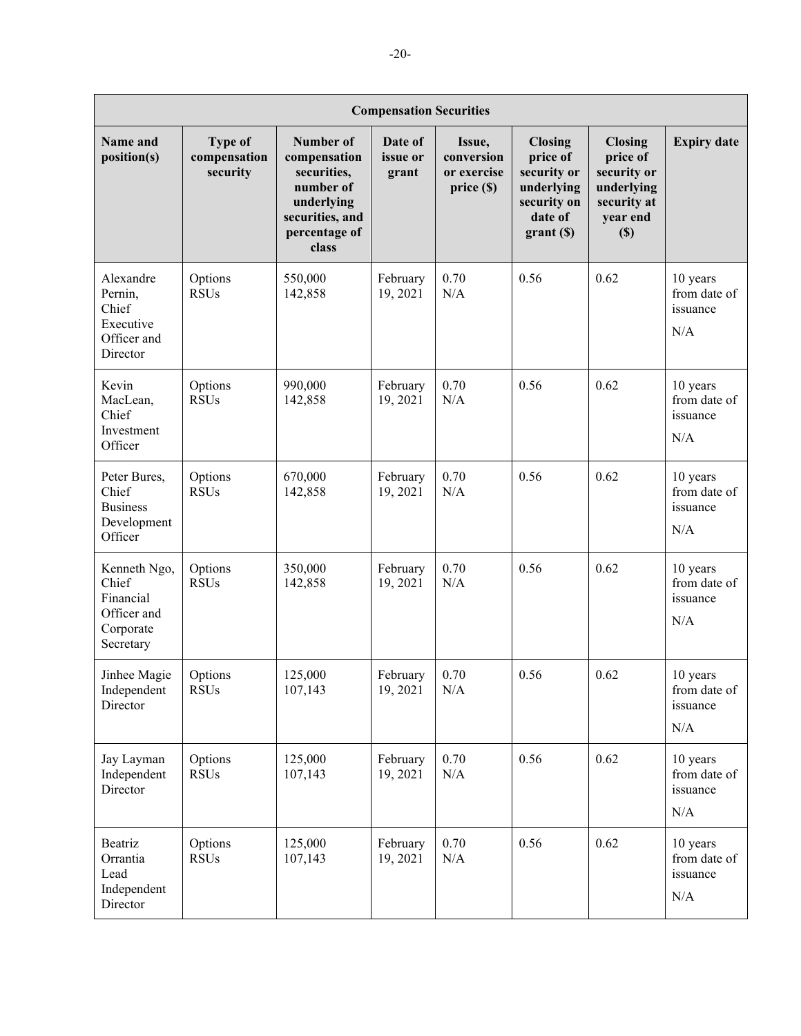| Compensation Securities | | | | | | | |
|---|---|---|---|---|---|---|---|
| Name and position(s) | Type of compensation security | Number of compensation securities, number of underlying securities, and percentage of class | Date of issue or grant | Issue, conversion or exercise price ($) | Closing price of security or underlying security on date of grant ($) | Closing price of security or underlying security at year end ($) | Expiry date |
| Alexandre Pernin, Chief Executive Officer and Director | Options<br>RSUs | 550,000<br>142,858 | February 19, 2021 | 0.70<br>N/A | 0.56 | 0.62 | 10 years from date of issuance<br>N/A |
| Kevin MacLean, Chief Investment Officer | Options<br>RSUs | 990,000<br>142,858 | February 19, 2021 | 0.70<br>N/A | 0.56 | 0.62 | 10 years from date of issuance<br>N/A |
| Peter Bures, Chief Business Development Officer | Options<br>RSUs | 670,000<br>142,858 | February 19, 2021 | 0.70<br>N/A | 0.56 | 0.62 | 10 years from date of issuance<br>N/A |
| Kenneth Ngo, Chief Financial Officer and Corporate Secretary | Options<br>RSUs | 350,000<br>142,858 | February 19, 2021 | 0.70<br>N/A | 0.56 | 0.62 | 10 years from date of issuance<br>N/A |
| Jinhee Magie Independent Director | Options<br>RSUs | 125,000<br>107,143 | February 19, 2021 | 0.70<br>N/A | 0.56 | 0.62 | 10 years from date of issuance<br>N/A |
| Jay Layman Independent Director | Options<br>RSUs | 125,000<br>107,143 | February 19, 2021 | 0.70<br>N/A | 0.56 | 0.62 | 10 years from date of issuance<br>N/A |
| Beatriz Orrantia Lead Independent Director | Options<br>RSUs | 125,000<br>107,143 | February 19, 2021 | 0.70<br>N/A | 0.56 | 0.62 | 10 years from date of issuance<br>N/A |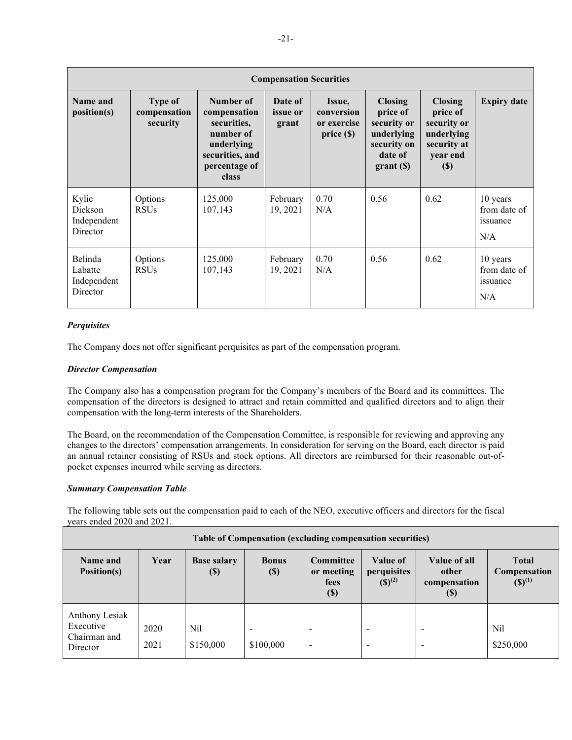| Compensation Securities | | | | | | | |
|---|---|---|---|---|---|---|---|
| **Name and position(s)** | **Type of compensation security** | **Number of compensation securities, number of underlying securities, and percentage of class** | **Date of issue or grant** | **Issue, conversion or exercise price ($)** | **Closing price of security or underlying security on date of grant ($)** | **Closing price of security or underlying security at year end ($)** | **Expiry date** |
| Kylie Dickson Independent Director | Options RSUs | 125,000 107,143 | February 19, 2021 | 0.70 N/A | 0.56 | 0.62 | 10 years from date of issuance N/A |
| Belinda Labatte Independent Director | Options RSUs | 125,000 107,143 | February 19, 2021 | 0.70 N/A | 0.56 | 0.62 | 10 years from date of issuance N/A |

***Perquisites***

The Company does not offer significant perquisites as part of the compensation program.

***Director Compensation***

The Company also has a compensation program for the Company's members of the Board and its committees. The compensation of the directors is designed to attract and retain committed and qualified directors and to align their compensation with the long-term interests of the Shareholders.

The Board, on the recommendation of the Compensation Committee, is responsible for reviewing and approving any changes to the directors' compensation arrangements. In consideration for serving on the Board, each director is paid an annual retainer consisting of RSUs and stock options. All directors are reimbursed for their reasonable out-of-pocket expenses incurred while serving as directors.

***Summary Compensation Table***

The following table sets out the compensation paid to each of the NEO, executive officers and directors for the fiscal years ended 2020 and 2021.

| Table of Compensation (excluding compensation securities) | | | | | | | |
|---|---|---|---|---|---|---|---|
| **Name and Position(s)** | **Year** | **Base salary ($)** | **Bonus ($)** | **Committee or meeting fees ($)** | **Value of perquisites ($)[(2)]** | **Value of all other compensation ($)** | **Total Compensation ($)[(1)]** |
| Anthony Lesiak Executive Chairman and Director | 2020<br>2021 | Nil<br>$150,000 | -<br>$100,000 | -<br>- | -<br>- | -<br>- | Nil<br>$250,000 |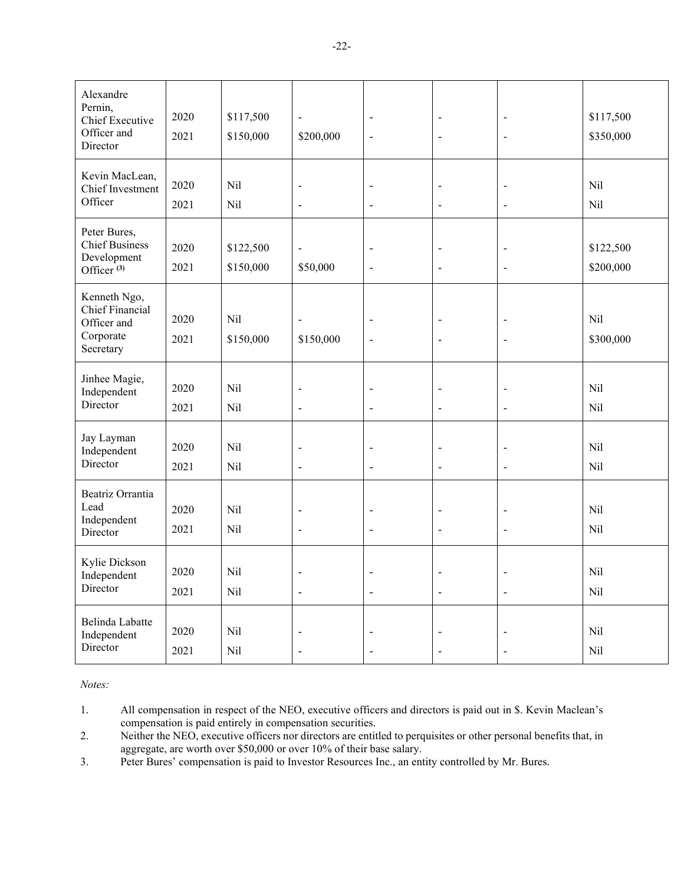| | | | | | | | |
|---|---|---|---|---|---|---|---|
| Alexandre Pernin, Chief Executive Officer and Director | 2020<br>2021 | $117,500<br>$150,000 | -<br>$200,000 | -<br>- | -<br>- | -<br>- | $117,500<br>$350,000 |
| Kevin MacLean, Chief Investment Officer | 2020<br>2021 | Nil<br>Nil | -<br>- | -<br>- | -<br>- | -<br>- | Nil<br>Nil |
| Peter Bures, Chief Business Development Officer (3) | 2020<br>2021 | $122,500<br>$150,000 | -<br>$50,000 | -<br>- | -<br>- | -<br>- | $122,500<br>$200,000 |
| Kenneth Ngo, Chief Financial Officer and Corporate Secretary | 2020<br>2021 | Nil<br>$150,000 | -<br>$150,000 | -<br>- | -<br>- | -<br>- | Nil<br>$300,000 |
| Jinhee Magie, Independent Director | 2020<br>2021 | Nil<br>Nil | -<br>- | -<br>- | -<br>- | -<br>- | Nil<br>Nil |
| Jay Layman Independent Director | 2020<br>2021 | Nil<br>Nil | -<br>- | -<br>- | -<br>- | -<br>- | Nil<br>Nil |
| Beatriz Orrantia Lead Independent Director | 2020<br>2021 | Nil<br>Nil | -<br>- | -<br>- | -<br>- | -<br>- | Nil<br>Nil |
| Kylie Dickson Independent Director | 2020<br>2021 | Nil<br>Nil | -<br>- | -<br>- | -<br>- | -<br>- | Nil<br>Nil |
| Belinda Labatte Independent Director | 2020<br>2021 | Nil<br>Nil | -<br>- | -<br>- | -<br>- | -<br>- | Nil<br>Nil |

*Notes:*

1. All compensation in respect of the NEO, executive officers and directors is paid out in $. Kevin Maclean's compensation is paid entirely in compensation securities.
2. Neither the NEO, executive officers nor directors are entitled to perquisites or other personal benefits that, in aggregate, are worth over $50,000 or over 10% of their base salary.
3. Peter Bures' compensation is paid to Investor Resources Inc., an entity controlled by Mr. Bures.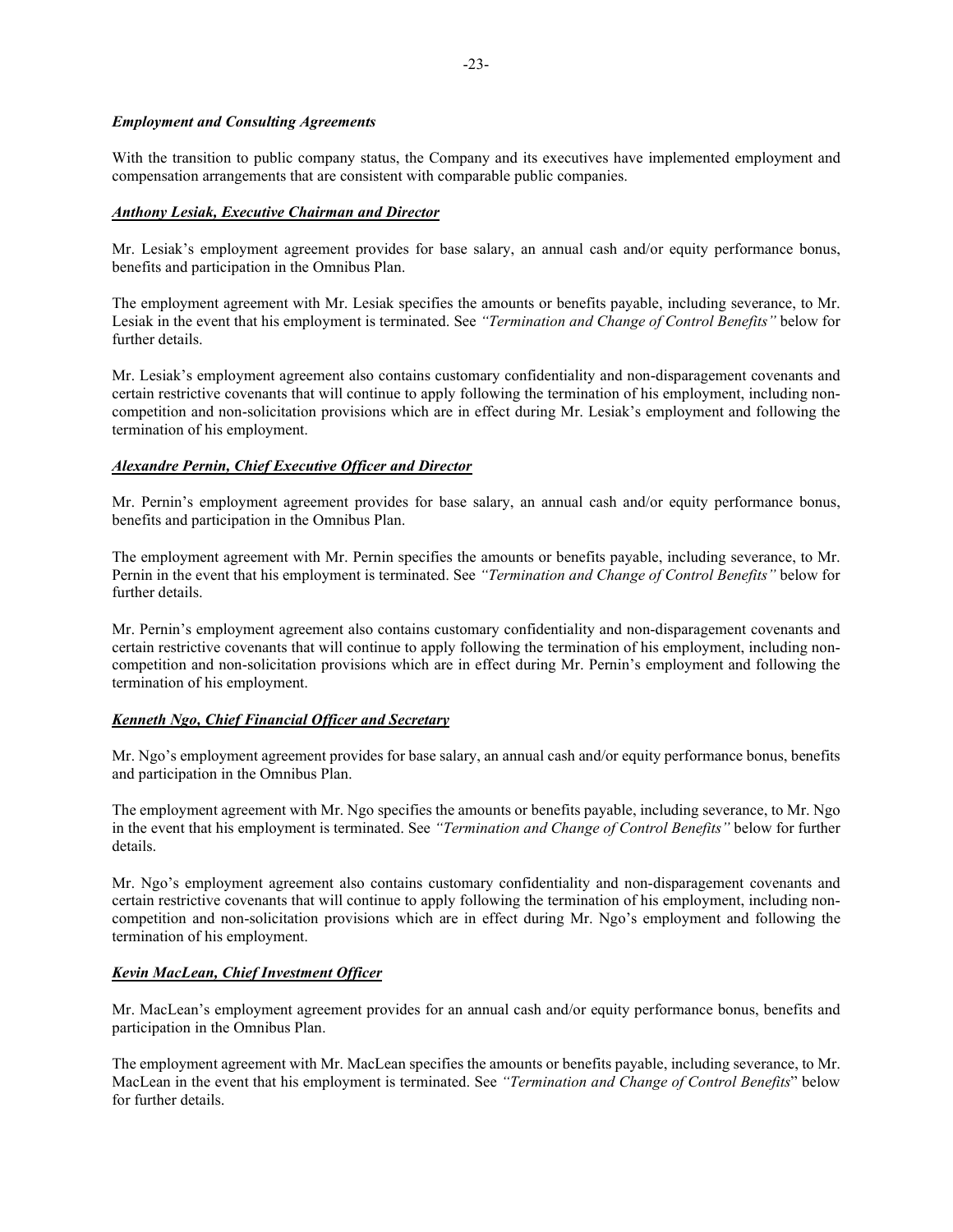### *Employment and Consulting Agreements*

With the transition to public company status, the Company and its executives have implemented employment and compensation arrangements that are consistent with comparable public companies.

#### ***Anthony Lesiak, Executive Chairman and Director***

Mr. Lesiak's employment agreement provides for base salary, an annual cash and/or equity performance bonus, benefits and participation in the Omnibus Plan.

The employment agreement with Mr. Lesiak specifies the amounts or benefits payable, including severance, to Mr. Lesiak in the event that his employment is terminated. See *"Termination and Change of Control Benefits"* below for further details.

Mr. Lesiak's employment agreement also contains customary confidentiality and non-disparagement covenants and certain restrictive covenants that will continue to apply following the termination of his employment, including non-competition and non-solicitation provisions which are in effect during Mr. Lesiak's employment and following the termination of his employment.

#### ***Alexandre Pernin, Chief Executive Officer and Director***

Mr. Pernin's employment agreement provides for base salary, an annual cash and/or equity performance bonus, benefits and participation in the Omnibus Plan.

The employment agreement with Mr. Pernin specifies the amounts or benefits payable, including severance, to Mr. Pernin in the event that his employment is terminated. See *"Termination and Change of Control Benefits"* below for further details.

Mr. Pernin's employment agreement also contains customary confidentiality and non-disparagement covenants and certain restrictive covenants that will continue to apply following the termination of his employment, including non-competition and non-solicitation provisions which are in effect during Mr. Pernin's employment and following the termination of his employment.

#### ***Kenneth Ngo, Chief Financial Officer and Secretary***

Mr. Ngo's employment agreement provides for base salary, an annual cash and/or equity performance bonus, benefits and participation in the Omnibus Plan.

The employment agreement with Mr. Ngo specifies the amounts or benefits payable, including severance, to Mr. Ngo in the event that his employment is terminated. See *"Termination and Change of Control Benefits"* below for further details.

Mr. Ngo's employment agreement also contains customary confidentiality and non-disparagement covenants and certain restrictive covenants that will continue to apply following the termination of his employment, including non-competition and non-solicitation provisions which are in effect during Mr. Ngo's employment and following the termination of his employment.

#### ***Kevin MacLean, Chief Investment Officer***

Mr. MacLean's employment agreement provides for an annual cash and/or equity performance bonus, benefits and participation in the Omnibus Plan.

The employment agreement with Mr. MacLean specifies the amounts or benefits payable, including severance, to Mr. MacLean in the event that his employment is terminated. See *"Termination and Change of Control Benefits*" below for further details.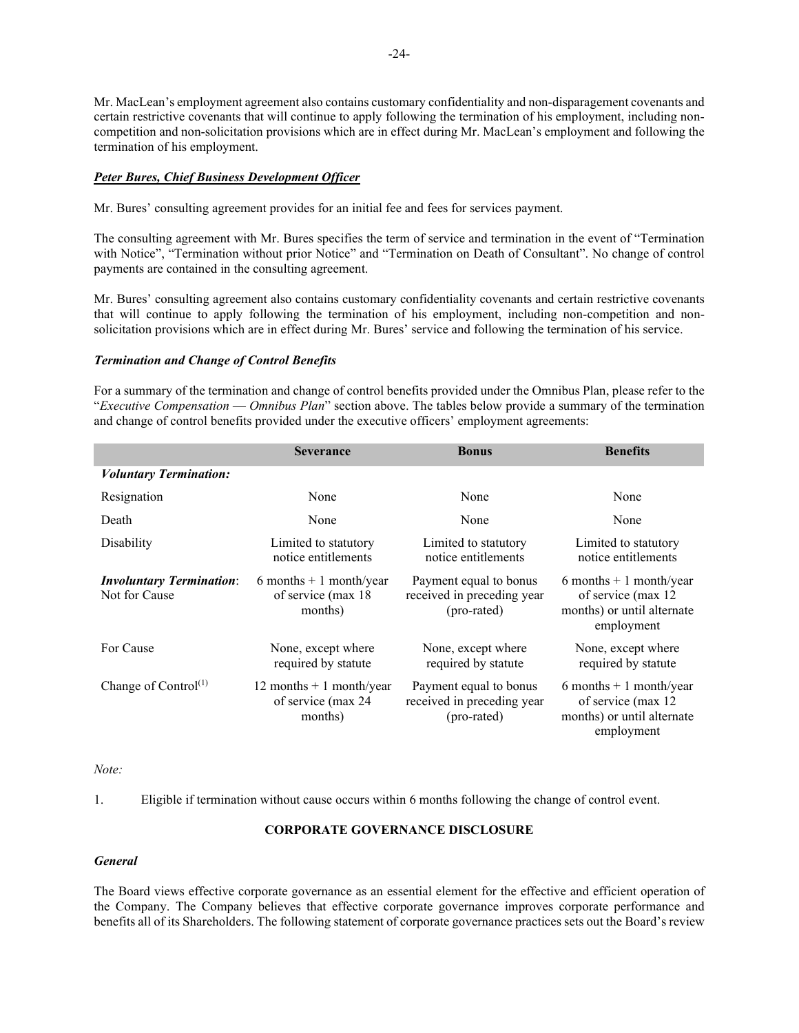Mr. MacLean's employment agreement also contains customary confidentiality and non-disparagement covenants and certain restrictive covenants that will continue to apply following the termination of his employment, including non-competition and non-solicitation provisions which are in effect during Mr. MacLean's employment and following the termination of his employment.

***Peter Bures, Chief Business Development Officer***

Mr. Bures' consulting agreement provides for an initial fee and fees for services payment.

The consulting agreement with Mr. Bures specifies the term of service and termination in the event of "Termination with Notice", "Termination without prior Notice" and "Termination on Death of Consultant". No change of control payments are contained in the consulting agreement.

Mr. Bures' consulting agreement also contains customary confidentiality covenants and certain restrictive covenants that will continue to apply following the termination of his employment, including non-competition and non-solicitation provisions which are in effect during Mr. Bures' service and following the termination of his service.

***Termination and Change of Control Benefits***

For a summary of the termination and change of control benefits provided under the Omnibus Plan, please refer to the "*Executive Compensation — Omnibus Plan*" section above. The tables below provide a summary of the termination and change of control benefits provided under the executive officers' employment agreements:

| | **Severance** | **Bonus** | **Benefits** |
|---|---|---|---|
| ***Voluntary Termination:*** | | | |
| Resignation | None | None | None |
| Death | None | None | None |
| Disability | Limited to statutory notice entitlements | Limited to statutory notice entitlements | Limited to statutory notice entitlements |
| ***Involuntary Termination***: Not for Cause | 6 months + 1 month/year of service (max 18 months) | Payment equal to bonus received in preceding year (pro-rated) | 6 months + 1 month/year of service (max 12 months) or until alternate employment |
| For Cause | None, except where required by statute | None, except where required by statute | None, except where required by statute |
| Change of Control[(1)] | 12 months + 1 month/year of service (max 24 months) | Payment equal to bonus received in preceding year (pro-rated) | 6 months + 1 month/year of service (max 12 months) or until alternate employment |

*Note:*

1. Eligible if termination without cause occurs within 6 months following the change of control event.

## CORPORATE GOVERNANCE DISCLOSURE

***General***

The Board views effective corporate governance as an essential element for the effective and efficient operation of the Company. The Company believes that effective corporate governance improves corporate performance and benefits all of its Shareholders. The following statement of corporate governance practices sets out the Board's review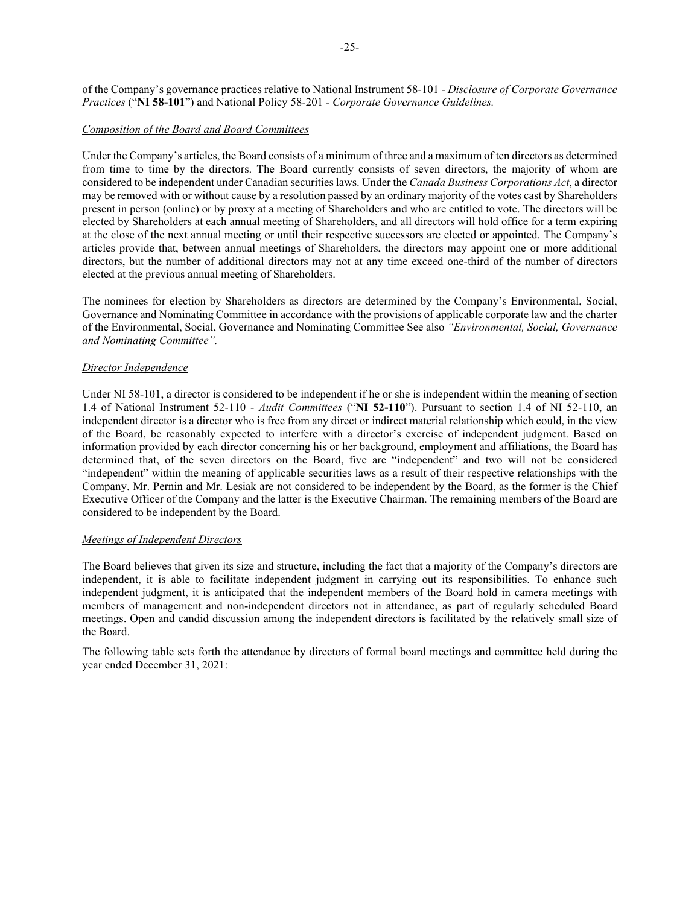of the Company's governance practices relative to National Instrument 58-101 - *Disclosure of Corporate Governance Practices* ("**NI 58-101**") and National Policy 58-201 - *Corporate Governance Guidelines.*

*Composition of the Board and Board Committees*

Under the Company's articles, the Board consists of a minimum of three and a maximum of ten directors as determined from time to time by the directors. The Board currently consists of seven directors, the majority of whom are considered to be independent under Canadian securities laws. Under the *Canada Business Corporations Act*, a director may be removed with or without cause by a resolution passed by an ordinary majority of the votes cast by Shareholders present in person (online) or by proxy at a meeting of Shareholders and who are entitled to vote. The directors will be elected by Shareholders at each annual meeting of Shareholders, and all directors will hold office for a term expiring at the close of the next annual meeting or until their respective successors are elected or appointed. The Company's articles provide that, between annual meetings of Shareholders, the directors may appoint one or more additional directors, but the number of additional directors may not at any time exceed one-third of the number of directors elected at the previous annual meeting of Shareholders.

The nominees for election by Shareholders as directors are determined by the Company's Environmental, Social, Governance and Nominating Committee in accordance with the provisions of applicable corporate law and the charter of the Environmental, Social, Governance and Nominating Committee See also *"Environmental, Social, Governance and Nominating Committee".*

*Director Independence*

Under NI 58-101, a director is considered to be independent if he or she is independent within the meaning of section 1.4 of National Instrument 52-110 - *Audit Committees* ("**NI 52-110**"). Pursuant to section 1.4 of NI 52-110, an independent director is a director who is free from any direct or indirect material relationship which could, in the view of the Board, be reasonably expected to interfere with a director's exercise of independent judgment. Based on information provided by each director concerning his or her background, employment and affiliations, the Board has determined that, of the seven directors on the Board, five are "independent" and two will not be considered "independent" within the meaning of applicable securities laws as a result of their respective relationships with the Company. Mr. Pernin and Mr. Lesiak are not considered to be independent by the Board, as the former is the Chief Executive Officer of the Company and the latter is the Executive Chairman. The remaining members of the Board are considered to be independent by the Board.

*Meetings of Independent Directors*

The Board believes that given its size and structure, including the fact that a majority of the Company's directors are independent, it is able to facilitate independent judgment in carrying out its responsibilities. To enhance such independent judgment, it is anticipated that the independent members of the Board hold in camera meetings with members of management and non-independent directors not in attendance, as part of regularly scheduled Board meetings. Open and candid discussion among the independent directors is facilitated by the relatively small size of the Board.

The following table sets forth the attendance by directors of formal board meetings and committee held during the year ended December 31, 2021: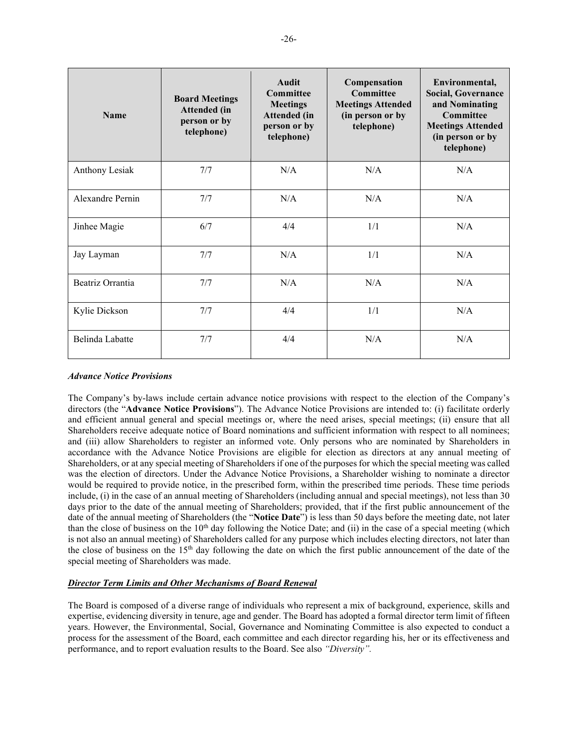| Name | Board Meetings Attended (in person or by telephone) | Audit Committee Meetings Attended (in person or by telephone) | Compensation Committee Meetings Attended (in person or by telephone) | Environmental, Social, Governance and Nominating Committee Meetings Attended (in person or by telephone) |
|---|---|---|---|---|
| Anthony Lesiak | 7/7 | N/A | N/A | N/A |
| Alexandre Pernin | 7/7 | N/A | N/A | N/A |
| Jinhee Magie | 6/7 | 4/4 | 1/1 | N/A |
| Jay Layman | 7/7 | N/A | 1/1 | N/A |
| Beatriz Orrantia | 7/7 | N/A | N/A | N/A |
| Kylie Dickson | 7/7 | 4/4 | 1/1 | N/A |
| Belinda Labatte | 7/7 | 4/4 | N/A | N/A |

### *Advance Notice Provisions*

The Company's by-laws include certain advance notice provisions with respect to the election of the Company's directors (the "**Advance Notice Provisions**"). The Advance Notice Provisions are intended to: (i) facilitate orderly and efficient annual general and special meetings or, where the need arises, special meetings; (ii) ensure that all Shareholders receive adequate notice of Board nominations and sufficient information with respect to all nominees; and (iii) allow Shareholders to register an informed vote. Only persons who are nominated by Shareholders in accordance with the Advance Notice Provisions are eligible for election as directors at any annual meeting of Shareholders, or at any special meeting of Shareholders if one of the purposes for which the special meeting was called was the election of directors. Under the Advance Notice Provisions, a Shareholder wishing to nominate a director would be required to provide notice, in the prescribed form, within the prescribed time periods. These time periods include, (i) in the case of an annual meeting of Shareholders (including annual and special meetings), not less than 30 days prior to the date of the annual meeting of Shareholders; provided, that if the first public announcement of the date of the annual meeting of Shareholders (the "**Notice Date**") is less than 50 days before the meeting date, not later than the close of business on the 10th day following the Notice Date; and (ii) in the case of a special meeting (which is not also an annual meeting) of Shareholders called for any purpose which includes electing directors, not later than the close of business on the 15th day following the date on which the first public announcement of the date of the special meeting of Shareholders was made.

### ***Director Term Limits and Other Mechanisms of Board Renewal***

The Board is composed of a diverse range of individuals who represent a mix of background, experience, skills and expertise, evidencing diversity in tenure, age and gender. The Board has adopted a formal director term limit of fifteen years. However, the Environmental, Social, Governance and Nominating Committee is also expected to conduct a process for the assessment of the Board, each committee and each director regarding his, her or its effectiveness and performance, and to report evaluation results to the Board. See also *"Diversity".*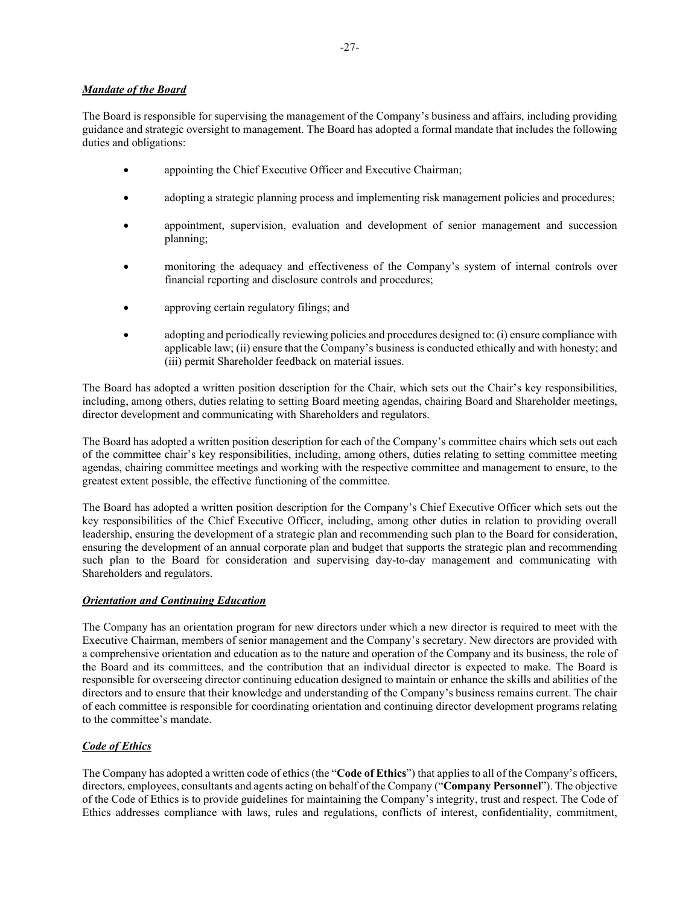***Mandate of the Board***

The Board is responsible for supervising the management of the Company's business and affairs, including providing guidance and strategic oversight to management. The Board has adopted a formal mandate that includes the following duties and obligations:

- appointing the Chief Executive Officer and Executive Chairman;
- adopting a strategic planning process and implementing risk management policies and procedures;
- appointment, supervision, evaluation and development of senior management and succession planning;
- monitoring the adequacy and effectiveness of the Company's system of internal controls over financial reporting and disclosure controls and procedures;
- approving certain regulatory filings; and
- adopting and periodically reviewing policies and procedures designed to: (i) ensure compliance with applicable law; (ii) ensure that the Company's business is conducted ethically and with honesty; and (iii) permit Shareholder feedback on material issues.

The Board has adopted a written position description for the Chair, which sets out the Chair's key responsibilities, including, among others, duties relating to setting Board meeting agendas, chairing Board and Shareholder meetings, director development and communicating with Shareholders and regulators.

The Board has adopted a written position description for each of the Company's committee chairs which sets out each of the committee chair's key responsibilities, including, among others, duties relating to setting committee meeting agendas, chairing committee meetings and working with the respective committee and management to ensure, to the greatest extent possible, the effective functioning of the committee.

The Board has adopted a written position description for the Company's Chief Executive Officer which sets out the key responsibilities of the Chief Executive Officer, including, among other duties in relation to providing overall leadership, ensuring the development of a strategic plan and recommending such plan to the Board for consideration, ensuring the development of an annual corporate plan and budget that supports the strategic plan and recommending such plan to the Board for consideration and supervising day-to-day management and communicating with Shareholders and regulators.

***Orientation and Continuing Education***

The Company has an orientation program for new directors under which a new director is required to meet with the Executive Chairman, members of senior management and the Company's secretary. New directors are provided with a comprehensive orientation and education as to the nature and operation of the Company and its business, the role of the Board and its committees, and the contribution that an individual director is expected to make. The Board is responsible for overseeing director continuing education designed to maintain or enhance the skills and abilities of the directors and to ensure that their knowledge and understanding of the Company's business remains current. The chair of each committee is responsible for coordinating orientation and continuing director development programs relating to the committee's mandate.

***Code of Ethics***

The Company has adopted a written code of ethics (the "**Code of Ethics**") that applies to all of the Company's officers, directors, employees, consultants and agents acting on behalf of the Company ("**Company Personnel**"). The objective of the Code of Ethics is to provide guidelines for maintaining the Company's integrity, trust and respect. The Code of Ethics addresses compliance with laws, rules and regulations, conflicts of interest, confidentiality, commitment,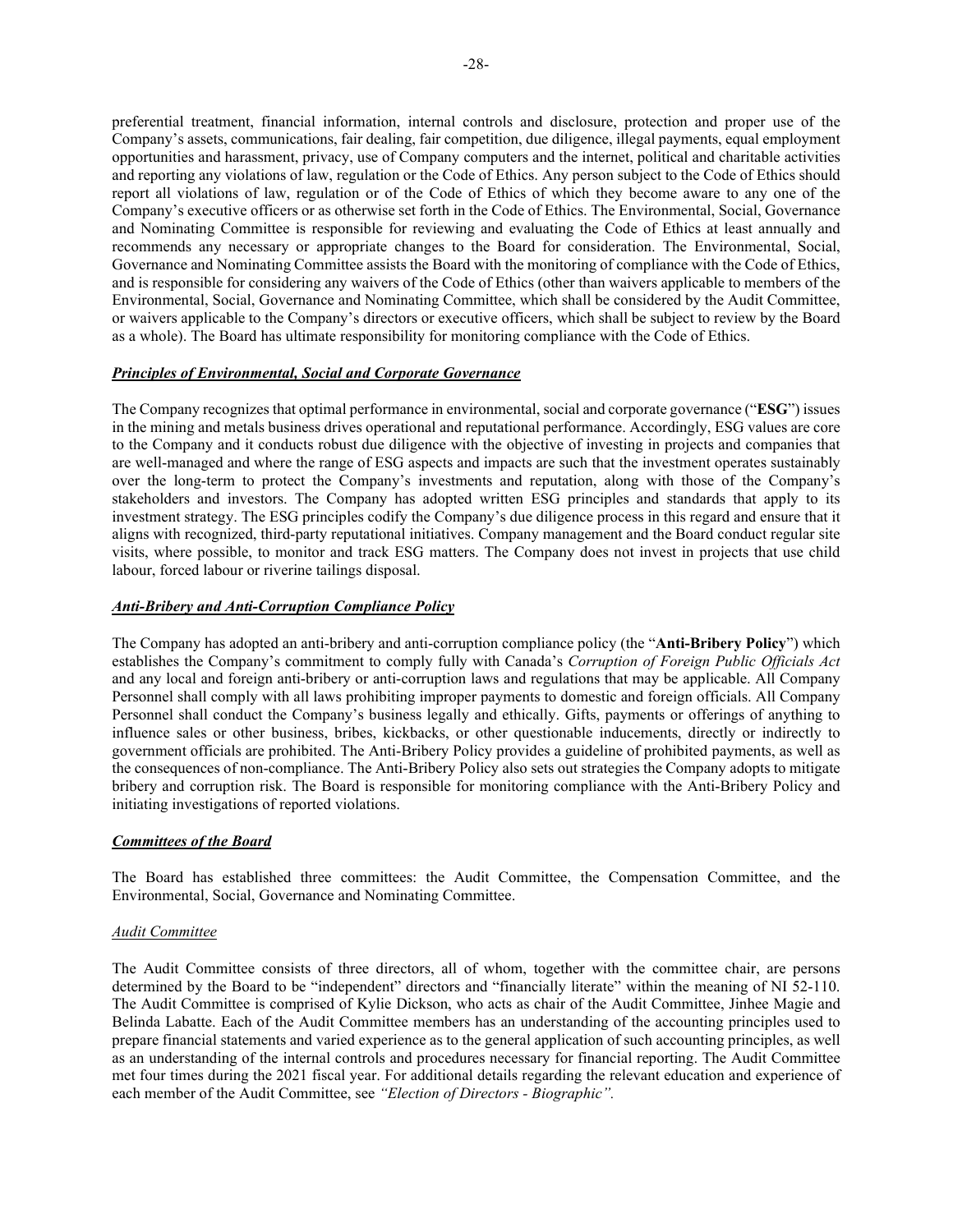preferential treatment, financial information, internal controls and disclosure, protection and proper use of the Company's assets, communications, fair dealing, fair competition, due diligence, illegal payments, equal employment opportunities and harassment, privacy, use of Company computers and the internet, political and charitable activities and reporting any violations of law, regulation or the Code of Ethics. Any person subject to the Code of Ethics should report all violations of law, regulation or of the Code of Ethics of which they become aware to any one of the Company's executive officers or as otherwise set forth in the Code of Ethics. The Environmental, Social, Governance and Nominating Committee is responsible for reviewing and evaluating the Code of Ethics at least annually and recommends any necessary or appropriate changes to the Board for consideration. The Environmental, Social, Governance and Nominating Committee assists the Board with the monitoring of compliance with the Code of Ethics, and is responsible for considering any waivers of the Code of Ethics (other than waivers applicable to members of the Environmental, Social, Governance and Nominating Committee, which shall be considered by the Audit Committee, or waivers applicable to the Company's directors or executive officers, which shall be subject to review by the Board as a whole). The Board has ultimate responsibility for monitoring compliance with the Code of Ethics.

### ***Principles of Environmental, Social and Corporate Governance***

The Company recognizes that optimal performance in environmental, social and corporate governance ("**ESG**") issues in the mining and metals business drives operational and reputational performance. Accordingly, ESG values are core to the Company and it conducts robust due diligence with the objective of investing in projects and companies that are well-managed and where the range of ESG aspects and impacts are such that the investment operates sustainably over the long-term to protect the Company's investments and reputation, along with those of the Company's stakeholders and investors. The Company has adopted written ESG principles and standards that apply to its investment strategy. The ESG principles codify the Company's due diligence process in this regard and ensure that it aligns with recognized, third-party reputational initiatives. Company management and the Board conduct regular site visits, where possible, to monitor and track ESG matters. The Company does not invest in projects that use child labour, forced labour or riverine tailings disposal.

### ***Anti-Bribery and Anti-Corruption Compliance Policy***

The Company has adopted an anti-bribery and anti-corruption compliance policy (the "**Anti-Bribery Policy**") which establishes the Company's commitment to comply fully with Canada's *Corruption of Foreign Public Officials Act* and any local and foreign anti-bribery or anti-corruption laws and regulations that may be applicable. All Company Personnel shall comply with all laws prohibiting improper payments to domestic and foreign officials. All Company Personnel shall conduct the Company's business legally and ethically. Gifts, payments or offerings of anything to influence sales or other business, bribes, kickbacks, or other questionable inducements, directly or indirectly to government officials are prohibited. The Anti-Bribery Policy provides a guideline of prohibited payments, as well as the consequences of non-compliance. The Anti-Bribery Policy also sets out strategies the Company adopts to mitigate bribery and corruption risk. The Board is responsible for monitoring compliance with the Anti-Bribery Policy and initiating investigations of reported violations.

### ***Committees of the Board***

The Board has established three committees: the Audit Committee, the Compensation Committee, and the Environmental, Social, Governance and Nominating Committee.

#### *Audit Committee*

The Audit Committee consists of three directors, all of whom, together with the committee chair, are persons determined by the Board to be "independent" directors and "financially literate" within the meaning of NI 52-110. The Audit Committee is comprised of Kylie Dickson, who acts as chair of the Audit Committee, Jinhee Magie and Belinda Labatte. Each of the Audit Committee members has an understanding of the accounting principles used to prepare financial statements and varied experience as to the general application of such accounting principles, as well as an understanding of the internal controls and procedures necessary for financial reporting. The Audit Committee met four times during the 2021 fiscal year. For additional details regarding the relevant education and experience of each member of the Audit Committee, see *"Election of Directors - Biographic"*.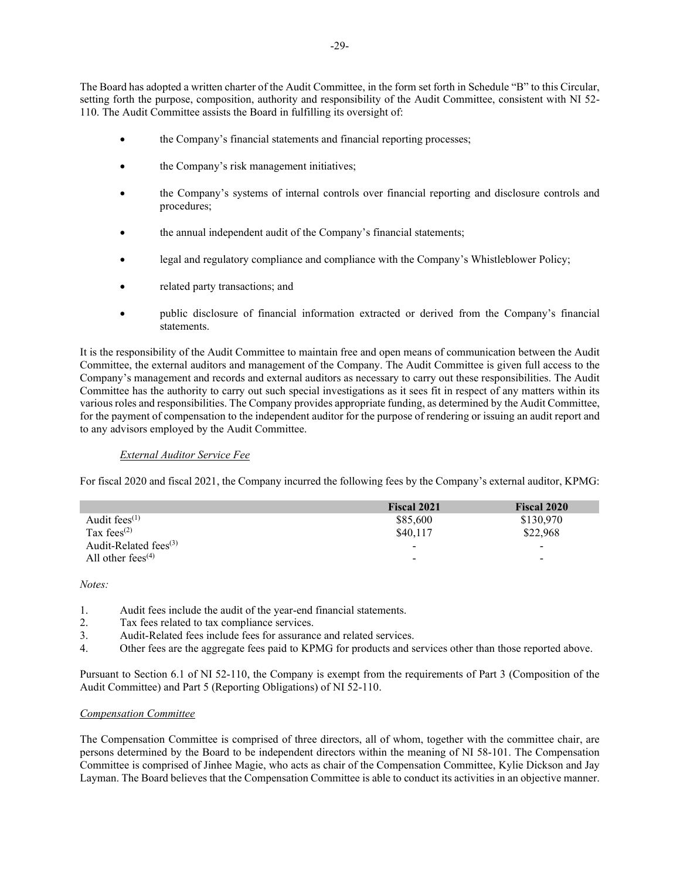The Board has adopted a written charter of the Audit Committee, in the form set forth in Schedule "B" to this Circular, setting forth the purpose, composition, authority and responsibility of the Audit Committee, consistent with NI 52-110. The Audit Committee assists the Board in fulfilling its oversight of:

- the Company's financial statements and financial reporting processes;
- the Company's risk management initiatives;
- the Company's systems of internal controls over financial reporting and disclosure controls and procedures;
- the annual independent audit of the Company's financial statements;
- legal and regulatory compliance and compliance with the Company's Whistleblower Policy;
- related party transactions; and
- public disclosure of financial information extracted or derived from the Company's financial statements.

It is the responsibility of the Audit Committee to maintain free and open means of communication between the Audit Committee, the external auditors and management of the Company. The Audit Committee is given full access to the Company's management and records and external auditors as necessary to carry out these responsibilities. The Audit Committee has the authority to carry out such special investigations as it sees fit in respect of any matters within its various roles and responsibilities. The Company provides appropriate funding, as determined by the Audit Committee, for the payment of compensation to the independent auditor for the purpose of rendering or issuing an audit report and to any advisors employed by the Audit Committee.

*External Auditor Service Fee*

For fiscal 2020 and fiscal 2021, the Company incurred the following fees by the Company's external auditor, KPMG:

| | Fiscal 2021 | Fiscal 2020 |
|---|---|---|
| Audit fees(1) | $85,600 | $130,970 |
| Tax fees(2) | $40,117 | $22,968 |
| Audit-Related fees(3) | - | - |
| All other fees(4) | - | - |

*Notes:*

1. Audit fees include the audit of the year-end financial statements.
2. Tax fees related to tax compliance services.
3. Audit-Related fees include fees for assurance and related services.
4. Other fees are the aggregate fees paid to KPMG for products and services other than those reported above.

Pursuant to Section 6.1 of NI 52-110, the Company is exempt from the requirements of Part 3 (Composition of the Audit Committee) and Part 5 (Reporting Obligations) of NI 52-110.

*Compensation Committee*

The Compensation Committee is comprised of three directors, all of whom, together with the committee chair, are persons determined by the Board to be independent directors within the meaning of NI 58-101. The Compensation Committee is comprised of Jinhee Magie, who acts as chair of the Compensation Committee, Kylie Dickson and Jay Layman. The Board believes that the Compensation Committee is able to conduct its activities in an objective manner.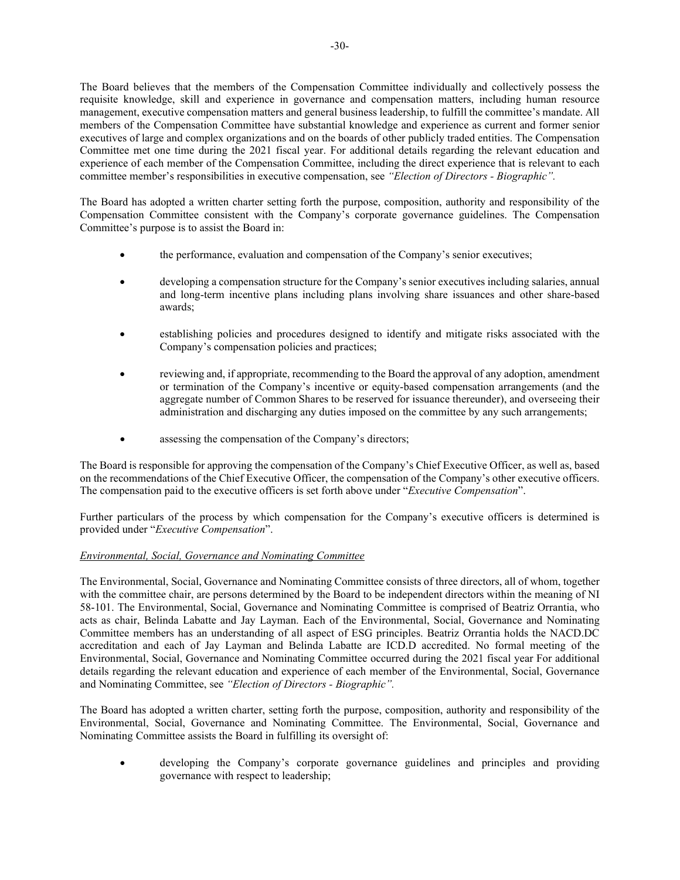The Board believes that the members of the Compensation Committee individually and collectively possess the requisite knowledge, skill and experience in governance and compensation matters, including human resource management, executive compensation matters and general business leadership, to fulfill the committee's mandate. All members of the Compensation Committee have substantial knowledge and experience as current and former senior executives of large and complex organizations and on the boards of other publicly traded entities. The Compensation Committee met one time during the 2021 fiscal year. For additional details regarding the relevant education and experience of each member of the Compensation Committee, including the direct experience that is relevant to each committee member's responsibilities in executive compensation, see *"Election of Directors - Biographic".*

The Board has adopted a written charter setting forth the purpose, composition, authority and responsibility of the Compensation Committee consistent with the Company's corporate governance guidelines. The Compensation Committee's purpose is to assist the Board in:

- the performance, evaluation and compensation of the Company's senior executives;
- developing a compensation structure for the Company's senior executives including salaries, annual and long-term incentive plans including plans involving share issuances and other share-based awards;
- establishing policies and procedures designed to identify and mitigate risks associated with the Company's compensation policies and practices;
- reviewing and, if appropriate, recommending to the Board the approval of any adoption, amendment or termination of the Company's incentive or equity-based compensation arrangements (and the aggregate number of Common Shares to be reserved for issuance thereunder), and overseeing their administration and discharging any duties imposed on the committee by any such arrangements;
- assessing the compensation of the Company's directors;

The Board is responsible for approving the compensation of the Company's Chief Executive Officer, as well as, based on the recommendations of the Chief Executive Officer, the compensation of the Company's other executive officers. The compensation paid to the executive officers is set forth above under "*Executive Compensation*".

Further particulars of the process by which compensation for the Company's executive officers is determined is provided under "*Executive Compensation*".

*Environmental, Social, Governance and Nominating Committee*

The Environmental, Social, Governance and Nominating Committee consists of three directors, all of whom, together with the committee chair, are persons determined by the Board to be independent directors within the meaning of NI 58-101. The Environmental, Social, Governance and Nominating Committee is comprised of Beatriz Orrantia, who acts as chair, Belinda Labatte and Jay Layman. Each of the Environmental, Social, Governance and Nominating Committee members has an understanding of all aspect of ESG principles. Beatriz Orrantia holds the NACD.DC accreditation and each of Jay Layman and Belinda Labatte are ICD.D accredited. No formal meeting of the Environmental, Social, Governance and Nominating Committee occurred during the 2021 fiscal year For additional details regarding the relevant education and experience of each member of the Environmental, Social, Governance and Nominating Committee, see *"Election of Directors - Biographic".*

The Board has adopted a written charter, setting forth the purpose, composition, authority and responsibility of the Environmental, Social, Governance and Nominating Committee. The Environmental, Social, Governance and Nominating Committee assists the Board in fulfilling its oversight of:

- developing the Company's corporate governance guidelines and principles and providing governance with respect to leadership;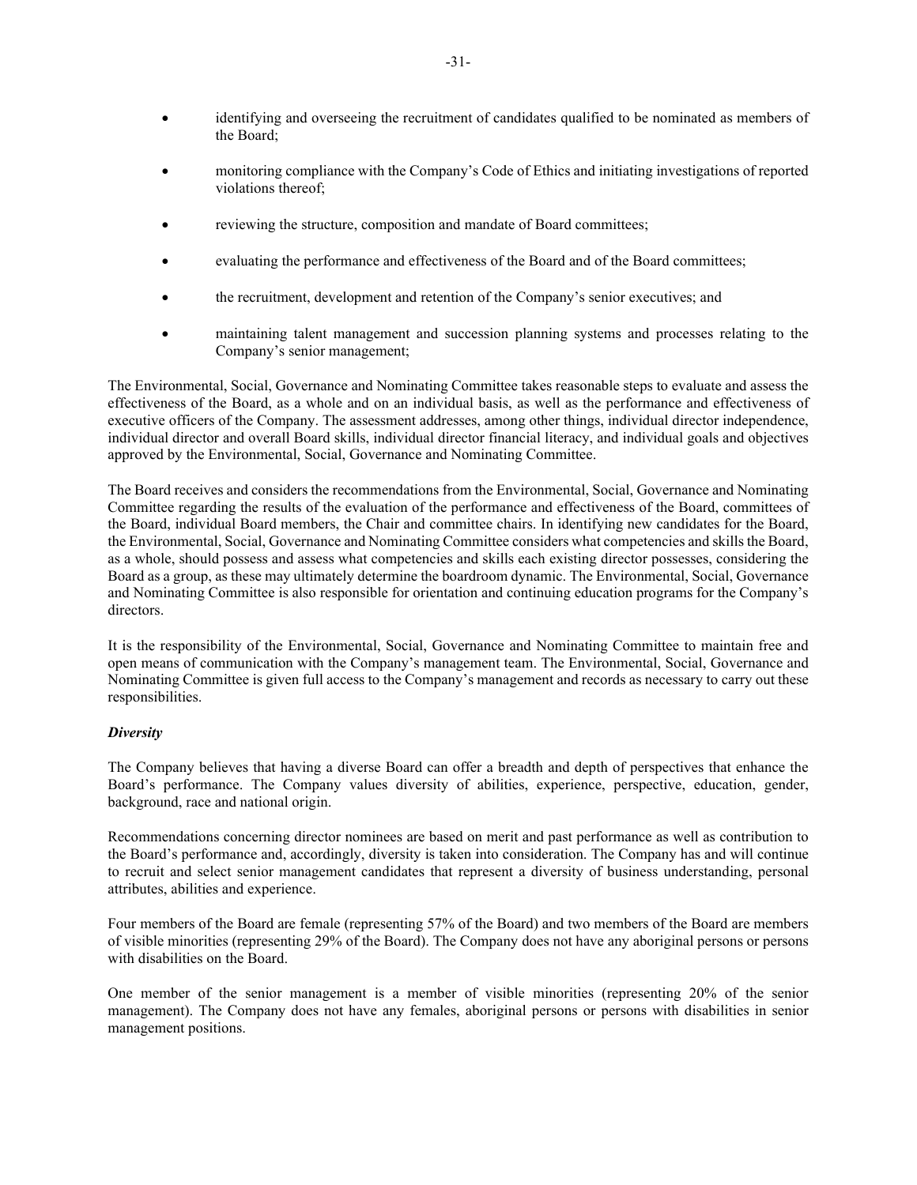- identifying and overseeing the recruitment of candidates qualified to be nominated as members of the Board;
- monitoring compliance with the Company's Code of Ethics and initiating investigations of reported violations thereof;
- reviewing the structure, composition and mandate of Board committees;
- evaluating the performance and effectiveness of the Board and of the Board committees;
- the recruitment, development and retention of the Company's senior executives; and
- maintaining talent management and succession planning systems and processes relating to the Company's senior management;

The Environmental, Social, Governance and Nominating Committee takes reasonable steps to evaluate and assess the effectiveness of the Board, as a whole and on an individual basis, as well as the performance and effectiveness of executive officers of the Company. The assessment addresses, among other things, individual director independence, individual director and overall Board skills, individual director financial literacy, and individual goals and objectives approved by the Environmental, Social, Governance and Nominating Committee.

The Board receives and considers the recommendations from the Environmental, Social, Governance and Nominating Committee regarding the results of the evaluation of the performance and effectiveness of the Board, committees of the Board, individual Board members, the Chair and committee chairs. In identifying new candidates for the Board, the Environmental, Social, Governance and Nominating Committee considers what competencies and skills the Board, as a whole, should possess and assess what competencies and skills each existing director possesses, considering the Board as a group, as these may ultimately determine the boardroom dynamic. The Environmental, Social, Governance and Nominating Committee is also responsible for orientation and continuing education programs for the Company's directors.

It is the responsibility of the Environmental, Social, Governance and Nominating Committee to maintain free and open means of communication with the Company's management team. The Environmental, Social, Governance and Nominating Committee is given full access to the Company's management and records as necessary to carry out these responsibilities.

***Diversity***

The Company believes that having a diverse Board can offer a breadth and depth of perspectives that enhance the Board's performance. The Company values diversity of abilities, experience, perspective, education, gender, background, race and national origin.

Recommendations concerning director nominees are based on merit and past performance as well as contribution to the Board's performance and, accordingly, diversity is taken into consideration. The Company has and will continue to recruit and select senior management candidates that represent a diversity of business understanding, personal attributes, abilities and experience.

Four members of the Board are female (representing 57% of the Board) and two members of the Board are members of visible minorities (representing 29% of the Board). The Company does not have any aboriginal persons or persons with disabilities on the Board.

One member of the senior management is a member of visible minorities (representing 20% of the senior management). The Company does not have any females, aboriginal persons or persons with disabilities in senior management positions.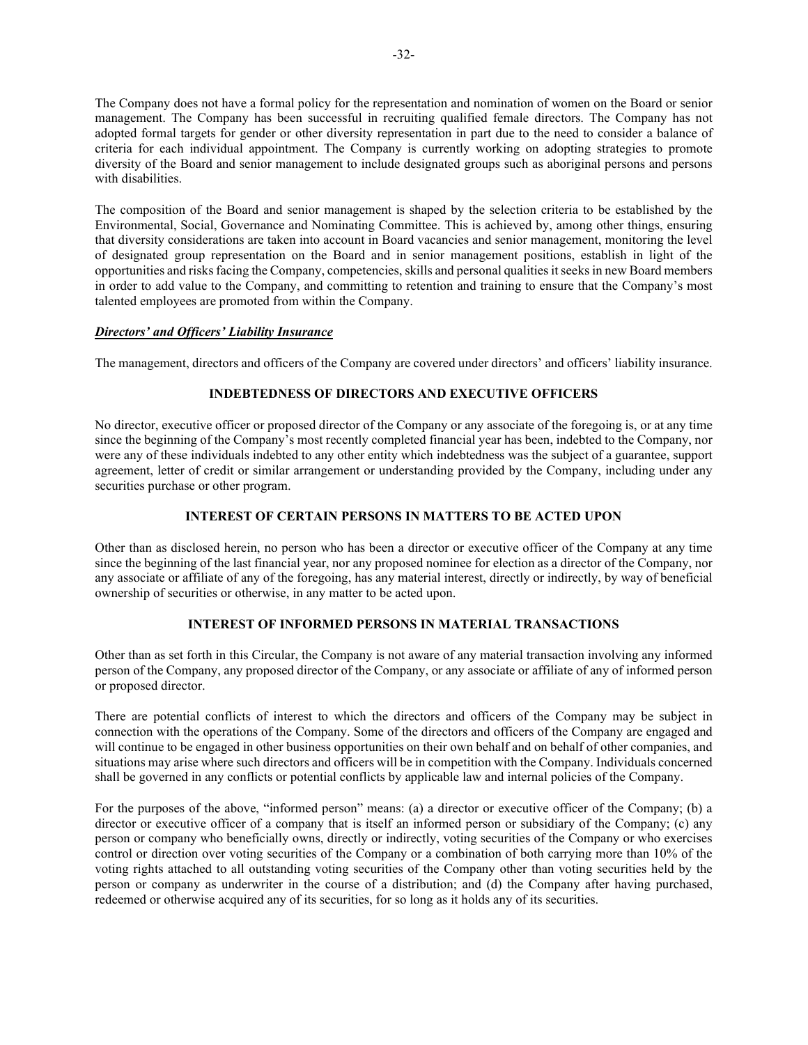The Company does not have a formal policy for the representation and nomination of women on the Board or senior management. The Company has been successful in recruiting qualified female directors. The Company has not adopted formal targets for gender or other diversity representation in part due to the need to consider a balance of criteria for each individual appointment. The Company is currently working on adopting strategies to promote diversity of the Board and senior management to include designated groups such as aboriginal persons and persons with disabilities.

The composition of the Board and senior management is shaped by the selection criteria to be established by the Environmental, Social, Governance and Nominating Committee. This is achieved by, among other things, ensuring that diversity considerations are taken into account in Board vacancies and senior management, monitoring the level of designated group representation on the Board and in senior management positions, establish in light of the opportunities and risks facing the Company, competencies, skills and personal qualities it seeks in new Board members in order to add value to the Company, and committing to retention and training to ensure that the Company's most talented employees are promoted from within the Company.

***Directors' and Officers' Liability Insurance***

The management, directors and officers of the Company are covered under directors' and officers' liability insurance.

## INDEBTEDNESS OF DIRECTORS AND EXECUTIVE OFFICERS

No director, executive officer or proposed director of the Company or any associate of the foregoing is, or at any time since the beginning of the Company's most recently completed financial year has been, indebted to the Company, nor were any of these individuals indebted to any other entity which indebtedness was the subject of a guarantee, support agreement, letter of credit or similar arrangement or understanding provided by the Company, including under any securities purchase or other program.

## INTEREST OF CERTAIN PERSONS IN MATTERS TO BE ACTED UPON

Other than as disclosed herein, no person who has been a director or executive officer of the Company at any time since the beginning of the last financial year, nor any proposed nominee for election as a director of the Company, nor any associate or affiliate of any of the foregoing, has any material interest, directly or indirectly, by way of beneficial ownership of securities or otherwise, in any matter to be acted upon.

## INTEREST OF INFORMED PERSONS IN MATERIAL TRANSACTIONS

Other than as set forth in this Circular, the Company is not aware of any material transaction involving any informed person of the Company, any proposed director of the Company, or any associate or affiliate of any of informed person or proposed director.

There are potential conflicts of interest to which the directors and officers of the Company may be subject in connection with the operations of the Company. Some of the directors and officers of the Company are engaged and will continue to be engaged in other business opportunities on their own behalf and on behalf of other companies, and situations may arise where such directors and officers will be in competition with the Company. Individuals concerned shall be governed in any conflicts or potential conflicts by applicable law and internal policies of the Company.

For the purposes of the above, "informed person" means: (a) a director or executive officer of the Company; (b) a director or executive officer of a company that is itself an informed person or subsidiary of the Company; (c) any person or company who beneficially owns, directly or indirectly, voting securities of the Company or who exercises control or direction over voting securities of the Company or a combination of both carrying more than 10% of the voting rights attached to all outstanding voting securities of the Company other than voting securities held by the person or company as underwriter in the course of a distribution; and (d) the Company after having purchased, redeemed or otherwise acquired any of its securities, for so long as it holds any of its securities.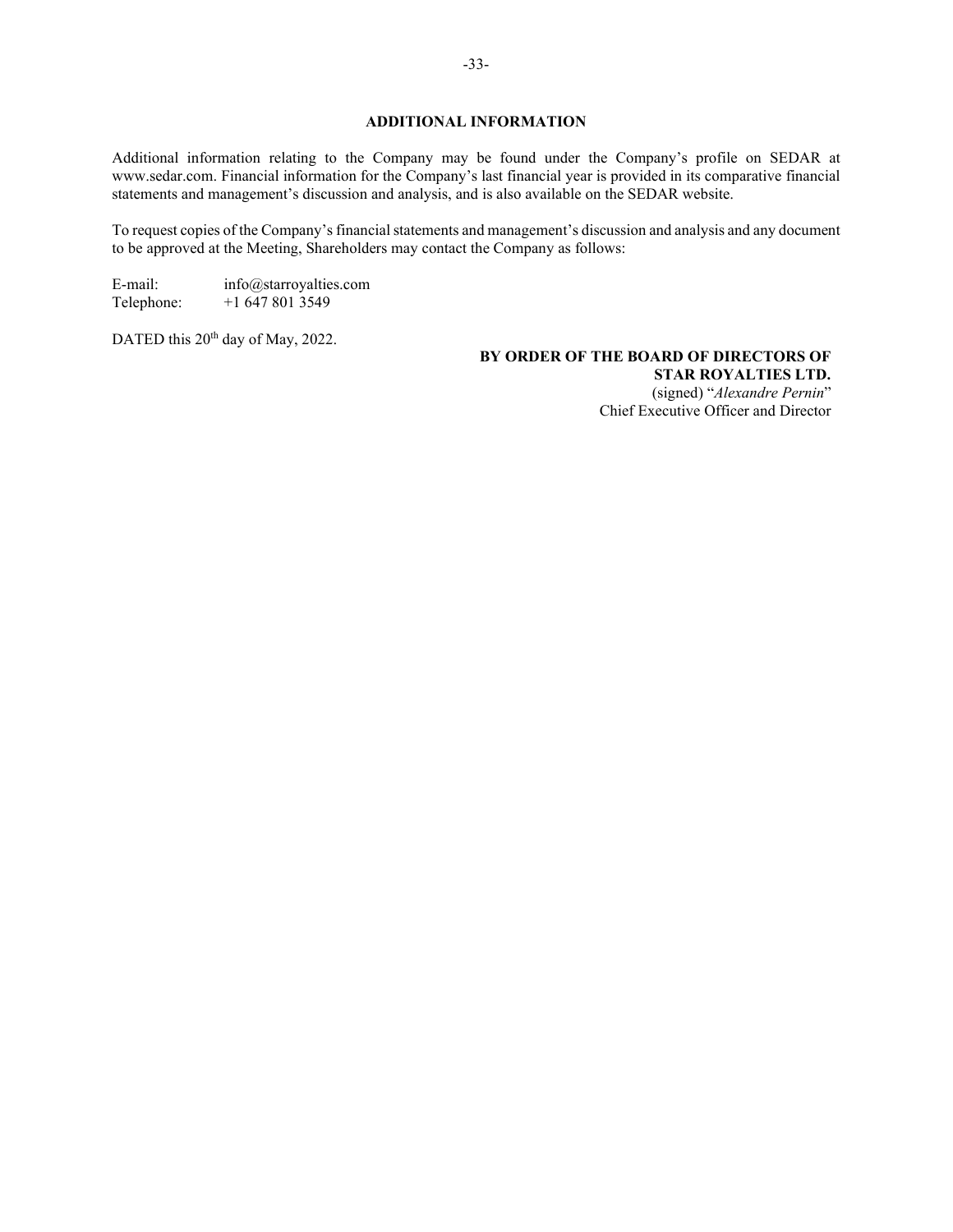## ADDITIONAL INFORMATION

Additional information relating to the Company may be found under the Company's profile on SEDAR at www.sedar.com. Financial information for the Company's last financial year is provided in its comparative financial statements and management's discussion and analysis, and is also available on the SEDAR website.

To request copies of the Company's financial statements and management's discussion and analysis and any document to be approved at the Meeting, Shareholders may contact the Company as follows:

E-mail: info@starroyalties.com
Telephone: +1 647 801 3549

DATED this 20th day of May, 2022.

**BY ORDER OF THE BOARD OF DIRECTORS OF STAR ROYALTIES LTD.**
(signed) "*Alexandre Pernin*"
Chief Executive Officer and Director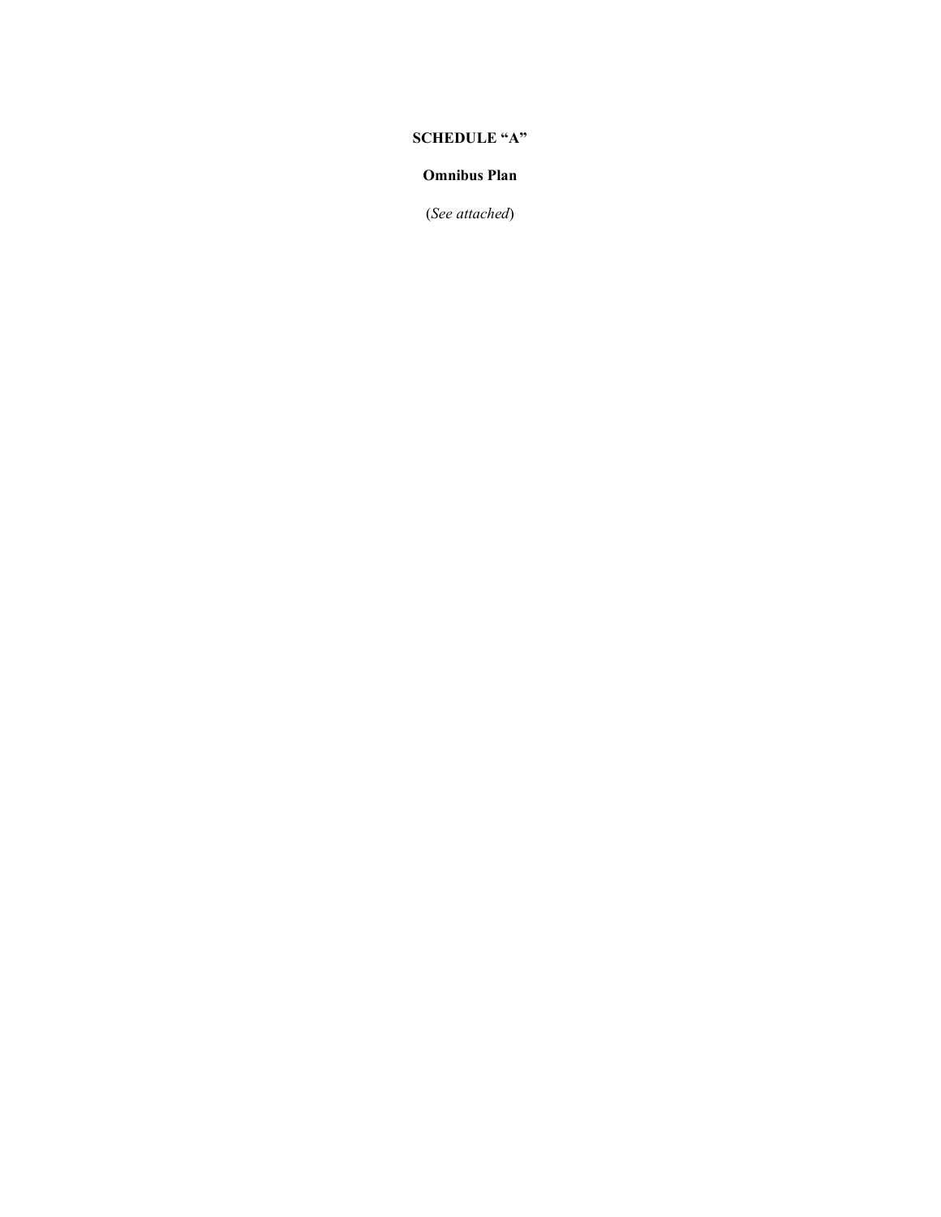**SCHEDULE "A"**

**Omnibus Plan**

(*See attached*)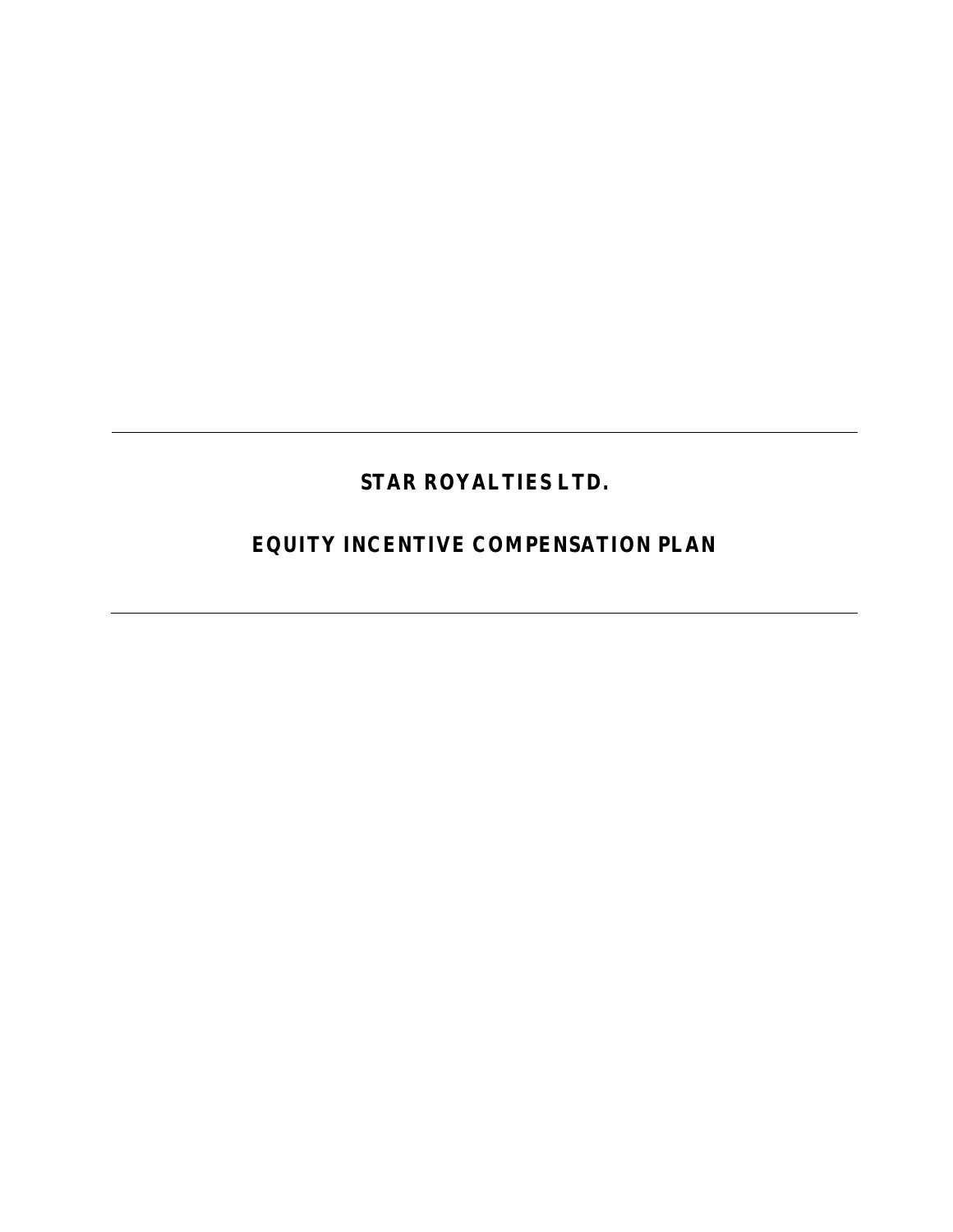# STAR ROYALTIES LTD.

# EQUITY INCENTIVE COMPENSATION PLAN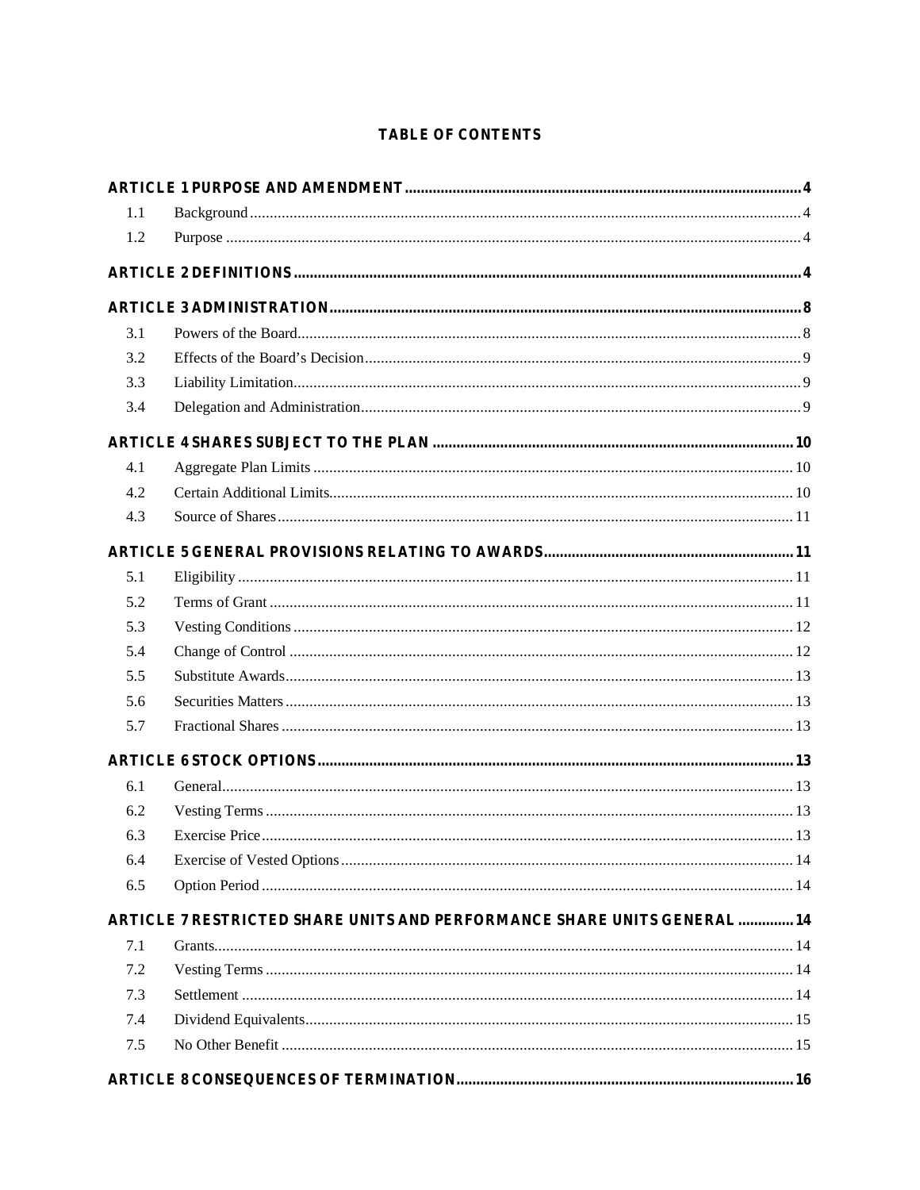# TABLE OF CONTENTS

| | | |
|---|---|---|
| **ARTICLE 1 PURPOSE AND AMENDMENT** | | **4** |
| 1.1 | Background | 4 |
| 1.2 | Purpose | 4 |
| **ARTICLE 2 DEFINITIONS** | | **4** |
| **ARTICLE 3 ADMINISTRATION** | | **8** |
| 3.1 | Powers of the Board | 8 |
| 3.2 | Effects of the Board's Decision | 9 |
| 3.3 | Liability Limitation | 9 |
| 3.4 | Delegation and Administration | 9 |
| **ARTICLE 4 SHARES SUBJECT TO THE PLAN** | | **10** |
| 4.1 | Aggregate Plan Limits | 10 |
| 4.2 | Certain Additional Limits | 10 |
| 4.3 | Source of Shares | 11 |
| **ARTICLE 5 GENERAL PROVISIONS RELATING TO AWARDS** | | **11** |
| 5.1 | Eligibility | 11 |
| 5.2 | Terms of Grant | 11 |
| 5.3 | Vesting Conditions | 12 |
| 5.4 | Change of Control | 12 |
| 5.5 | Substitute Awards | 13 |
| 5.6 | Securities Matters | 13 |
| 5.7 | Fractional Shares | 13 |
| **ARTICLE 6 STOCK OPTIONS** | | **13** |
| 6.1 | General | 13 |
| 6.2 | Vesting Terms | 13 |
| 6.3 | Exercise Price | 13 |
| 6.4 | Exercise of Vested Options | 14 |
| 6.5 | Option Period | 14 |
| **ARTICLE 7 RESTRICTED SHARE UNITS AND PERFORMANCE SHARE UNITS GENERAL** | | **14** |
| 7.1 | Grants | 14 |
| 7.2 | Vesting Terms | 14 |
| 7.3 | Settlement | 14 |
| 7.4 | Dividend Equivalents | 15 |
| 7.5 | No Other Benefit | 15 |
| **ARTICLE 8 CONSEQUENCES OF TERMINATION** | | **16** |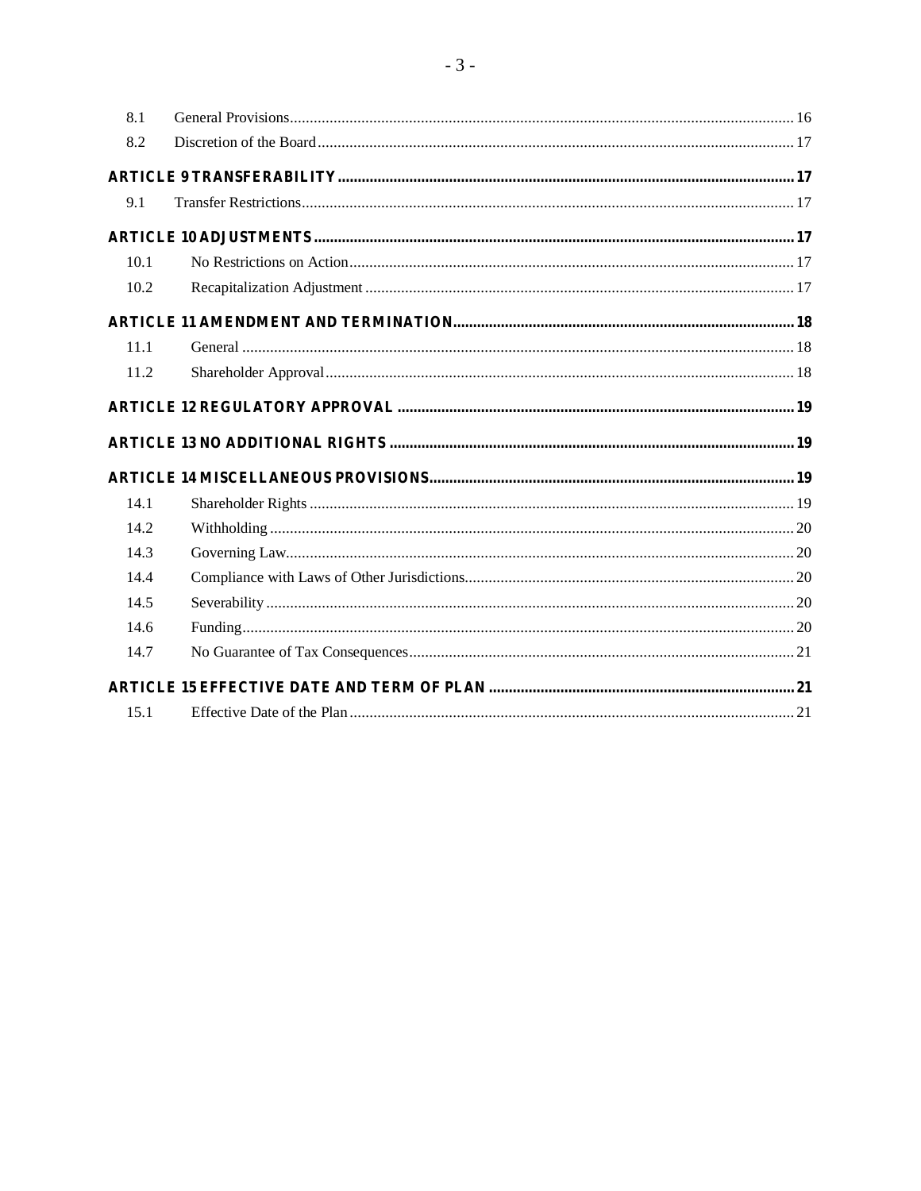| | | |
|---|---|---|
| 8.1 | General Provisions | 16 |
| 8.2 | Discretion of the Board | 17 |
| **ARTICLE 9 TRANSFERABILITY** | | **17** |
| 9.1 | Transfer Restrictions | 17 |
| **ARTICLE 10 ADJUSTMENTS** | | **17** |
| 10.1 | No Restrictions on Action | 17 |
| 10.2 | Recapitalization Adjustment | 17 |
| **ARTICLE 11 AMENDMENT AND TERMINATION** | | **18** |
| 11.1 | General | 18 |
| 11.2 | Shareholder Approval | 18 |
| **ARTICLE 12 REGULATORY APPROVAL** | | **19** |
| **ARTICLE 13 NO ADDITIONAL RIGHTS** | | **19** |
| **ARTICLE 14 MISCELLANEOUS PROVISIONS** | | **19** |
| 14.1 | Shareholder Rights | 19 |
| 14.2 | Withholding | 20 |
| 14.3 | Governing Law | 20 |
| 14.4 | Compliance with Laws of Other Jurisdictions | 20 |
| 14.5 | Severability | 20 |
| 14.6 | Funding | 20 |
| 14.7 | No Guarantee of Tax Consequences | 21 |
| **ARTICLE 15 EFFECTIVE DATE AND TERM OF PLAN** | | **21** |
| 15.1 | Effective Date of the Plan | 21 |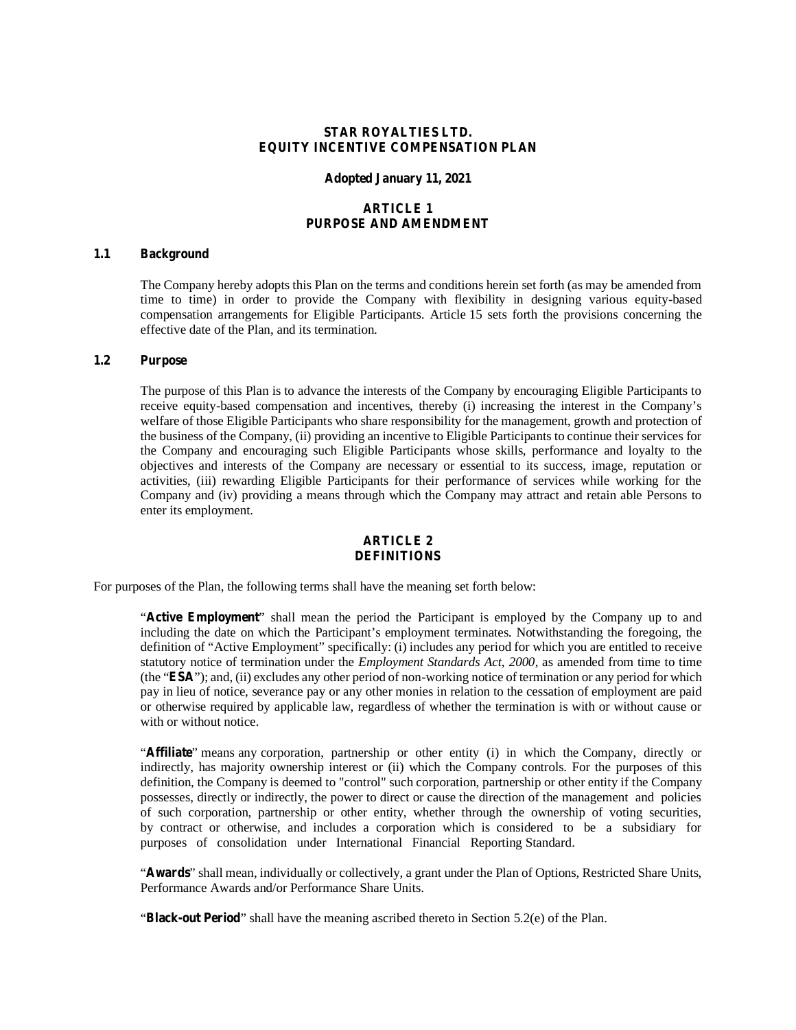**STAR ROYALTIES LTD.**
**EQUITY INCENTIVE COMPENSATION PLAN**

**Adopted January 11, 2021**

# ARTICLE 1
# PURPOSE AND AMENDMENT

## 1.1 Background

The Company hereby adopts this Plan on the terms and conditions herein set forth (as may be amended from time to time) in order to provide the Company with flexibility in designing various equity-based compensation arrangements for Eligible Participants. Article 15 sets forth the provisions concerning the effective date of the Plan, and its termination.

## 1.2 Purpose

The purpose of this Plan is to advance the interests of the Company by encouraging Eligible Participants to receive equity-based compensation and incentives, thereby (i) increasing the interest in the Company's welfare of those Eligible Participants who share responsibility for the management, growth and protection of the business of the Company, (ii) providing an incentive to Eligible Participants to continue their services for the Company and encouraging such Eligible Participants whose skills, performance and loyalty to the objectives and interests of the Company are necessary or essential to its success, image, reputation or activities, (iii) rewarding Eligible Participants for their performance of services while working for the Company and (iv) providing a means through which the Company may attract and retain able Persons to enter its employment.

# ARTICLE 2
# DEFINITIONS

For purposes of the Plan, the following terms shall have the meaning set forth below:

"**Active Employment**" shall mean the period the Participant is employed by the Company up to and including the date on which the Participant's employment terminates. Notwithstanding the foregoing, the definition of "Active Employment" specifically: (i) includes any period for which you are entitled to receive statutory notice of termination under the *Employment Standards Act, 2000*, as amended from time to time (the "**ESA**"); and, (ii) excludes any other period of non-working notice of termination or any period for which pay in lieu of notice, severance pay or any other monies in relation to the cessation of employment are paid or otherwise required by applicable law, regardless of whether the termination is with or without cause or with or without notice.

"**Affiliate**" means any corporation, partnership or other entity (i) in which the Company, directly or indirectly, has majority ownership interest or (ii) which the Company controls. For the purposes of this definition, the Company is deemed to "control" such corporation, partnership or other entity if the Company possesses, directly or indirectly, the power to direct or cause the direction of the management and policies of such corporation, partnership or other entity, whether through the ownership of voting securities, by contract or otherwise, and includes a corporation which is considered to be a subsidiary for purposes of consolidation under International Financial Reporting Standard.

"**Awards**" shall mean, individually or collectively, a grant under the Plan of Options, Restricted Share Units, Performance Awards and/or Performance Share Units.

"**Black-out Period**" shall have the meaning ascribed thereto in Section 5.2(e) of the Plan.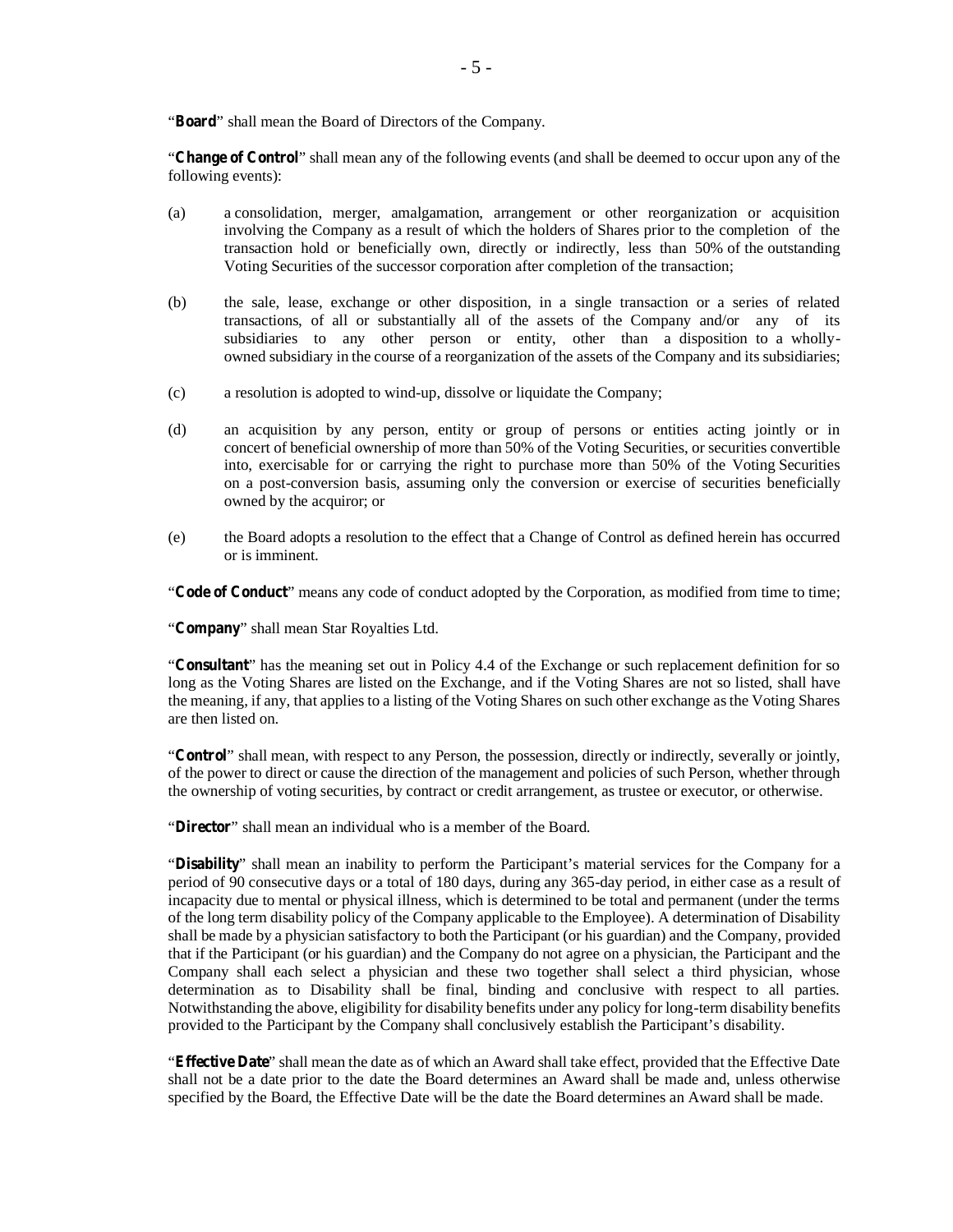"**Board**" shall mean the Board of Directors of the Company.

"**Change of Control**" shall mean any of the following events (and shall be deemed to occur upon any of the following events):

(a) a consolidation, merger, amalgamation, arrangement or other reorganization or acquisition involving the Company as a result of which the holders of Shares prior to the completion of the transaction hold or beneficially own, directly or indirectly, less than 50% of the outstanding Voting Securities of the successor corporation after completion of the transaction;

(b) the sale, lease, exchange or other disposition, in a single transaction or a series of related transactions, of all or substantially all of the assets of the Company and/or any of its subsidiaries to any other person or entity, other than a disposition to a wholly-owned subsidiary in the course of a reorganization of the assets of the Company and its subsidiaries;

(c) a resolution is adopted to wind-up, dissolve or liquidate the Company;

(d) an acquisition by any person, entity or group of persons or entities acting jointly or in concert of beneficial ownership of more than 50% of the Voting Securities, or securities convertible into, exercisable for or carrying the right to purchase more than 50% of the Voting Securities on a post-conversion basis, assuming only the conversion or exercise of securities beneficially owned by the acquiror; or

(e) the Board adopts a resolution to the effect that a Change of Control as defined herein has occurred or is imminent.

"**Code of Conduct**" means any code of conduct adopted by the Corporation, as modified from time to time;

"**Company**" shall mean Star Royalties Ltd.

"**Consultant**" has the meaning set out in Policy 4.4 of the Exchange or such replacement definition for so long as the Voting Shares are listed on the Exchange, and if the Voting Shares are not so listed, shall have the meaning, if any, that applies to a listing of the Voting Shares on such other exchange as the Voting Shares are then listed on.

"**Control**" shall mean, with respect to any Person, the possession, directly or indirectly, severally or jointly, of the power to direct or cause the direction of the management and policies of such Person, whether through the ownership of voting securities, by contract or credit arrangement, as trustee or executor, or otherwise.

"**Director**" shall mean an individual who is a member of the Board.

"**Disability**" shall mean an inability to perform the Participant's material services for the Company for a period of 90 consecutive days or a total of 180 days, during any 365-day period, in either case as a result of incapacity due to mental or physical illness, which is determined to be total and permanent (under the terms of the long term disability policy of the Company applicable to the Employee). A determination of Disability shall be made by a physician satisfactory to both the Participant (or his guardian) and the Company, provided that if the Participant (or his guardian) and the Company do not agree on a physician, the Participant and the Company shall each select a physician and these two together shall select a third physician, whose determination as to Disability shall be final, binding and conclusive with respect to all parties. Notwithstanding the above, eligibility for disability benefits under any policy for long-term disability benefits provided to the Participant by the Company shall conclusively establish the Participant's disability.

"**Effective Date**" shall mean the date as of which an Award shall take effect, provided that the Effective Date shall not be a date prior to the date the Board determines an Award shall be made and, unless otherwise specified by the Board, the Effective Date will be the date the Board determines an Award shall be made.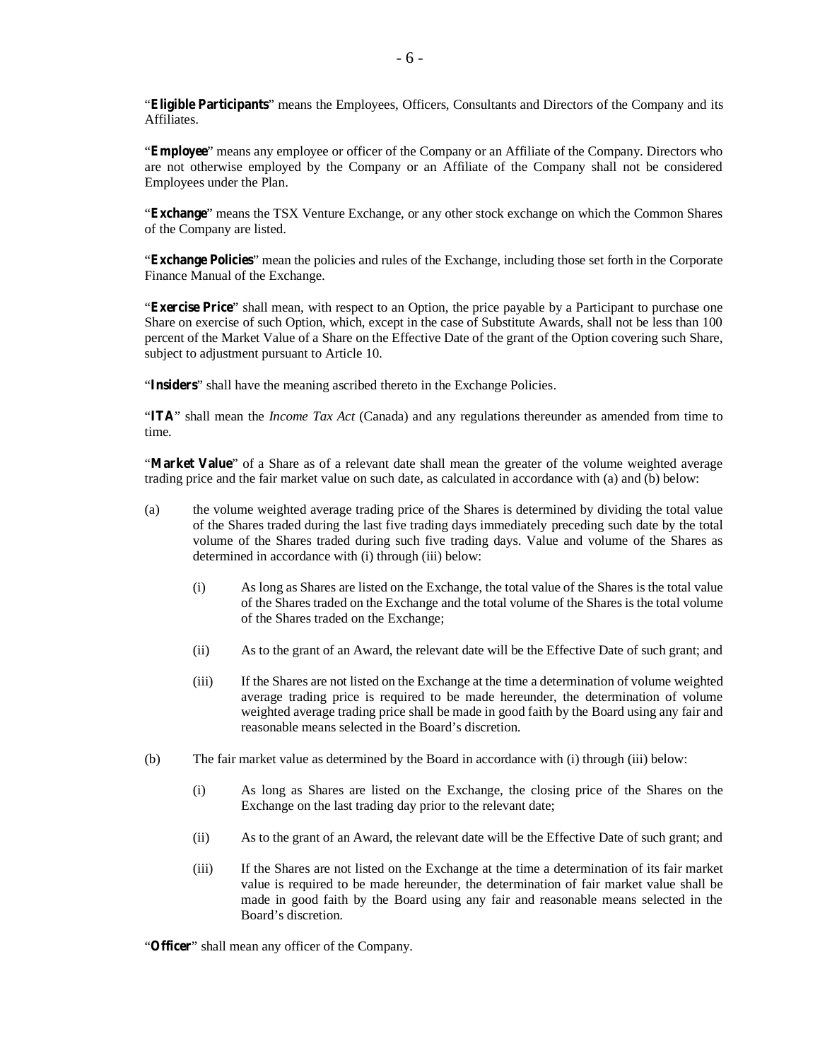"**Eligible Participants**" means the Employees, Officers, Consultants and Directors of the Company and its Affiliates.

"**Employee**" means any employee or officer of the Company or an Affiliate of the Company. Directors who are not otherwise employed by the Company or an Affiliate of the Company shall not be considered Employees under the Plan.

"**Exchange**" means the TSX Venture Exchange, or any other stock exchange on which the Common Shares of the Company are listed.

"**Exchange Policies**" mean the policies and rules of the Exchange, including those set forth in the Corporate Finance Manual of the Exchange.

"**Exercise Price**" shall mean, with respect to an Option, the price payable by a Participant to purchase one Share on exercise of such Option, which, except in the case of Substitute Awards, shall not be less than 100 percent of the Market Value of a Share on the Effective Date of the grant of the Option covering such Share, subject to adjustment pursuant to Article 10.

"**Insiders**" shall have the meaning ascribed thereto in the Exchange Policies.

"**ITA**" shall mean the *Income Tax Act* (Canada) and any regulations thereunder as amended from time to time.

"**Market Value**" of a Share as of a relevant date shall mean the greater of the volume weighted average trading price and the fair market value on such date, as calculated in accordance with (a) and (b) below:

(a) the volume weighted average trading price of the Shares is determined by dividing the total value of the Shares traded during the last five trading days immediately preceding such date by the total volume of the Shares traded during such five trading days. Value and volume of the Shares as determined in accordance with (i) through (iii) below:

   (i) As long as Shares are listed on the Exchange, the total value of the Shares is the total value of the Shares traded on the Exchange and the total volume of the Shares is the total volume of the Shares traded on the Exchange;

   (ii) As to the grant of an Award, the relevant date will be the Effective Date of such grant; and

   (iii) If the Shares are not listed on the Exchange at the time a determination of volume weighted average trading price is required to be made hereunder, the determination of volume weighted average trading price shall be made in good faith by the Board using any fair and reasonable means selected in the Board's discretion.

(b) The fair market value as determined by the Board in accordance with (i) through (iii) below:

   (i) As long as Shares are listed on the Exchange, the closing price of the Shares on the Exchange on the last trading day prior to the relevant date;

   (ii) As to the grant of an Award, the relevant date will be the Effective Date of such grant; and

   (iii) If the Shares are not listed on the Exchange at the time a determination of its fair market value is required to be made hereunder, the determination of fair market value shall be made in good faith by the Board using any fair and reasonable means selected in the Board's discretion.

"**Officer**" shall mean any officer of the Company.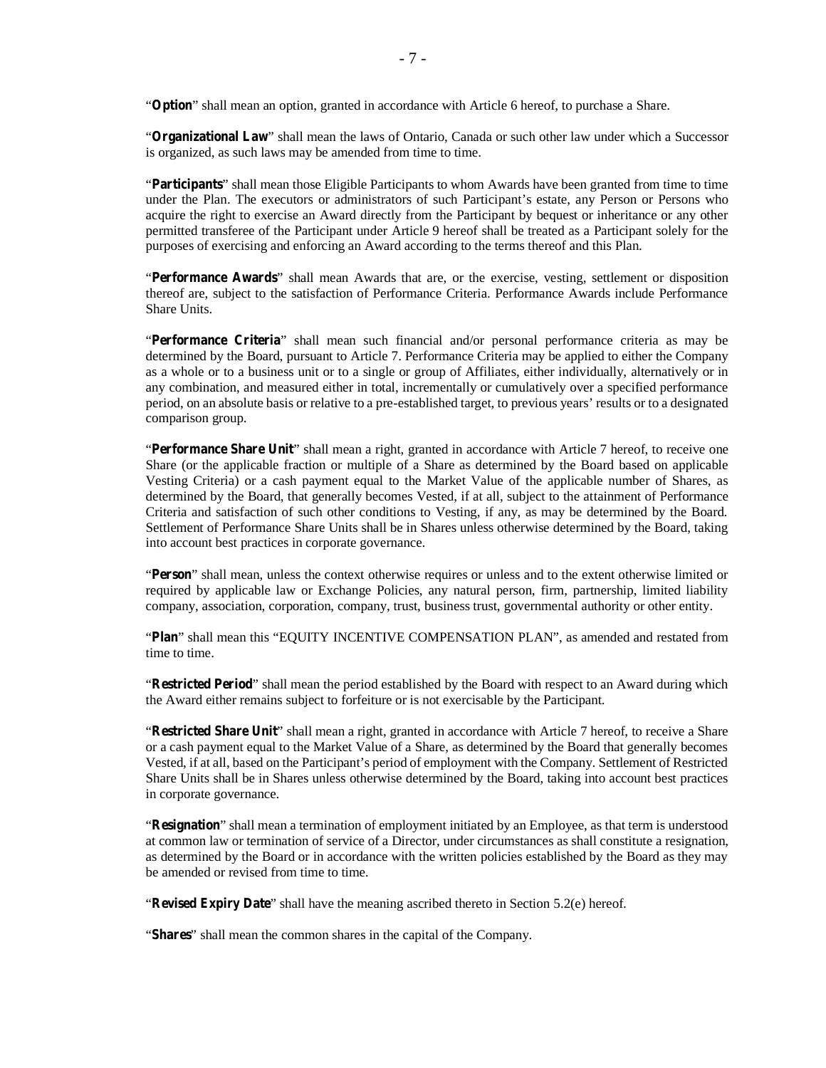"**Option**" shall mean an option, granted in accordance with Article 6 hereof, to purchase a Share.

"**Organizational Law**" shall mean the laws of Ontario, Canada or such other law under which a Successor is organized, as such laws may be amended from time to time.

"**Participants**" shall mean those Eligible Participants to whom Awards have been granted from time to time under the Plan. The executors or administrators of such Participant's estate, any Person or Persons who acquire the right to exercise an Award directly from the Participant by bequest or inheritance or any other permitted transferee of the Participant under Article 9 hereof shall be treated as a Participant solely for the purposes of exercising and enforcing an Award according to the terms thereof and this Plan.

"**Performance Awards**" shall mean Awards that are, or the exercise, vesting, settlement or disposition thereof are, subject to the satisfaction of Performance Criteria. Performance Awards include Performance Share Units.

"**Performance Criteria**" shall mean such financial and/or personal performance criteria as may be determined by the Board, pursuant to Article 7. Performance Criteria may be applied to either the Company as a whole or to a business unit or to a single or group of Affiliates, either individually, alternatively or in any combination, and measured either in total, incrementally or cumulatively over a specified performance period, on an absolute basis or relative to a pre-established target, to previous years' results or to a designated comparison group.

"**Performance Share Unit**" shall mean a right, granted in accordance with Article 7 hereof, to receive one Share (or the applicable fraction or multiple of a Share as determined by the Board based on applicable Vesting Criteria) or a cash payment equal to the Market Value of the applicable number of Shares, as determined by the Board, that generally becomes Vested, if at all, subject to the attainment of Performance Criteria and satisfaction of such other conditions to Vesting, if any, as may be determined by the Board. Settlement of Performance Share Units shall be in Shares unless otherwise determined by the Board, taking into account best practices in corporate governance.

"**Person**" shall mean, unless the context otherwise requires or unless and to the extent otherwise limited or required by applicable law or Exchange Policies, any natural person, firm, partnership, limited liability company, association, corporation, company, trust, business trust, governmental authority or other entity.

"**Plan**" shall mean this "EQUITY INCENTIVE COMPENSATION PLAN", as amended and restated from time to time.

"**Restricted Period**" shall mean the period established by the Board with respect to an Award during which the Award either remains subject to forfeiture or is not exercisable by the Participant.

"**Restricted Share Unit**" shall mean a right, granted in accordance with Article 7 hereof, to receive a Share or a cash payment equal to the Market Value of a Share, as determined by the Board that generally becomes Vested, if at all, based on the Participant's period of employment with the Company. Settlement of Restricted Share Units shall be in Shares unless otherwise determined by the Board, taking into account best practices in corporate governance.

"**Resignation**" shall mean a termination of employment initiated by an Employee, as that term is understood at common law or termination of service of a Director, under circumstances as shall constitute a resignation, as determined by the Board or in accordance with the written policies established by the Board as they may be amended or revised from time to time.

"**Revised Expiry Date**" shall have the meaning ascribed thereto in Section 5.2(e) hereof.

"**Shares**" shall mean the common shares in the capital of the Company.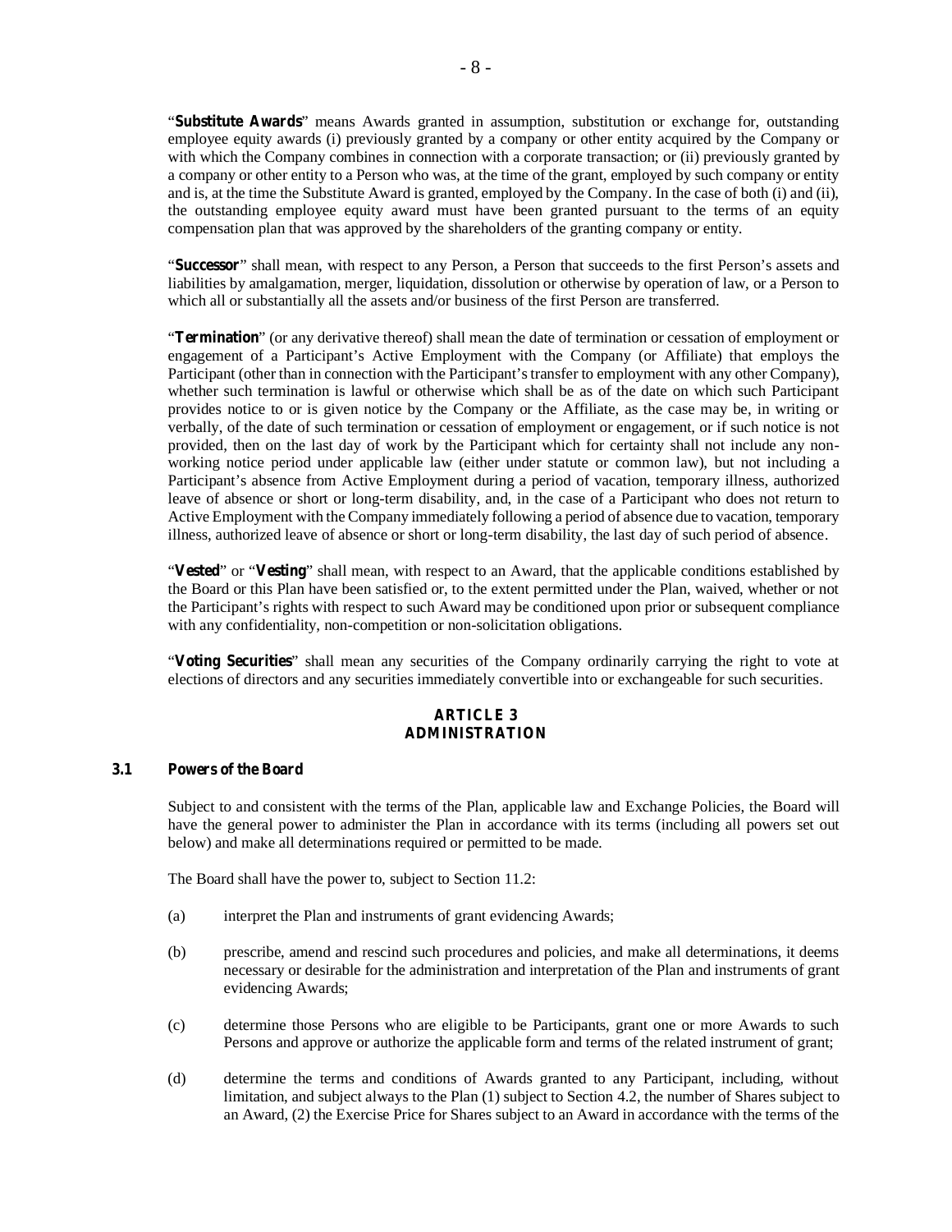"**Substitute Awards**" means Awards granted in assumption, substitution or exchange for, outstanding employee equity awards (i) previously granted by a company or other entity acquired by the Company or with which the Company combines in connection with a corporate transaction; or (ii) previously granted by a company or other entity to a Person who was, at the time of the grant, employed by such company or entity and is, at the time the Substitute Award is granted, employed by the Company. In the case of both (i) and (ii), the outstanding employee equity award must have been granted pursuant to the terms of an equity compensation plan that was approved by the shareholders of the granting company or entity.

"**Successor**" shall mean, with respect to any Person, a Person that succeeds to the first Person's assets and liabilities by amalgamation, merger, liquidation, dissolution or otherwise by operation of law, or a Person to which all or substantially all the assets and/or business of the first Person are transferred.

"**Termination**" (or any derivative thereof) shall mean the date of termination or cessation of employment or engagement of a Participant's Active Employment with the Company (or Affiliate) that employs the Participant (other than in connection with the Participant's transfer to employment with any other Company), whether such termination is lawful or otherwise which shall be as of the date on which such Participant provides notice to or is given notice by the Company or the Affiliate, as the case may be, in writing or verbally, of the date of such termination or cessation of employment or engagement, or if such notice is not provided, then on the last day of work by the Participant which for certainty shall not include any non-working notice period under applicable law (either under statute or common law), but not including a Participant's absence from Active Employment during a period of vacation, temporary illness, authorized leave of absence or short or long-term disability, and, in the case of a Participant who does not return to Active Employment with the Company immediately following a period of absence due to vacation, temporary illness, authorized leave of absence or short or long-term disability, the last day of such period of absence.

"**Vested**" or "**Vesting**" shall mean, with respect to an Award, that the applicable conditions established by the Board or this Plan have been satisfied or, to the extent permitted under the Plan, waived, whether or not the Participant's rights with respect to such Award may be conditioned upon prior or subsequent compliance with any confidentiality, non-competition or non-solicitation obligations.

"**Voting Securities**" shall mean any securities of the Company ordinarily carrying the right to vote at elections of directors and any securities immediately convertible into or exchangeable for such securities.

## ARTICLE 3
## ADMINISTRATION

### 3.1 Powers of the Board

Subject to and consistent with the terms of the Plan, applicable law and Exchange Policies, the Board will have the general power to administer the Plan in accordance with its terms (including all powers set out below) and make all determinations required or permitted to be made.

The Board shall have the power to, subject to Section 11.2:

(a) interpret the Plan and instruments of grant evidencing Awards;

(b) prescribe, amend and rescind such procedures and policies, and make all determinations, it deems necessary or desirable for the administration and interpretation of the Plan and instruments of grant evidencing Awards;

(c) determine those Persons who are eligible to be Participants, grant one or more Awards to such Persons and approve or authorize the applicable form and terms of the related instrument of grant;

(d) determine the terms and conditions of Awards granted to any Participant, including, without limitation, and subject always to the Plan (1) subject to Section 4.2, the number of Shares subject to an Award, (2) the Exercise Price for Shares subject to an Award in accordance with the terms of the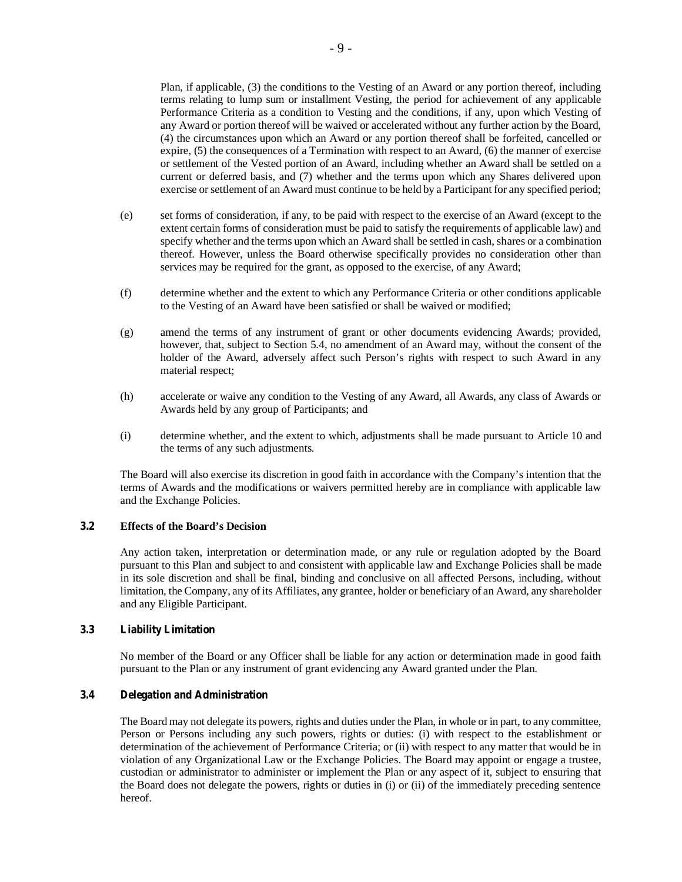Plan, if applicable, (3) the conditions to the Vesting of an Award or any portion thereof, including terms relating to lump sum or installment Vesting, the period for achievement of any applicable Performance Criteria as a condition to Vesting and the conditions, if any, upon which Vesting of any Award or portion thereof will be waived or accelerated without any further action by the Board, (4) the circumstances upon which an Award or any portion thereof shall be forfeited, cancelled or expire, (5) the consequences of a Termination with respect to an Award, (6) the manner of exercise or settlement of the Vested portion of an Award, including whether an Award shall be settled on a current or deferred basis, and (7) whether and the terms upon which any Shares delivered upon exercise or settlement of an Award must continue to be held by a Participant for any specified period;

(e) set forms of consideration, if any, to be paid with respect to the exercise of an Award (except to the extent certain forms of consideration must be paid to satisfy the requirements of applicable law) and specify whether and the terms upon which an Award shall be settled in cash, shares or a combination thereof. However, unless the Board otherwise specifically provides no consideration other than services may be required for the grant, as opposed to the exercise, of any Award;

(f) determine whether and the extent to which any Performance Criteria or other conditions applicable to the Vesting of an Award have been satisfied or shall be waived or modified;

(g) amend the terms of any instrument of grant or other documents evidencing Awards; provided, however, that, subject to Section 5.4, no amendment of an Award may, without the consent of the holder of the Award, adversely affect such Person's rights with respect to such Award in any material respect;

(h) accelerate or waive any condition to the Vesting of any Award, all Awards, any class of Awards or Awards held by any group of Participants; and

(i) determine whether, and the extent to which, adjustments shall be made pursuant to Article 10 and the terms of any such adjustments.

The Board will also exercise its discretion in good faith in accordance with the Company's intention that the terms of Awards and the modifications or waivers permitted hereby are in compliance with applicable law and the Exchange Policies.

### 3.2 Effects of the Board's Decision

Any action taken, interpretation or determination made, or any rule or regulation adopted by the Board pursuant to this Plan and subject to and consistent with applicable law and Exchange Policies shall be made in its sole discretion and shall be final, binding and conclusive on all affected Persons, including, without limitation, the Company, any of its Affiliates, any grantee, holder or beneficiary of an Award, any shareholder and any Eligible Participant.

### 3.3 Liability Limitation

No member of the Board or any Officer shall be liable for any action or determination made in good faith pursuant to the Plan or any instrument of grant evidencing any Award granted under the Plan.

### 3.4 Delegation and Administration

The Board may not delegate its powers, rights and duties under the Plan, in whole or in part, to any committee, Person or Persons including any such powers, rights or duties: (i) with respect to the establishment or determination of the achievement of Performance Criteria; or (ii) with respect to any matter that would be in violation of any Organizational Law or the Exchange Policies. The Board may appoint or engage a trustee, custodian or administrator to administer or implement the Plan or any aspect of it, subject to ensuring that the Board does not delegate the powers, rights or duties in (i) or (ii) of the immediately preceding sentence hereof.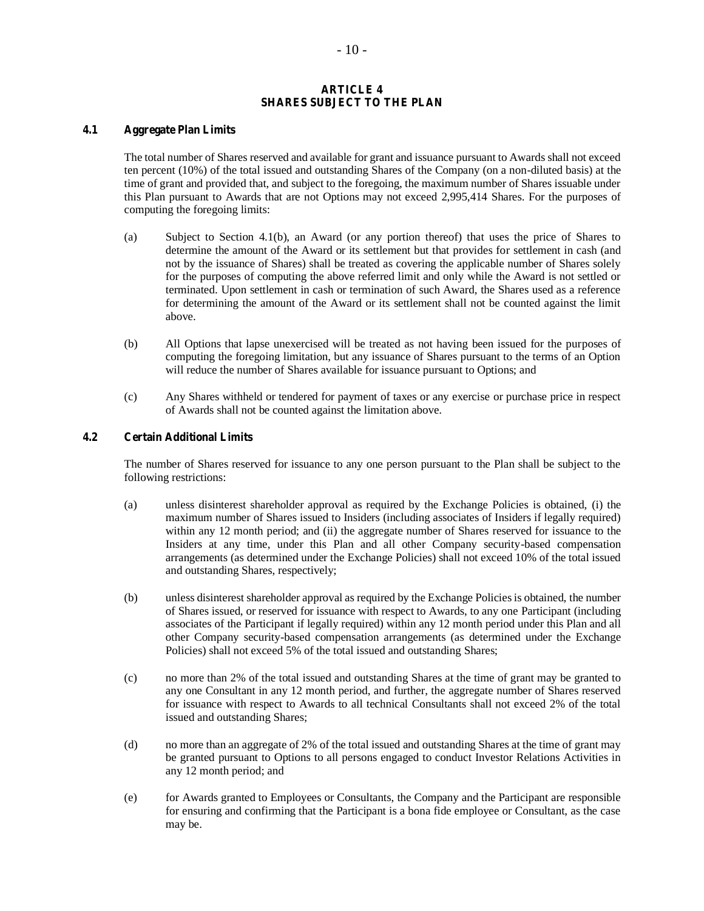# ARTICLE 4
# SHARES SUBJECT TO THE PLAN

## 4.1 Aggregate Plan Limits

The total number of Shares reserved and available for grant and issuance pursuant to Awards shall not exceed ten percent (10%) of the total issued and outstanding Shares of the Company (on a non-diluted basis) at the time of grant and provided that, and subject to the foregoing, the maximum number of Shares issuable under this Plan pursuant to Awards that are not Options may not exceed 2,995,414 Shares. For the purposes of computing the foregoing limits:

(a) Subject to Section 4.1(b), an Award (or any portion thereof) that uses the price of Shares to determine the amount of the Award or its settlement but that provides for settlement in cash (and not by the issuance of Shares) shall be treated as covering the applicable number of Shares solely for the purposes of computing the above referred limit and only while the Award is not settled or terminated. Upon settlement in cash or termination of such Award, the Shares used as a reference for determining the amount of the Award or its settlement shall not be counted against the limit above.

(b) All Options that lapse unexercised will be treated as not having been issued for the purposes of computing the foregoing limitation, but any issuance of Shares pursuant to the terms of an Option will reduce the number of Shares available for issuance pursuant to Options; and

(c) Any Shares withheld or tendered for payment of taxes or any exercise or purchase price in respect of Awards shall not be counted against the limitation above.

## 4.2 Certain Additional Limits

The number of Shares reserved for issuance to any one person pursuant to the Plan shall be subject to the following restrictions:

(a) unless disinterest shareholder approval as required by the Exchange Policies is obtained, (i) the maximum number of Shares issued to Insiders (including associates of Insiders if legally required) within any 12 month period; and (ii) the aggregate number of Shares reserved for issuance to the Insiders at any time, under this Plan and all other Company security-based compensation arrangements (as determined under the Exchange Policies) shall not exceed 10% of the total issued and outstanding Shares, respectively;

(b) unless disinterest shareholder approval as required by the Exchange Policies is obtained, the number of Shares issued, or reserved for issuance with respect to Awards, to any one Participant (including associates of the Participant if legally required) within any 12 month period under this Plan and all other Company security-based compensation arrangements (as determined under the Exchange Policies) shall not exceed 5% of the total issued and outstanding Shares;

(c) no more than 2% of the total issued and outstanding Shares at the time of grant may be granted to any one Consultant in any 12 month period, and further, the aggregate number of Shares reserved for issuance with respect to Awards to all technical Consultants shall not exceed 2% of the total issued and outstanding Shares;

(d) no more than an aggregate of 2% of the total issued and outstanding Shares at the time of grant may be granted pursuant to Options to all persons engaged to conduct Investor Relations Activities in any 12 month period; and

(e) for Awards granted to Employees or Consultants, the Company and the Participant are responsible for ensuring and confirming that the Participant is a bona fide employee or Consultant, as the case may be.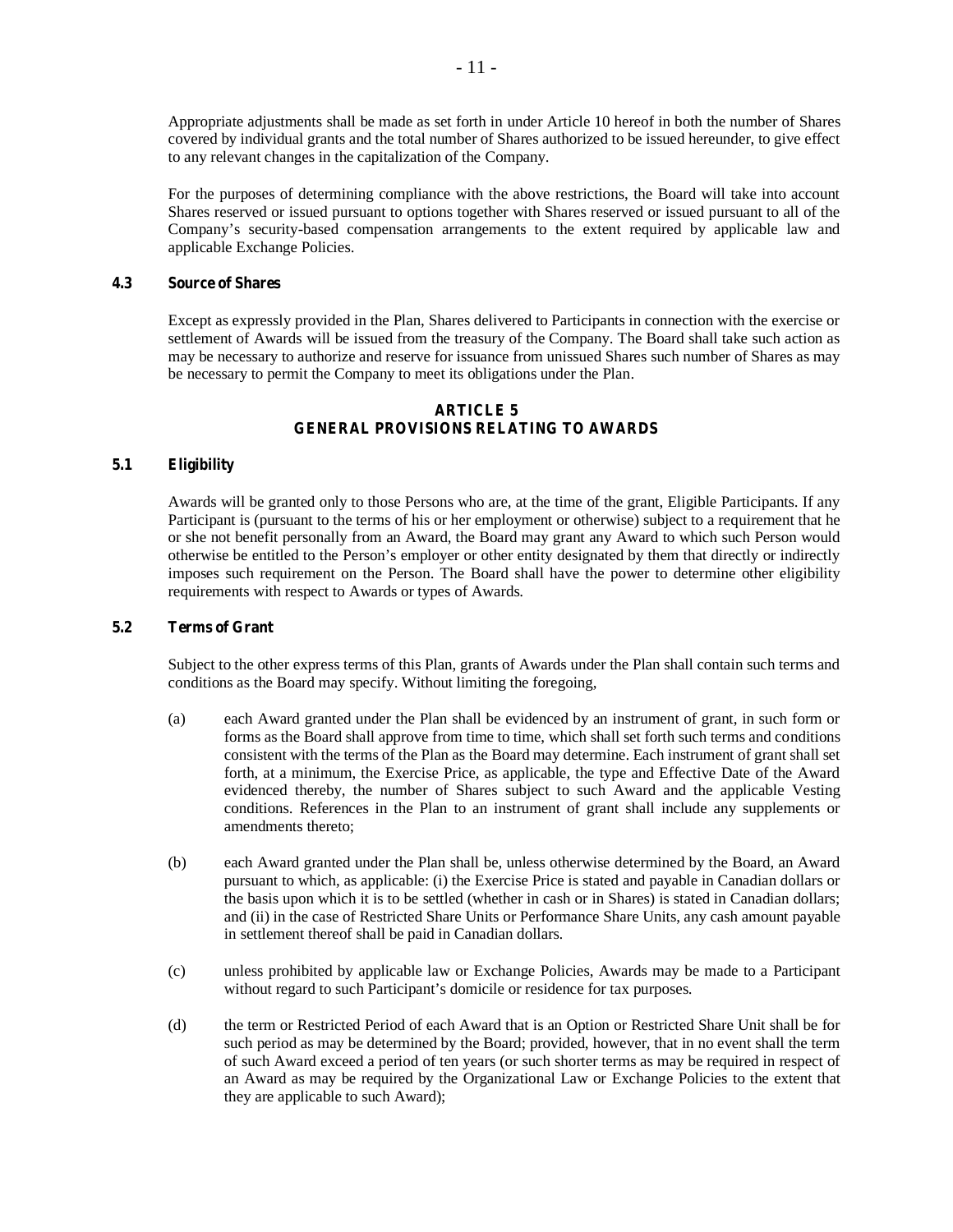Appropriate adjustments shall be made as set forth in under Article 10 hereof in both the number of Shares covered by individual grants and the total number of Shares authorized to be issued hereunder, to give effect to any relevant changes in the capitalization of the Company.

For the purposes of determining compliance with the above restrictions, the Board will take into account Shares reserved or issued pursuant to options together with Shares reserved or issued pursuant to all of the Company's security-based compensation arrangements to the extent required by applicable law and applicable Exchange Policies.

**4.3 Source of Shares**

Except as expressly provided in the Plan, Shares delivered to Participants in connection with the exercise or settlement of Awards will be issued from the treasury of the Company. The Board shall take such action as may be necessary to authorize and reserve for issuance from unissued Shares such number of Shares as may be necessary to permit the Company to meet its obligations under the Plan.

## ARTICLE 5
## GENERAL PROVISIONS RELATING TO AWARDS

**5.1 Eligibility**

Awards will be granted only to those Persons who are, at the time of the grant, Eligible Participants. If any Participant is (pursuant to the terms of his or her employment or otherwise) subject to a requirement that he or she not benefit personally from an Award, the Board may grant any Award to which such Person would otherwise be entitled to the Person's employer or other entity designated by them that directly or indirectly imposes such requirement on the Person. The Board shall have the power to determine other eligibility requirements with respect to Awards or types of Awards.

**5.2 Terms of Grant**

Subject to the other express terms of this Plan, grants of Awards under the Plan shall contain such terms and conditions as the Board may specify. Without limiting the foregoing,

(a) each Award granted under the Plan shall be evidenced by an instrument of grant, in such form or forms as the Board shall approve from time to time, which shall set forth such terms and conditions consistent with the terms of the Plan as the Board may determine. Each instrument of grant shall set forth, at a minimum, the Exercise Price, as applicable, the type and Effective Date of the Award evidenced thereby, the number of Shares subject to such Award and the applicable Vesting conditions. References in the Plan to an instrument of grant shall include any supplements or amendments thereto;

(b) each Award granted under the Plan shall be, unless otherwise determined by the Board, an Award pursuant to which, as applicable: (i) the Exercise Price is stated and payable in Canadian dollars or the basis upon which it is to be settled (whether in cash or in Shares) is stated in Canadian dollars; and (ii) in the case of Restricted Share Units or Performance Share Units, any cash amount payable in settlement thereof shall be paid in Canadian dollars.

(c) unless prohibited by applicable law or Exchange Policies, Awards may be made to a Participant without regard to such Participant's domicile or residence for tax purposes.

(d) the term or Restricted Period of each Award that is an Option or Restricted Share Unit shall be for such period as may be determined by the Board; provided, however, that in no event shall the term of such Award exceed a period of ten years (or such shorter terms as may be required in respect of an Award as may be required by the Organizational Law or Exchange Policies to the extent that they are applicable to such Award);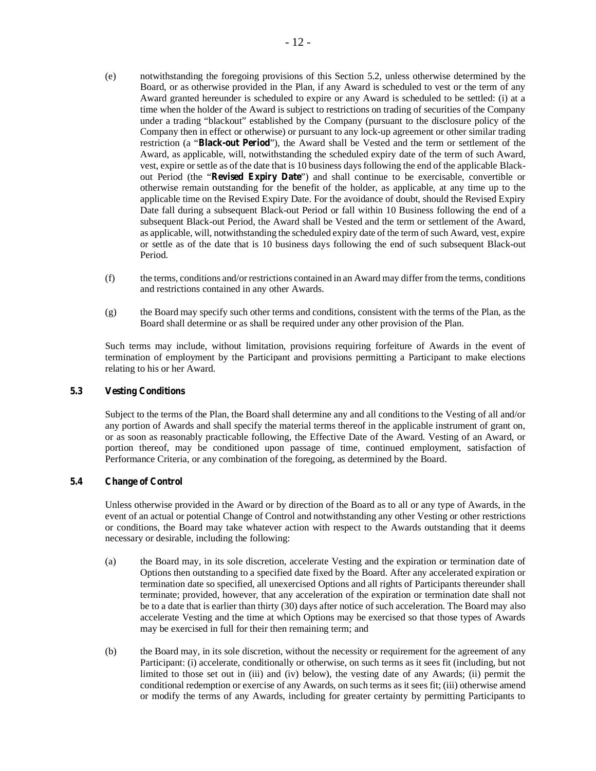(e) notwithstanding the foregoing provisions of this Section 5.2, unless otherwise determined by the Board, or as otherwise provided in the Plan, if any Award is scheduled to vest or the term of any Award granted hereunder is scheduled to expire or any Award is scheduled to be settled: (i) at a time when the holder of the Award is subject to restrictions on trading of securities of the Company under a trading "blackout" established by the Company (pursuant to the disclosure policy of the Company then in effect or otherwise) or pursuant to any lock-up agreement or other similar trading restriction (a "**Black-out Period**"), the Award shall be Vested and the term or settlement of the Award, as applicable, will, notwithstanding the scheduled expiry date of the term of such Award, vest, expire or settle as of the date that is 10 business days following the end of the applicable Black-out Period (the "**Revised Expiry Date**") and shall continue to be exercisable, convertible or otherwise remain outstanding for the benefit of the holder, as applicable, at any time up to the applicable time on the Revised Expiry Date. For the avoidance of doubt, should the Revised Expiry Date fall during a subsequent Black-out Period or fall within 10 Business following the end of a subsequent Black-out Period, the Award shall be Vested and the term or settlement of the Award, as applicable, will, notwithstanding the scheduled expiry date of the term of such Award, vest, expire or settle as of the date that is 10 business days following the end of such subsequent Black-out Period.

(f) the terms, conditions and/or restrictions contained in an Award may differ from the terms, conditions and restrictions contained in any other Awards.

(g) the Board may specify such other terms and conditions, consistent with the terms of the Plan, as the Board shall determine or as shall be required under any other provision of the Plan.

Such terms may include, without limitation, provisions requiring forfeiture of Awards in the event of termination of employment by the Participant and provisions permitting a Participant to make elections relating to his or her Award.

### 5.3 Vesting Conditions

Subject to the terms of the Plan, the Board shall determine any and all conditions to the Vesting of all and/or any portion of Awards and shall specify the material terms thereof in the applicable instrument of grant on, or as soon as reasonably practicable following, the Effective Date of the Award. Vesting of an Award, or portion thereof, may be conditioned upon passage of time, continued employment, satisfaction of Performance Criteria, or any combination of the foregoing, as determined by the Board.

### 5.4 Change of Control

Unless otherwise provided in the Award or by direction of the Board as to all or any type of Awards, in the event of an actual or potential Change of Control and notwithstanding any other Vesting or other restrictions or conditions, the Board may take whatever action with respect to the Awards outstanding that it deems necessary or desirable, including the following:

(a) the Board may, in its sole discretion, accelerate Vesting and the expiration or termination date of Options then outstanding to a specified date fixed by the Board. After any accelerated expiration or termination date so specified, all unexercised Options and all rights of Participants thereunder shall terminate; provided, however, that any acceleration of the expiration or termination date shall not be to a date that is earlier than thirty (30) days after notice of such acceleration. The Board may also accelerate Vesting and the time at which Options may be exercised so that those types of Awards may be exercised in full for their then remaining term; and

(b) the Board may, in its sole discretion, without the necessity or requirement for the agreement of any Participant: (i) accelerate, conditionally or otherwise, on such terms as it sees fit (including, but not limited to those set out in (iii) and (iv) below), the vesting date of any Awards; (ii) permit the conditional redemption or exercise of any Awards, on such terms as it sees fit; (iii) otherwise amend or modify the terms of any Awards, including for greater certainty by permitting Participants to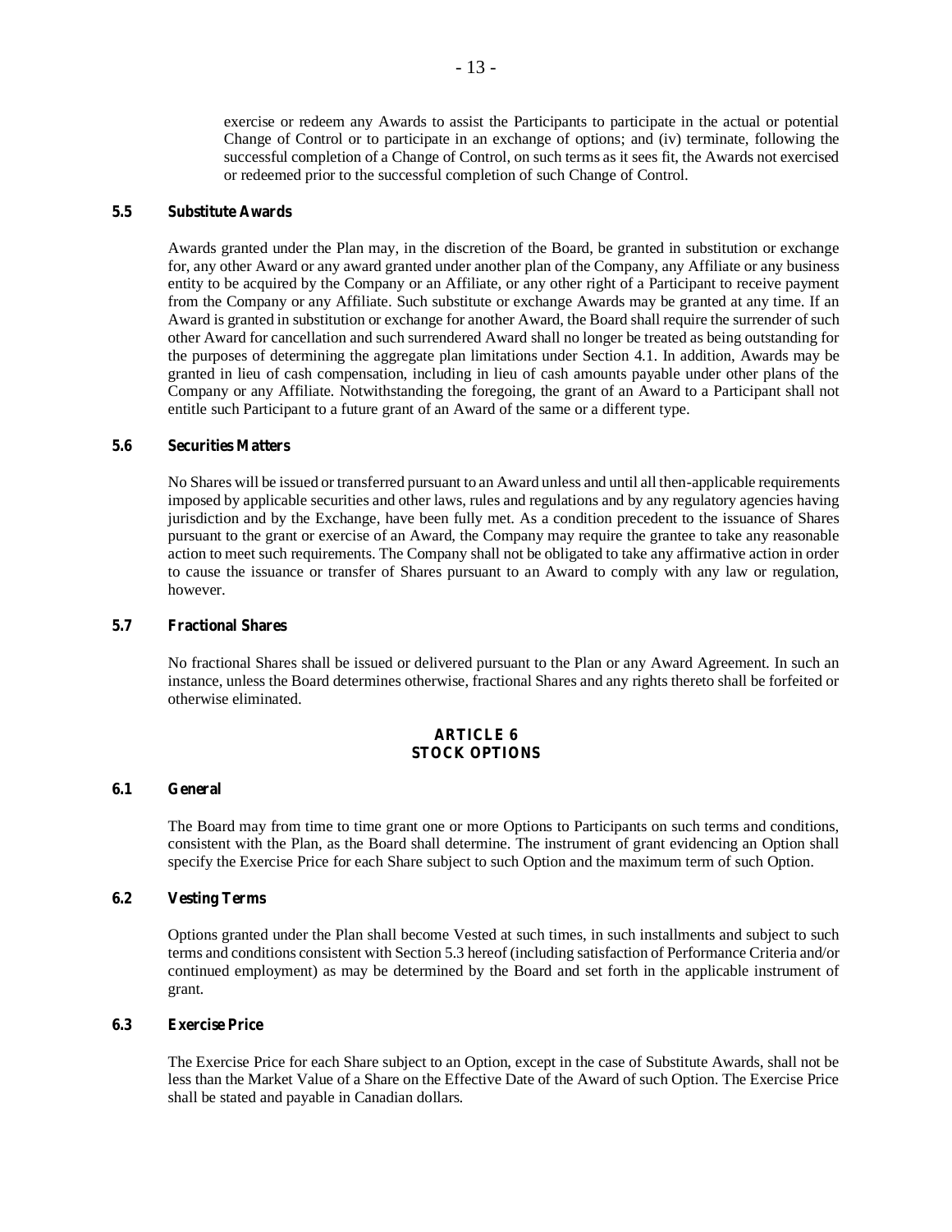exercise or redeem any Awards to assist the Participants to participate in the actual or potential Change of Control or to participate in an exchange of options; and (iv) terminate, following the successful completion of a Change of Control, on such terms as it sees fit, the Awards not exercised or redeemed prior to the successful completion of such Change of Control.

### 5.5 Substitute Awards

Awards granted under the Plan may, in the discretion of the Board, be granted in substitution or exchange for, any other Award or any award granted under another plan of the Company, any Affiliate or any business entity to be acquired by the Company or an Affiliate, or any other right of a Participant to receive payment from the Company or any Affiliate. Such substitute or exchange Awards may be granted at any time. If an Award is granted in substitution or exchange for another Award, the Board shall require the surrender of such other Award for cancellation and such surrendered Award shall no longer be treated as being outstanding for the purposes of determining the aggregate plan limitations under Section 4.1. In addition, Awards may be granted in lieu of cash compensation, including in lieu of cash amounts payable under other plans of the Company or any Affiliate. Notwithstanding the foregoing, the grant of an Award to a Participant shall not entitle such Participant to a future grant of an Award of the same or a different type.

### 5.6 Securities Matters

No Shares will be issued or transferred pursuant to an Award unless and until all then-applicable requirements imposed by applicable securities and other laws, rules and regulations and by any regulatory agencies having jurisdiction and by the Exchange, have been fully met. As a condition precedent to the issuance of Shares pursuant to the grant or exercise of an Award, the Company may require the grantee to take any reasonable action to meet such requirements. The Company shall not be obligated to take any affirmative action in order to cause the issuance or transfer of Shares pursuant to an Award to comply with any law or regulation, however.

### 5.7 Fractional Shares

No fractional Shares shall be issued or delivered pursuant to the Plan or any Award Agreement. In such an instance, unless the Board determines otherwise, fractional Shares and any rights thereto shall be forfeited or otherwise eliminated.

## ARTICLE 6
## STOCK OPTIONS

### 6.1 General

The Board may from time to time grant one or more Options to Participants on such terms and conditions, consistent with the Plan, as the Board shall determine. The instrument of grant evidencing an Option shall specify the Exercise Price for each Share subject to such Option and the maximum term of such Option.

### 6.2 Vesting Terms

Options granted under the Plan shall become Vested at such times, in such installments and subject to such terms and conditions consistent with Section 5.3 hereof (including satisfaction of Performance Criteria and/or continued employment) as may be determined by the Board and set forth in the applicable instrument of grant.

### 6.3 Exercise Price

The Exercise Price for each Share subject to an Option, except in the case of Substitute Awards, shall not be less than the Market Value of a Share on the Effective Date of the Award of such Option. The Exercise Price shall be stated and payable in Canadian dollars.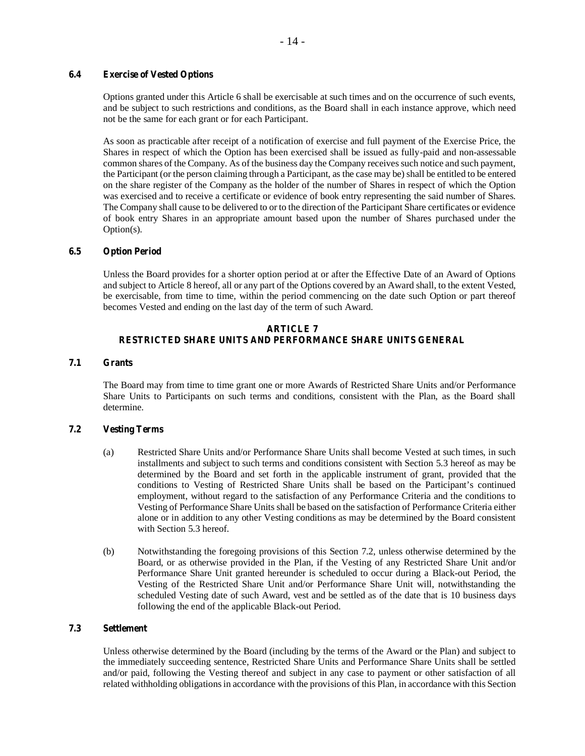### 6.4 Exercise of Vested Options

Options granted under this Article 6 shall be exercisable at such times and on the occurrence of such events, and be subject to such restrictions and conditions, as the Board shall in each instance approve, which need not be the same for each grant or for each Participant.

As soon as practicable after receipt of a notification of exercise and full payment of the Exercise Price, the Shares in respect of which the Option has been exercised shall be issued as fully-paid and non-assessable common shares of the Company. As of the business day the Company receives such notice and such payment, the Participant (or the person claiming through a Participant, as the case may be) shall be entitled to be entered on the share register of the Company as the holder of the number of Shares in respect of which the Option was exercised and to receive a certificate or evidence of book entry representing the said number of Shares. The Company shall cause to be delivered to or to the direction of the Participant Share certificates or evidence of book entry Shares in an appropriate amount based upon the number of Shares purchased under the Option(s).

### 6.5 Option Period

Unless the Board provides for a shorter option period at or after the Effective Date of an Award of Options and subject to Article 8 hereof, all or any part of the Options covered by an Award shall, to the extent Vested, be exercisable, from time to time, within the period commencing on the date such Option or part thereof becomes Vested and ending on the last day of the term of such Award.

## ARTICLE 7
## RESTRICTED SHARE UNITS AND PERFORMANCE SHARE UNITS GENERAL

### 7.1 Grants

The Board may from time to time grant one or more Awards of Restricted Share Units and/or Performance Share Units to Participants on such terms and conditions, consistent with the Plan, as the Board shall determine.

### 7.2 Vesting Terms

(a) Restricted Share Units and/or Performance Share Units shall become Vested at such times, in such installments and subject to such terms and conditions consistent with Section 5.3 hereof as may be determined by the Board and set forth in the applicable instrument of grant, provided that the conditions to Vesting of Restricted Share Units shall be based on the Participant's continued employment, without regard to the satisfaction of any Performance Criteria and the conditions to Vesting of Performance Share Units shall be based on the satisfaction of Performance Criteria either alone or in addition to any other Vesting conditions as may be determined by the Board consistent with Section 5.3 hereof.

(b) Notwithstanding the foregoing provisions of this Section 7.2, unless otherwise determined by the Board, or as otherwise provided in the Plan, if the Vesting of any Restricted Share Unit and/or Performance Share Unit granted hereunder is scheduled to occur during a Black-out Period, the Vesting of the Restricted Share Unit and/or Performance Share Unit will, notwithstanding the scheduled Vesting date of such Award, vest and be settled as of the date that is 10 business days following the end of the applicable Black-out Period.

### 7.3 Settlement

Unless otherwise determined by the Board (including by the terms of the Award or the Plan) and subject to the immediately succeeding sentence, Restricted Share Units and Performance Share Units shall be settled and/or paid, following the Vesting thereof and subject in any case to payment or other satisfaction of all related withholding obligations in accordance with the provisions of this Plan, in accordance with this Section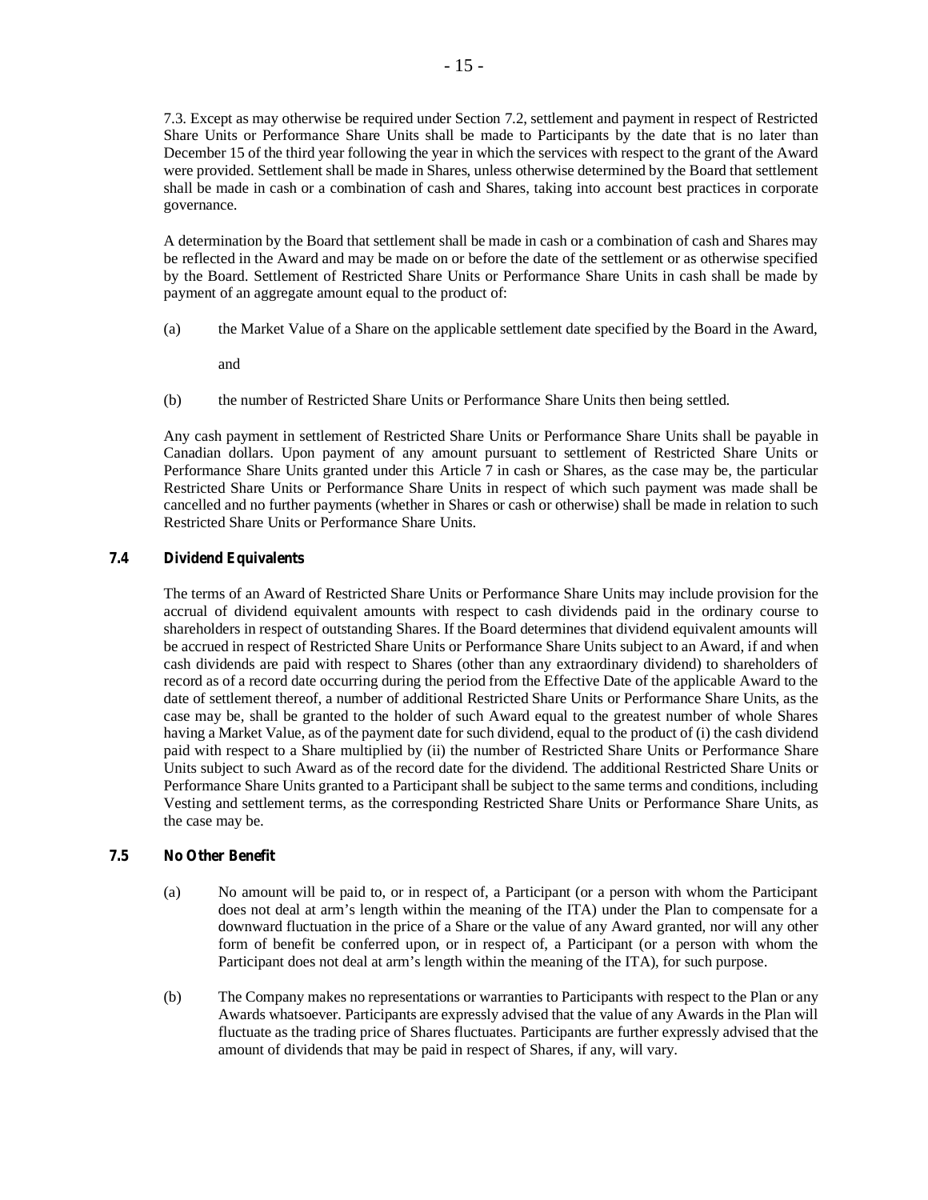7.3. Except as may otherwise be required under Section 7.2, settlement and payment in respect of Restricted Share Units or Performance Share Units shall be made to Participants by the date that is no later than December 15 of the third year following the year in which the services with respect to the grant of the Award were provided. Settlement shall be made in Shares, unless otherwise determined by the Board that settlement shall be made in cash or a combination of cash and Shares, taking into account best practices in corporate governance.

A determination by the Board that settlement shall be made in cash or a combination of cash and Shares may be reflected in the Award and may be made on or before the date of the settlement or as otherwise specified by the Board. Settlement of Restricted Share Units or Performance Share Units in cash shall be made by payment of an aggregate amount equal to the product of:

(a) the Market Value of a Share on the applicable settlement date specified by the Board in the Award,

and

(b) the number of Restricted Share Units or Performance Share Units then being settled.

Any cash payment in settlement of Restricted Share Units or Performance Share Units shall be payable in Canadian dollars. Upon payment of any amount pursuant to settlement of Restricted Share Units or Performance Share Units granted under this Article 7 in cash or Shares, as the case may be, the particular Restricted Share Units or Performance Share Units in respect of which such payment was made shall be cancelled and no further payments (whether in Shares or cash or otherwise) shall be made in relation to such Restricted Share Units or Performance Share Units.

### 7.4 Dividend Equivalents

The terms of an Award of Restricted Share Units or Performance Share Units may include provision for the accrual of dividend equivalent amounts with respect to cash dividends paid in the ordinary course to shareholders in respect of outstanding Shares. If the Board determines that dividend equivalent amounts will be accrued in respect of Restricted Share Units or Performance Share Units subject to an Award, if and when cash dividends are paid with respect to Shares (other than any extraordinary dividend) to shareholders of record as of a record date occurring during the period from the Effective Date of the applicable Award to the date of settlement thereof, a number of additional Restricted Share Units or Performance Share Units, as the case may be, shall be granted to the holder of such Award equal to the greatest number of whole Shares having a Market Value, as of the payment date for such dividend, equal to the product of (i) the cash dividend paid with respect to a Share multiplied by (ii) the number of Restricted Share Units or Performance Share Units subject to such Award as of the record date for the dividend. The additional Restricted Share Units or Performance Share Units granted to a Participant shall be subject to the same terms and conditions, including Vesting and settlement terms, as the corresponding Restricted Share Units or Performance Share Units, as the case may be.

### 7.5 No Other Benefit

(a) No amount will be paid to, or in respect of, a Participant (or a person with whom the Participant does not deal at arm's length within the meaning of the ITA) under the Plan to compensate for a downward fluctuation in the price of a Share or the value of any Award granted, nor will any other form of benefit be conferred upon, or in respect of, a Participant (or a person with whom the Participant does not deal at arm's length within the meaning of the ITA), for such purpose.

(b) The Company makes no representations or warranties to Participants with respect to the Plan or any Awards whatsoever. Participants are expressly advised that the value of any Awards in the Plan will fluctuate as the trading price of Shares fluctuates. Participants are further expressly advised that the amount of dividends that may be paid in respect of Shares, if any, will vary.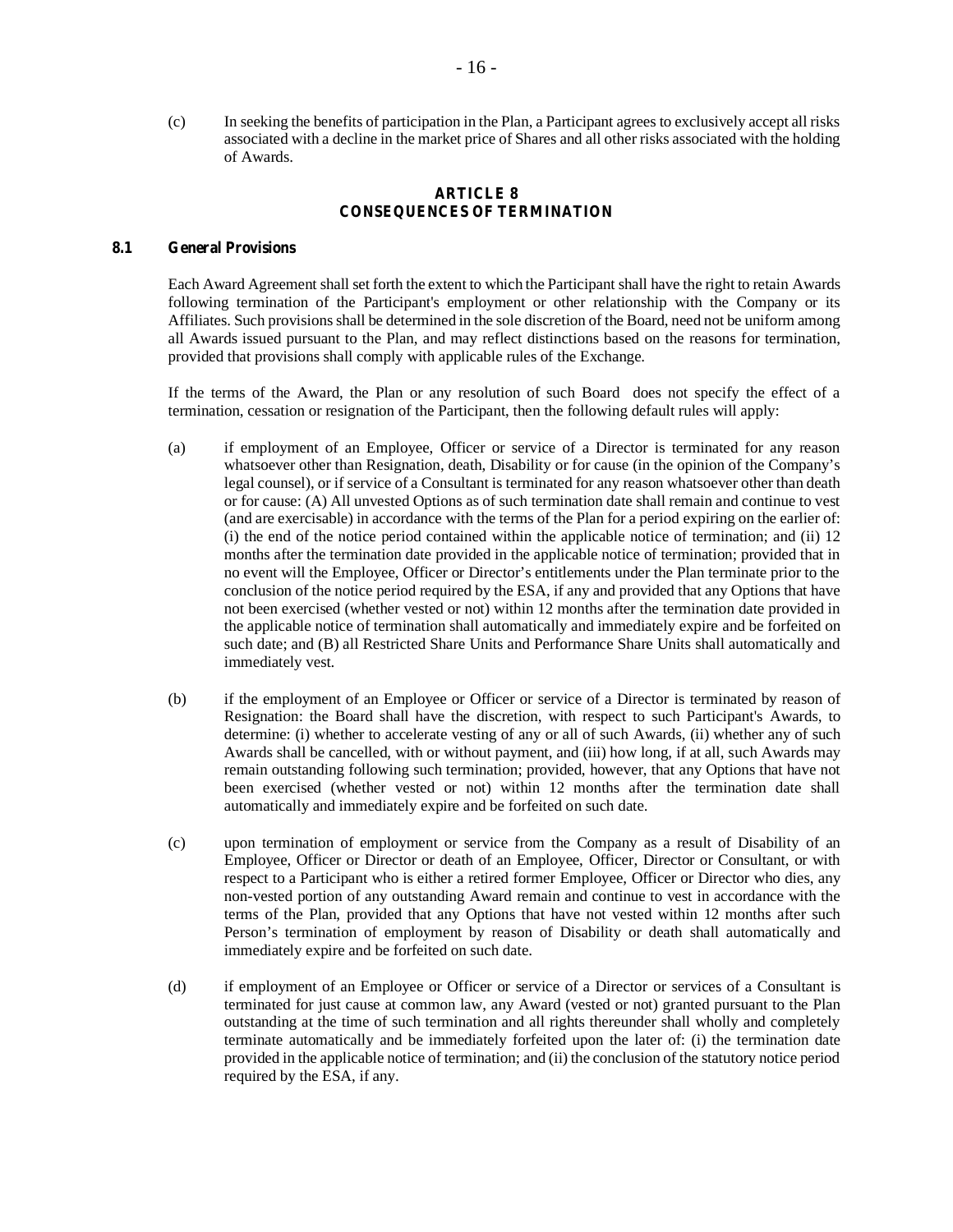(c) In seeking the benefits of participation in the Plan, a Participant agrees to exclusively accept all risks associated with a decline in the market price of Shares and all other risks associated with the holding of Awards.

## ARTICLE 8
## CONSEQUENCES OF TERMINATION

### 8.1 General Provisions

Each Award Agreement shall set forth the extent to which the Participant shall have the right to retain Awards following termination of the Participant's employment or other relationship with the Company or its Affiliates. Such provisions shall be determined in the sole discretion of the Board, need not be uniform among all Awards issued pursuant to the Plan, and may reflect distinctions based on the reasons for termination, provided that provisions shall comply with applicable rules of the Exchange.

If the terms of the Award, the Plan or any resolution of such Board does not specify the effect of a termination, cessation or resignation of the Participant, then the following default rules will apply:

(a) if employment of an Employee, Officer or service of a Director is terminated for any reason whatsoever other than Resignation, death, Disability or for cause (in the opinion of the Company's legal counsel), or if service of a Consultant is terminated for any reason whatsoever other than death or for cause: (A) All unvested Options as of such termination date shall remain and continue to vest (and are exercisable) in accordance with the terms of the Plan for a period expiring on the earlier of: (i) the end of the notice period contained within the applicable notice of termination; and (ii) 12 months after the termination date provided in the applicable notice of termination; provided that in no event will the Employee, Officer or Director's entitlements under the Plan terminate prior to the conclusion of the notice period required by the ESA, if any and provided that any Options that have not been exercised (whether vested or not) within 12 months after the termination date provided in the applicable notice of termination shall automatically and immediately expire and be forfeited on such date; and (B) all Restricted Share Units and Performance Share Units shall automatically and immediately vest.

(b) if the employment of an Employee or Officer or service of a Director is terminated by reason of Resignation: the Board shall have the discretion, with respect to such Participant's Awards, to determine: (i) whether to accelerate vesting of any or all of such Awards, (ii) whether any of such Awards shall be cancelled, with or without payment, and (iii) how long, if at all, such Awards may remain outstanding following such termination; provided, however, that any Options that have not been exercised (whether vested or not) within 12 months after the termination date shall automatically and immediately expire and be forfeited on such date.

(c) upon termination of employment or service from the Company as a result of Disability of an Employee, Officer or Director or death of an Employee, Officer, Director or Consultant, or with respect to a Participant who is either a retired former Employee, Officer or Director who dies, any non-vested portion of any outstanding Award remain and continue to vest in accordance with the terms of the Plan, provided that any Options that have not vested within 12 months after such Person's termination of employment by reason of Disability or death shall automatically and immediately expire and be forfeited on such date.

(d) if employment of an Employee or Officer or service of a Director or services of a Consultant is terminated for just cause at common law, any Award (vested or not) granted pursuant to the Plan outstanding at the time of such termination and all rights thereunder shall wholly and completely terminate automatically and be immediately forfeited upon the later of: (i) the termination date provided in the applicable notice of termination; and (ii) the conclusion of the statutory notice period required by the ESA, if any.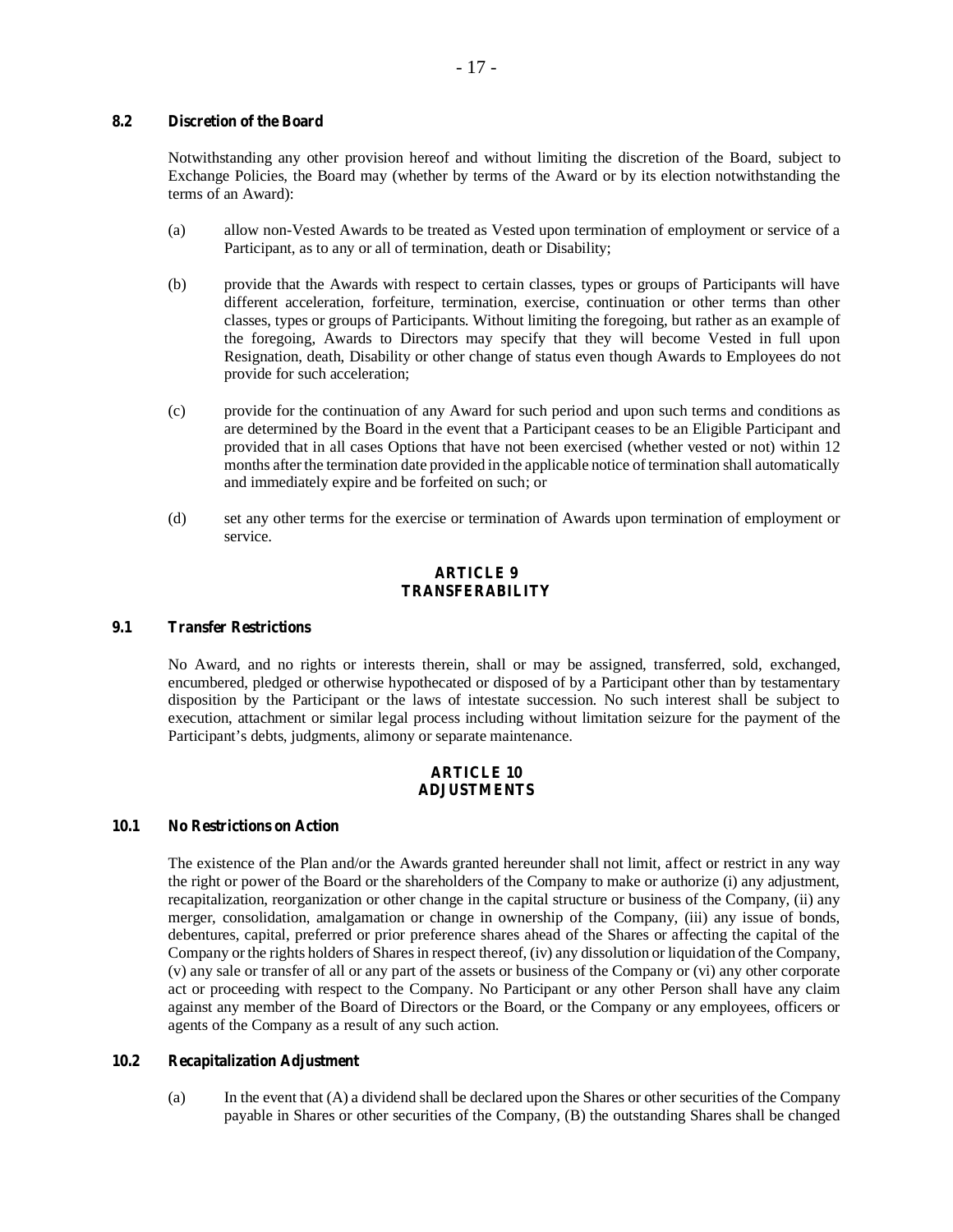### 8.2 Discretion of the Board

Notwithstanding any other provision hereof and without limiting the discretion of the Board, subject to Exchange Policies, the Board may (whether by terms of the Award or by its election notwithstanding the terms of an Award):

(a) allow non-Vested Awards to be treated as Vested upon termination of employment or service of a Participant, as to any or all of termination, death or Disability;

(b) provide that the Awards with respect to certain classes, types or groups of Participants will have different acceleration, forfeiture, termination, exercise, continuation or other terms than other classes, types or groups of Participants. Without limiting the foregoing, but rather as an example of the foregoing, Awards to Directors may specify that they will become Vested in full upon Resignation, death, Disability or other change of status even though Awards to Employees do not provide for such acceleration;

(c) provide for the continuation of any Award for such period and upon such terms and conditions as are determined by the Board in the event that a Participant ceases to be an Eligible Participant and provided that in all cases Options that have not been exercised (whether vested or not) within 12 months after the termination date provided in the applicable notice of termination shall automatically and immediately expire and be forfeited on such; or

(d) set any other terms for the exercise or termination of Awards upon termination of employment or service.

## ARTICLE 9
## TRANSFERABILITY

### 9.1 Transfer Restrictions

No Award, and no rights or interests therein, shall or may be assigned, transferred, sold, exchanged, encumbered, pledged or otherwise hypothecated or disposed of by a Participant other than by testamentary disposition by the Participant or the laws of intestate succession. No such interest shall be subject to execution, attachment or similar legal process including without limitation seizure for the payment of the Participant's debts, judgments, alimony or separate maintenance.

## ARTICLE 10
## ADJUSTMENTS

### 10.1 No Restrictions on Action

The existence of the Plan and/or the Awards granted hereunder shall not limit, affect or restrict in any way the right or power of the Board or the shareholders of the Company to make or authorize (i) any adjustment, recapitalization, reorganization or other change in the capital structure or business of the Company, (ii) any merger, consolidation, amalgamation or change in ownership of the Company, (iii) any issue of bonds, debentures, capital, preferred or prior preference shares ahead of the Shares or affecting the capital of the Company or the rights holders of Shares in respect thereof, (iv) any dissolution or liquidation of the Company, (v) any sale or transfer of all or any part of the assets or business of the Company or (vi) any other corporate act or proceeding with respect to the Company. No Participant or any other Person shall have any claim against any member of the Board of Directors or the Board, or the Company or any employees, officers or agents of the Company as a result of any such action.

### 10.2 Recapitalization Adjustment

(a) In the event that (A) a dividend shall be declared upon the Shares or other securities of the Company payable in Shares or other securities of the Company, (B) the outstanding Shares shall be changed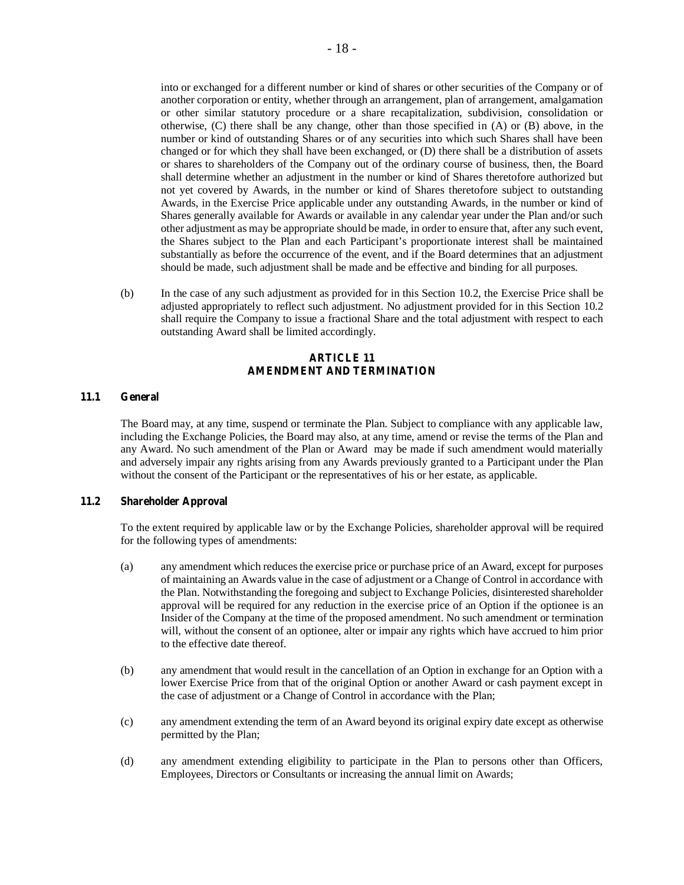into or exchanged for a different number or kind of shares or other securities of the Company or of another corporation or entity, whether through an arrangement, plan of arrangement, amalgamation or other similar statutory procedure or a share recapitalization, subdivision, consolidation or otherwise, (C) there shall be any change, other than those specified in (A) or (B) above, in the number or kind of outstanding Shares or of any securities into which such Shares shall have been changed or for which they shall have been exchanged, or (D) there shall be a distribution of assets or shares to shareholders of the Company out of the ordinary course of business, then, the Board shall determine whether an adjustment in the number or kind of Shares theretofore authorized but not yet covered by Awards, in the number or kind of Shares theretofore subject to outstanding Awards, in the Exercise Price applicable under any outstanding Awards, in the number or kind of Shares generally available for Awards or available in any calendar year under the Plan and/or such other adjustment as may be appropriate should be made, in order to ensure that, after any such event, the Shares subject to the Plan and each Participant's proportionate interest shall be maintained substantially as before the occurrence of the event, and if the Board determines that an adjustment should be made, such adjustment shall be made and be effective and binding for all purposes.

(b) In the case of any such adjustment as provided for in this Section 10.2, the Exercise Price shall be adjusted appropriately to reflect such adjustment. No adjustment provided for in this Section 10.2 shall require the Company to issue a fractional Share and the total adjustment with respect to each outstanding Award shall be limited accordingly.

## ARTICLE 11
## AMENDMENT AND TERMINATION

### 11.1 General

The Board may, at any time, suspend or terminate the Plan. Subject to compliance with any applicable law, including the Exchange Policies, the Board may also, at any time, amend or revise the terms of the Plan and any Award. No such amendment of the Plan or Award may be made if such amendment would materially and adversely impair any rights arising from any Awards previously granted to a Participant under the Plan without the consent of the Participant or the representatives of his or her estate, as applicable.

### 11.2 Shareholder Approval

To the extent required by applicable law or by the Exchange Policies, shareholder approval will be required for the following types of amendments:

(a) any amendment which reduces the exercise price or purchase price of an Award, except for purposes of maintaining an Awards value in the case of adjustment or a Change of Control in accordance with the Plan. Notwithstanding the foregoing and subject to Exchange Policies, disinterested shareholder approval will be required for any reduction in the exercise price of an Option if the optionee is an Insider of the Company at the time of the proposed amendment. No such amendment or termination will, without the consent of an optionee, alter or impair any rights which have accrued to him prior to the effective date thereof.

(b) any amendment that would result in the cancellation of an Option in exchange for an Option with a lower Exercise Price from that of the original Option or another Award or cash payment except in the case of adjustment or a Change of Control in accordance with the Plan;

(c) any amendment extending the term of an Award beyond its original expiry date except as otherwise permitted by the Plan;

(d) any amendment extending eligibility to participate in the Plan to persons other than Officers, Employees, Directors or Consultants or increasing the annual limit on Awards;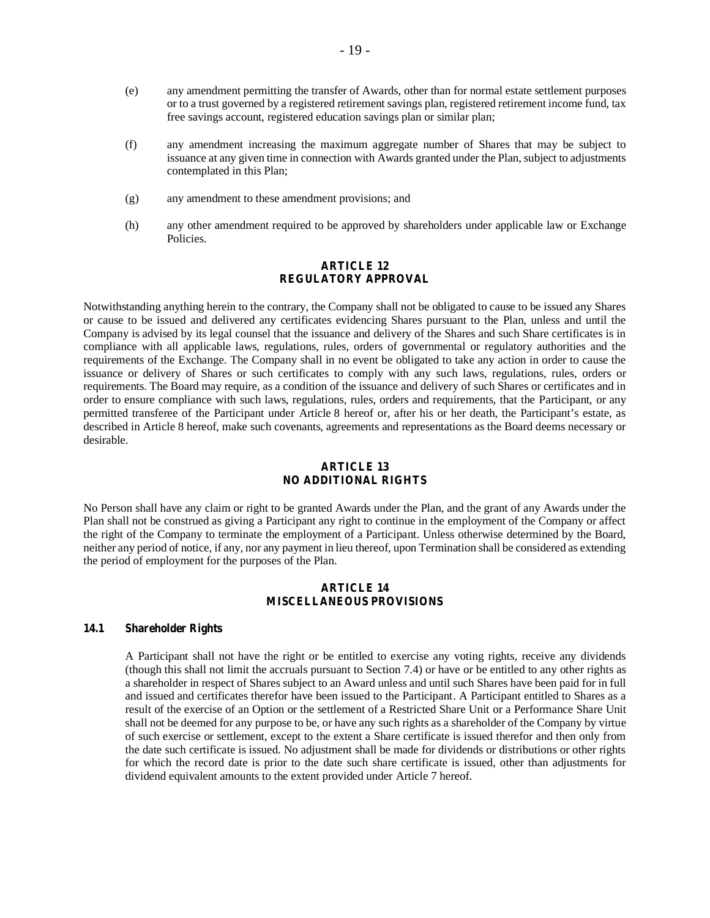(e) any amendment permitting the transfer of Awards, other than for normal estate settlement purposes or to a trust governed by a registered retirement savings plan, registered retirement income fund, tax free savings account, registered education savings plan or similar plan;

(f) any amendment increasing the maximum aggregate number of Shares that may be subject to issuance at any given time in connection with Awards granted under the Plan, subject to adjustments contemplated in this Plan;

(g) any amendment to these amendment provisions; and

(h) any other amendment required to be approved by shareholders under applicable law or Exchange Policies.

## ARTICLE 12
## REGULATORY APPROVAL

Notwithstanding anything herein to the contrary, the Company shall not be obligated to cause to be issued any Shares or cause to be issued and delivered any certificates evidencing Shares pursuant to the Plan, unless and until the Company is advised by its legal counsel that the issuance and delivery of the Shares and such Share certificates is in compliance with all applicable laws, regulations, rules, orders of governmental or regulatory authorities and the requirements of the Exchange. The Company shall in no event be obligated to take any action in order to cause the issuance or delivery of Shares or such certificates to comply with any such laws, regulations, rules, orders or requirements. The Board may require, as a condition of the issuance and delivery of such Shares or certificates and in order to ensure compliance with such laws, regulations, rules, orders and requirements, that the Participant, or any permitted transferee of the Participant under Article 8 hereof or, after his or her death, the Participant's estate, as described in Article 8 hereof, make such covenants, agreements and representations as the Board deems necessary or desirable.

## ARTICLE 13
## NO ADDITIONAL RIGHTS

No Person shall have any claim or right to be granted Awards under the Plan, and the grant of any Awards under the Plan shall not be construed as giving a Participant any right to continue in the employment of the Company or affect the right of the Company to terminate the employment of a Participant. Unless otherwise determined by the Board, neither any period of notice, if any, nor any payment in lieu thereof, upon Termination shall be considered as extending the period of employment for the purposes of the Plan.

## ARTICLE 14
## MISCELLANEOUS PROVISIONS

### 14.1 Shareholder Rights

A Participant shall not have the right or be entitled to exercise any voting rights, receive any dividends (though this shall not limit the accruals pursuant to Section 7.4) or have or be entitled to any other rights as a shareholder in respect of Shares subject to an Award unless and until such Shares have been paid for in full and issued and certificates therefor have been issued to the Participant. A Participant entitled to Shares as a result of the exercise of an Option or the settlement of a Restricted Share Unit or a Performance Share Unit shall not be deemed for any purpose to be, or have any such rights as a shareholder of the Company by virtue of such exercise or settlement, except to the extent a Share certificate is issued therefor and then only from the date such certificate is issued. No adjustment shall be made for dividends or distributions or other rights for which the record date is prior to the date such share certificate is issued, other than adjustments for dividend equivalent amounts to the extent provided under Article 7 hereof.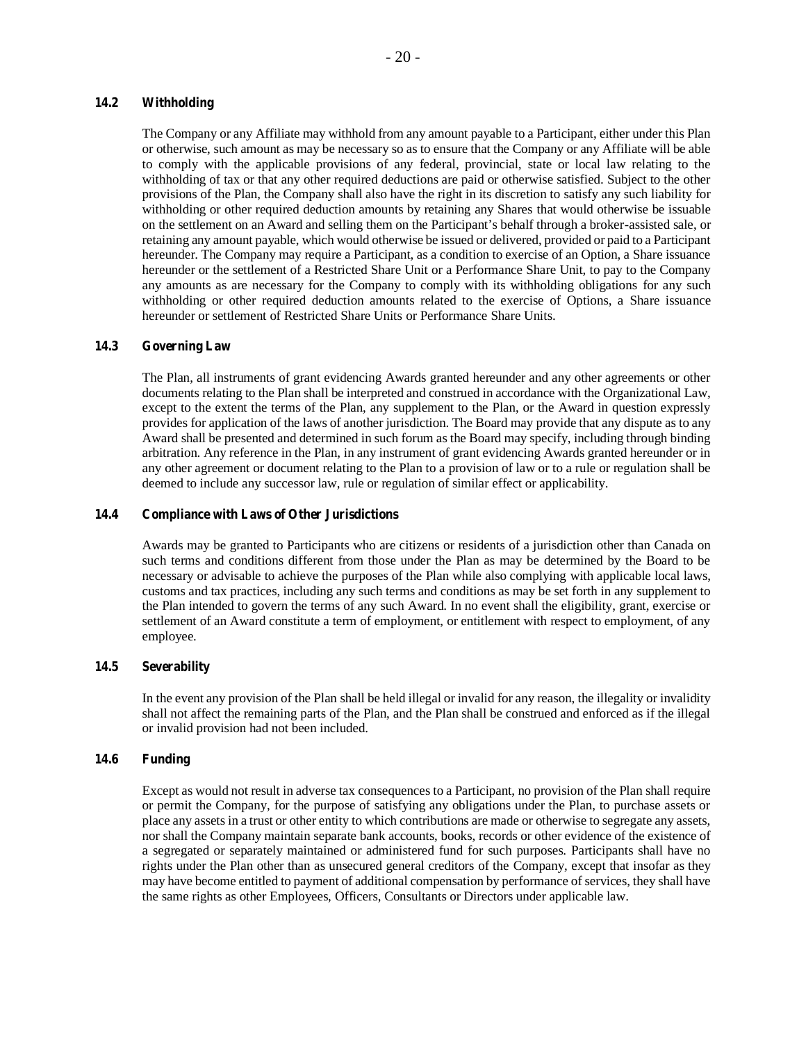### 14.2 Withholding

The Company or any Affiliate may withhold from any amount payable to a Participant, either under this Plan or otherwise, such amount as may be necessary so as to ensure that the Company or any Affiliate will be able to comply with the applicable provisions of any federal, provincial, state or local law relating to the withholding of tax or that any other required deductions are paid or otherwise satisfied. Subject to the other provisions of the Plan, the Company shall also have the right in its discretion to satisfy any such liability for withholding or other required deduction amounts by retaining any Shares that would otherwise be issuable on the settlement on an Award and selling them on the Participant's behalf through a broker-assisted sale, or retaining any amount payable, which would otherwise be issued or delivered, provided or paid to a Participant hereunder. The Company may require a Participant, as a condition to exercise of an Option, a Share issuance hereunder or the settlement of a Restricted Share Unit or a Performance Share Unit, to pay to the Company any amounts as are necessary for the Company to comply with its withholding obligations for any such withholding or other required deduction amounts related to the exercise of Options, a Share issuance hereunder or settlement of Restricted Share Units or Performance Share Units.

### 14.3 Governing Law

The Plan, all instruments of grant evidencing Awards granted hereunder and any other agreements or other documents relating to the Plan shall be interpreted and construed in accordance with the Organizational Law, except to the extent the terms of the Plan, any supplement to the Plan, or the Award in question expressly provides for application of the laws of another jurisdiction. The Board may provide that any dispute as to any Award shall be presented and determined in such forum as the Board may specify, including through binding arbitration. Any reference in the Plan, in any instrument of grant evidencing Awards granted hereunder or in any other agreement or document relating to the Plan to a provision of law or to a rule or regulation shall be deemed to include any successor law, rule or regulation of similar effect or applicability.

### 14.4 Compliance with Laws of Other Jurisdictions

Awards may be granted to Participants who are citizens or residents of a jurisdiction other than Canada on such terms and conditions different from those under the Plan as may be determined by the Board to be necessary or advisable to achieve the purposes of the Plan while also complying with applicable local laws, customs and tax practices, including any such terms and conditions as may be set forth in any supplement to the Plan intended to govern the terms of any such Award. In no event shall the eligibility, grant, exercise or settlement of an Award constitute a term of employment, or entitlement with respect to employment, of any employee.

### 14.5 Severability

In the event any provision of the Plan shall be held illegal or invalid for any reason, the illegality or invalidity shall not affect the remaining parts of the Plan, and the Plan shall be construed and enforced as if the illegal or invalid provision had not been included.

### 14.6 Funding

Except as would not result in adverse tax consequences to a Participant, no provision of the Plan shall require or permit the Company, for the purpose of satisfying any obligations under the Plan, to purchase assets or place any assets in a trust or other entity to which contributions are made or otherwise to segregate any assets, nor shall the Company maintain separate bank accounts, books, records or other evidence of the existence of a segregated or separately maintained or administered fund for such purposes. Participants shall have no rights under the Plan other than as unsecured general creditors of the Company, except that insofar as they may have become entitled to payment of additional compensation by performance of services, they shall have the same rights as other Employees, Officers, Consultants or Directors under applicable law.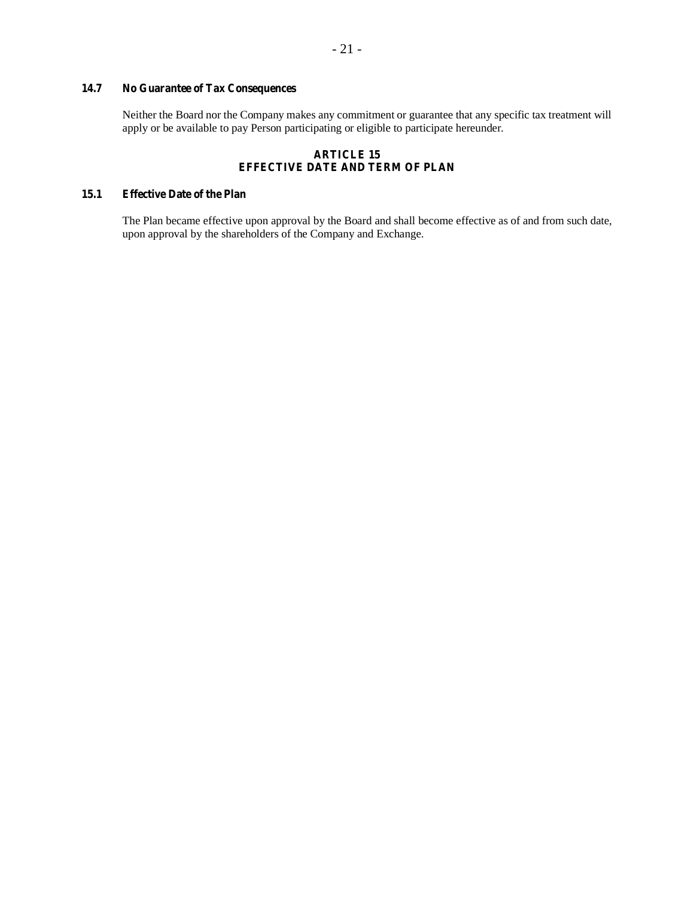### 14.7 No Guarantee of Tax Consequences

Neither the Board nor the Company makes any commitment or guarantee that any specific tax treatment will apply or be available to pay Person participating or eligible to participate hereunder.

## ARTICLE 15
## EFFECTIVE DATE AND TERM OF PLAN

### 15.1 Effective Date of the Plan

The Plan became effective upon approval by the Board and shall become effective as of and from such date, upon approval by the shareholders of the Company and Exchange.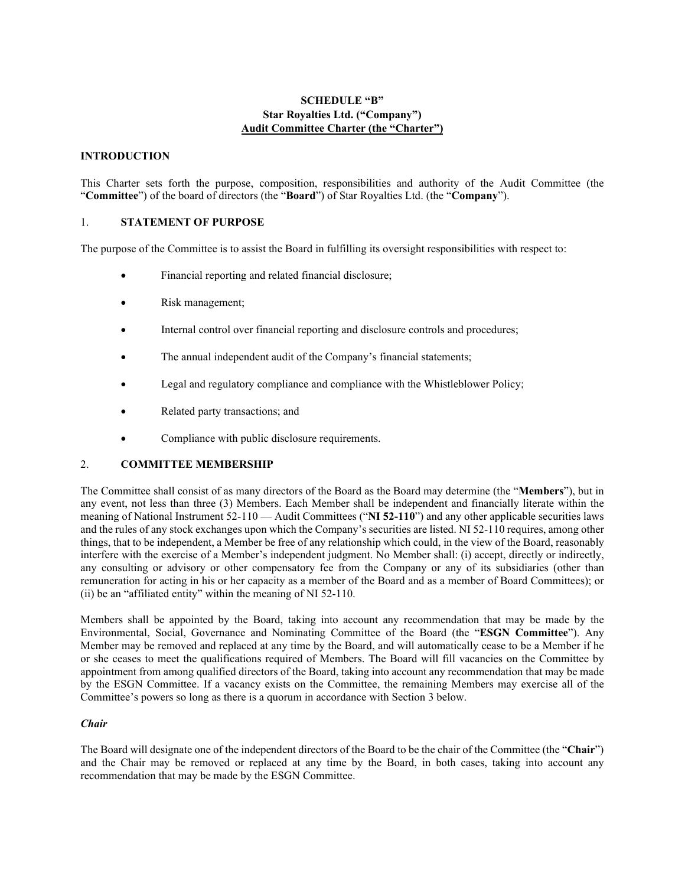**SCHEDULE "B"**
**Star Royalties Ltd. ("Company")**
**Audit Committee Charter (the "Charter")**

## INTRODUCTION

This Charter sets forth the purpose, composition, responsibilities and authority of the Audit Committee (the "**Committee**") of the board of directors (the "**Board**") of Star Royalties Ltd. (the "**Company**").

## 1. STATEMENT OF PURPOSE

The purpose of the Committee is to assist the Board in fulfilling its oversight responsibilities with respect to:

- Financial reporting and related financial disclosure;
- Risk management;
- Internal control over financial reporting and disclosure controls and procedures;
- The annual independent audit of the Company's financial statements;
- Legal and regulatory compliance and compliance with the Whistleblower Policy;
- Related party transactions; and
- Compliance with public disclosure requirements.

## 2. COMMITTEE MEMBERSHIP

The Committee shall consist of as many directors of the Board as the Board may determine (the "**Members**"), but in any event, not less than three (3) Members. Each Member shall be independent and financially literate within the meaning of National Instrument 52-110 — Audit Committees ("**NI 52-110**") and any other applicable securities laws and the rules of any stock exchanges upon which the Company's securities are listed. NI 52-110 requires, among other things, that to be independent, a Member be free of any relationship which could, in the view of the Board, reasonably interfere with the exercise of a Member's independent judgment. No Member shall: (i) accept, directly or indirectly, any consulting or advisory or other compensatory fee from the Company or any of its subsidiaries (other than remuneration for acting in his or her capacity as a member of the Board and as a member of Board Committees); or (ii) be an "affiliated entity" within the meaning of NI 52-110.

Members shall be appointed by the Board, taking into account any recommendation that may be made by the Environmental, Social, Governance and Nominating Committee of the Board (the "**ESGN Committee**"). Any Member may be removed and replaced at any time by the Board, and will automatically cease to be a Member if he or she ceases to meet the qualifications required of Members. The Board will fill vacancies on the Committee by appointment from among qualified directors of the Board, taking into account any recommendation that may be made by the ESGN Committee. If a vacancy exists on the Committee, the remaining Members may exercise all of the Committee's powers so long as there is a quorum in accordance with Section 3 below.

### *Chair*

The Board will designate one of the independent directors of the Board to be the chair of the Committee (the "**Chair**") and the Chair may be removed or replaced at any time by the Board, in both cases, taking into account any recommendation that may be made by the ESGN Committee.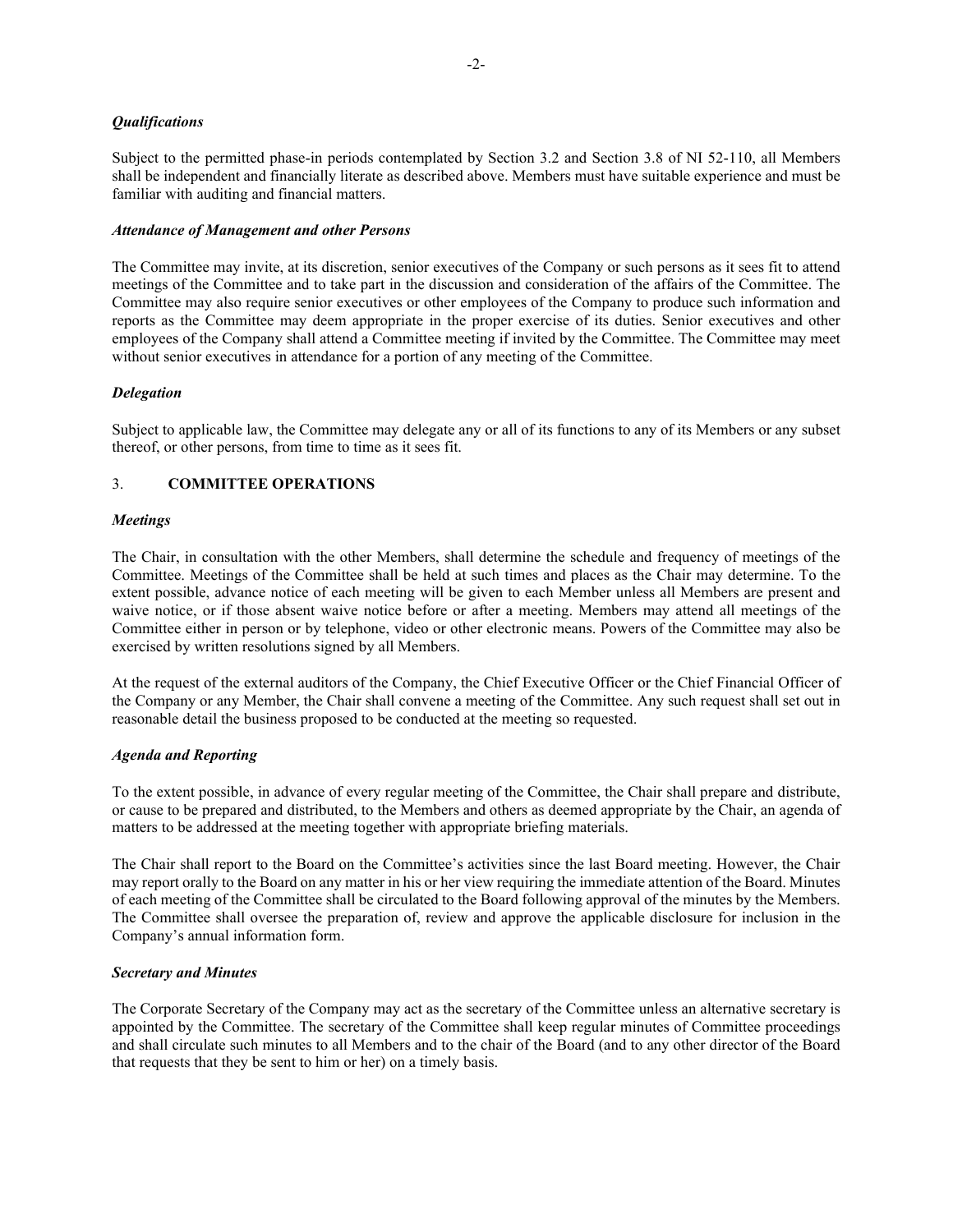### *Qualifications*

Subject to the permitted phase-in periods contemplated by Section 3.2 and Section 3.8 of NI 52-110, all Members shall be independent and financially literate as described above. Members must have suitable experience and must be familiar with auditing and financial matters.

### *Attendance of Management and other Persons*

The Committee may invite, at its discretion, senior executives of the Company or such persons as it sees fit to attend meetings of the Committee and to take part in the discussion and consideration of the affairs of the Committee. The Committee may also require senior executives or other employees of the Company to produce such information and reports as the Committee may deem appropriate in the proper exercise of its duties. Senior executives and other employees of the Company shall attend a Committee meeting if invited by the Committee. The Committee may meet without senior executives in attendance for a portion of any meeting of the Committee.

### *Delegation*

Subject to applicable law, the Committee may delegate any or all of its functions to any of its Members or any subset thereof, or other persons, from time to time as it sees fit.

## 3. **COMMITTEE OPERATIONS**

### *Meetings*

The Chair, in consultation with the other Members, shall determine the schedule and frequency of meetings of the Committee. Meetings of the Committee shall be held at such times and places as the Chair may determine. To the extent possible, advance notice of each meeting will be given to each Member unless all Members are present and waive notice, or if those absent waive notice before or after a meeting. Members may attend all meetings of the Committee either in person or by telephone, video or other electronic means. Powers of the Committee may also be exercised by written resolutions signed by all Members.

At the request of the external auditors of the Company, the Chief Executive Officer or the Chief Financial Officer of the Company or any Member, the Chair shall convene a meeting of the Committee. Any such request shall set out in reasonable detail the business proposed to be conducted at the meeting so requested.

### *Agenda and Reporting*

To the extent possible, in advance of every regular meeting of the Committee, the Chair shall prepare and distribute, or cause to be prepared and distributed, to the Members and others as deemed appropriate by the Chair, an agenda of matters to be addressed at the meeting together with appropriate briefing materials.

The Chair shall report to the Board on the Committee's activities since the last Board meeting. However, the Chair may report orally to the Board on any matter in his or her view requiring the immediate attention of the Board. Minutes of each meeting of the Committee shall be circulated to the Board following approval of the minutes by the Members. The Committee shall oversee the preparation of, review and approve the applicable disclosure for inclusion in the Company's annual information form.

### *Secretary and Minutes*

The Corporate Secretary of the Company may act as the secretary of the Committee unless an alternative secretary is appointed by the Committee. The secretary of the Committee shall keep regular minutes of Committee proceedings and shall circulate such minutes to all Members and to the chair of the Board (and to any other director of the Board that requests that they be sent to him or her) on a timely basis.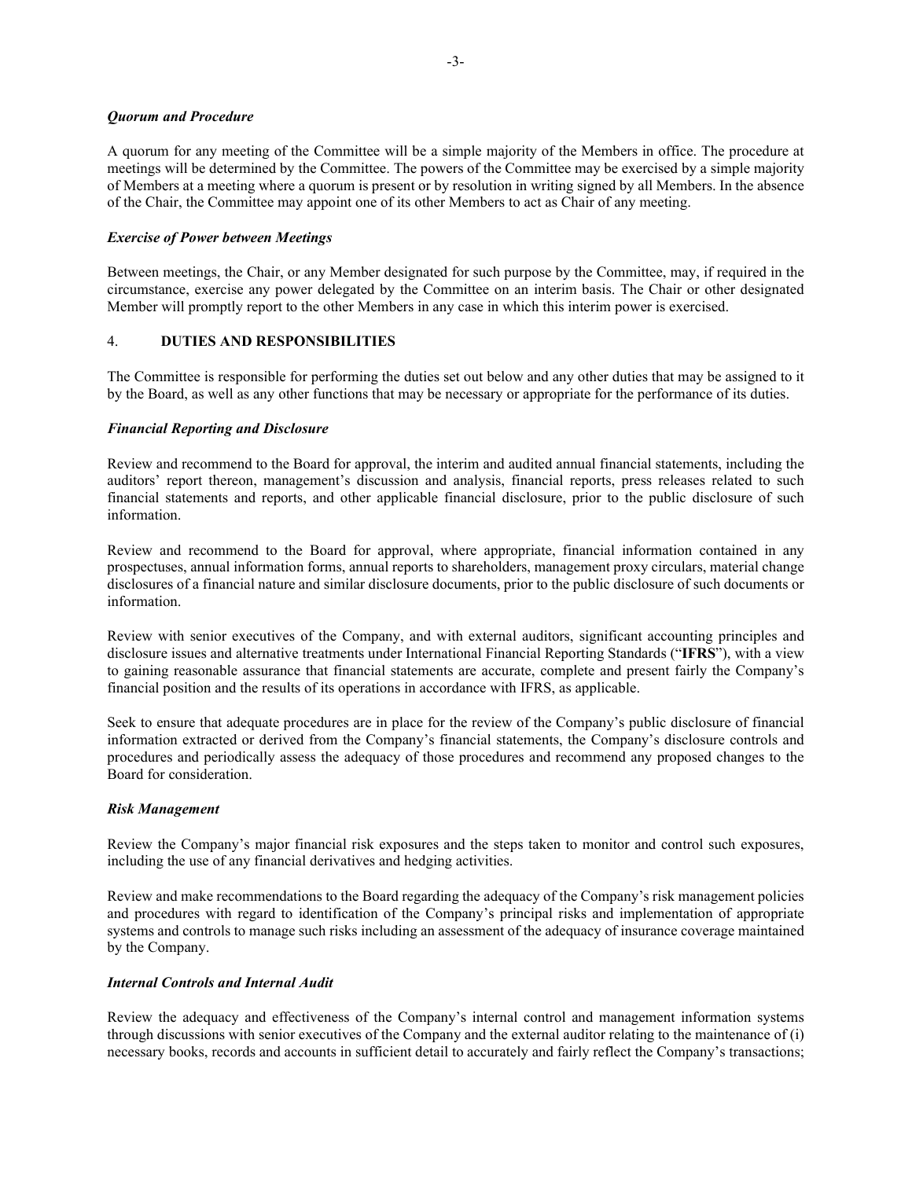*Quorum and Procedure*

A quorum for any meeting of the Committee will be a simple majority of the Members in office. The procedure at meetings will be determined by the Committee. The powers of the Committee may be exercised by a simple majority of Members at a meeting where a quorum is present or by resolution in writing signed by all Members. In the absence of the Chair, the Committee may appoint one of its other Members to act as Chair of any meeting.

*Exercise of Power between Meetings*

Between meetings, the Chair, or any Member designated for such purpose by the Committee, may, if required in the circumstance, exercise any power delegated by the Committee on an interim basis. The Chair or other designated Member will promptly report to the other Members in any case in which this interim power is exercised.

## 4. DUTIES AND RESPONSIBILITIES

The Committee is responsible for performing the duties set out below and any other duties that may be assigned to it by the Board, as well as any other functions that may be necessary or appropriate for the performance of its duties.

*Financial Reporting and Disclosure*

Review and recommend to the Board for approval, the interim and audited annual financial statements, including the auditors' report thereon, management's discussion and analysis, financial reports, press releases related to such financial statements and reports, and other applicable financial disclosure, prior to the public disclosure of such information.

Review and recommend to the Board for approval, where appropriate, financial information contained in any prospectuses, annual information forms, annual reports to shareholders, management proxy circulars, material change disclosures of a financial nature and similar disclosure documents, prior to the public disclosure of such documents or information.

Review with senior executives of the Company, and with external auditors, significant accounting principles and disclosure issues and alternative treatments under International Financial Reporting Standards ("**IFRS**"), with a view to gaining reasonable assurance that financial statements are accurate, complete and present fairly the Company's financial position and the results of its operations in accordance with IFRS, as applicable.

Seek to ensure that adequate procedures are in place for the review of the Company's public disclosure of financial information extracted or derived from the Company's financial statements, the Company's disclosure controls and procedures and periodically assess the adequacy of those procedures and recommend any proposed changes to the Board for consideration.

*Risk Management*

Review the Company's major financial risk exposures and the steps taken to monitor and control such exposures, including the use of any financial derivatives and hedging activities.

Review and make recommendations to the Board regarding the adequacy of the Company's risk management policies and procedures with regard to identification of the Company's principal risks and implementation of appropriate systems and controls to manage such risks including an assessment of the adequacy of insurance coverage maintained by the Company.

*Internal Controls and Internal Audit*

Review the adequacy and effectiveness of the Company's internal control and management information systems through discussions with senior executives of the Company and the external auditor relating to the maintenance of (i) necessary books, records and accounts in sufficient detail to accurately and fairly reflect the Company's transactions;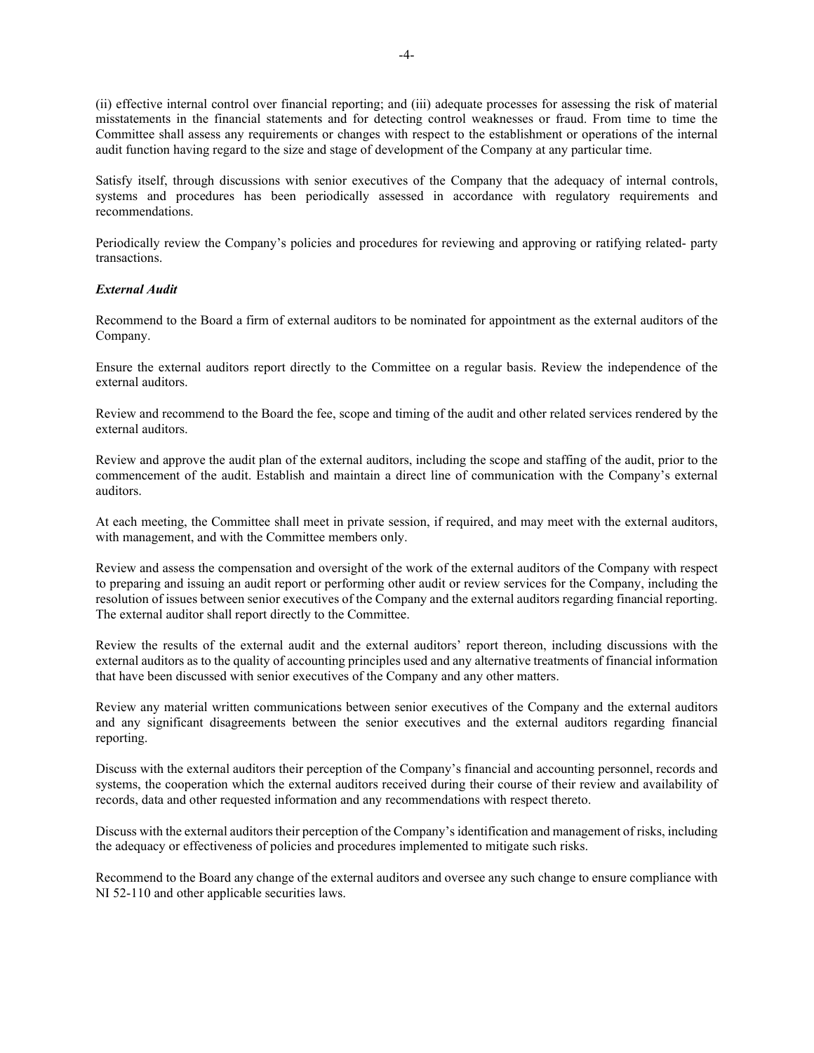(ii) effective internal control over financial reporting; and (iii) adequate processes for assessing the risk of material misstatements in the financial statements and for detecting control weaknesses or fraud. From time to time the Committee shall assess any requirements or changes with respect to the establishment or operations of the internal audit function having regard to the size and stage of development of the Company at any particular time.

Satisfy itself, through discussions with senior executives of the Company that the adequacy of internal controls, systems and procedures has been periodically assessed in accordance with regulatory requirements and recommendations.

Periodically review the Company's policies and procedures for reviewing and approving or ratifying related- party transactions.

***External Audit***

Recommend to the Board a firm of external auditors to be nominated for appointment as the external auditors of the Company.

Ensure the external auditors report directly to the Committee on a regular basis. Review the independence of the external auditors.

Review and recommend to the Board the fee, scope and timing of the audit and other related services rendered by the external auditors.

Review and approve the audit plan of the external auditors, including the scope and staffing of the audit, prior to the commencement of the audit. Establish and maintain a direct line of communication with the Company's external auditors.

At each meeting, the Committee shall meet in private session, if required, and may meet with the external auditors, with management, and with the Committee members only.

Review and assess the compensation and oversight of the work of the external auditors of the Company with respect to preparing and issuing an audit report or performing other audit or review services for the Company, including the resolution of issues between senior executives of the Company and the external auditors regarding financial reporting. The external auditor shall report directly to the Committee.

Review the results of the external audit and the external auditors' report thereon, including discussions with the external auditors as to the quality of accounting principles used and any alternative treatments of financial information that have been discussed with senior executives of the Company and any other matters.

Review any material written communications between senior executives of the Company and the external auditors and any significant disagreements between the senior executives and the external auditors regarding financial reporting.

Discuss with the external auditors their perception of the Company's financial and accounting personnel, records and systems, the cooperation which the external auditors received during their course of their review and availability of records, data and other requested information and any recommendations with respect thereto.

Discuss with the external auditors their perception of the Company's identification and management of risks, including the adequacy or effectiveness of policies and procedures implemented to mitigate such risks.

Recommend to the Board any change of the external auditors and oversee any such change to ensure compliance with NI 52-110 and other applicable securities laws.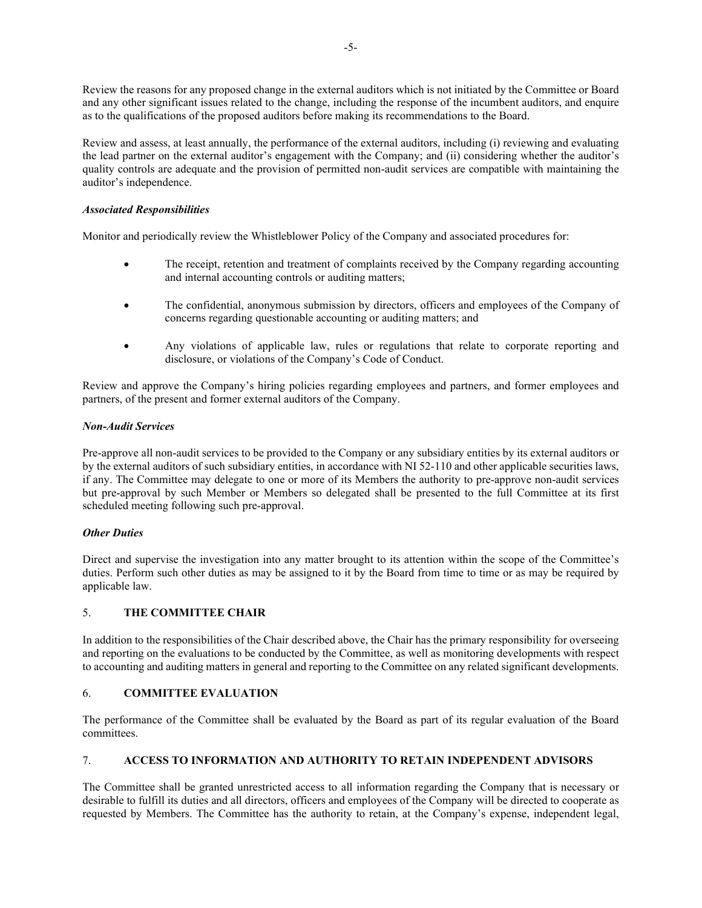Review the reasons for any proposed change in the external auditors which is not initiated by the Committee or Board and any other significant issues related to the change, including the response of the incumbent auditors, and enquire as to the qualifications of the proposed auditors before making its recommendations to the Board.

Review and assess, at least annually, the performance of the external auditors, including (i) reviewing and evaluating the lead partner on the external auditor's engagement with the Company; and (ii) considering whether the auditor's quality controls are adequate and the provision of permitted non-audit services are compatible with maintaining the auditor's independence.

***Associated Responsibilities***

Monitor and periodically review the Whistleblower Policy of the Company and associated procedures for:

- The receipt, retention and treatment of complaints received by the Company regarding accounting and internal accounting controls or auditing matters;
- The confidential, anonymous submission by directors, officers and employees of the Company of concerns regarding questionable accounting or auditing matters; and
- Any violations of applicable law, rules or regulations that relate to corporate reporting and disclosure, or violations of the Company's Code of Conduct.

Review and approve the Company's hiring policies regarding employees and partners, and former employees and partners, of the present and former external auditors of the Company.

***Non-Audit Services***

Pre-approve all non-audit services to be provided to the Company or any subsidiary entities by its external auditors or by the external auditors of such subsidiary entities, in accordance with NI 52-110 and other applicable securities laws, if any. The Committee may delegate to one or more of its Members the authority to pre-approve non-audit services but pre-approval by such Member or Members so delegated shall be presented to the full Committee at its first scheduled meeting following such pre-approval.

***Other Duties***

Direct and supervise the investigation into any matter brought to its attention within the scope of the Committee's duties. Perform such other duties as may be assigned to it by the Board from time to time or as may be required by applicable law.

## 5. **THE COMMITTEE CHAIR**

In addition to the responsibilities of the Chair described above, the Chair has the primary responsibility for overseeing and reporting on the evaluations to be conducted by the Committee, as well as monitoring developments with respect to accounting and auditing matters in general and reporting to the Committee on any related significant developments.

## 6. **COMMITTEE EVALUATION**

The performance of the Committee shall be evaluated by the Board as part of its regular evaluation of the Board committees.

## 7. **ACCESS TO INFORMATION AND AUTHORITY TO RETAIN INDEPENDENT ADVISORS**

The Committee shall be granted unrestricted access to all information regarding the Company that is necessary or desirable to fulfill its duties and all directors, officers and employees of the Company will be directed to cooperate as requested by Members. The Committee has the authority to retain, at the Company's expense, independent legal,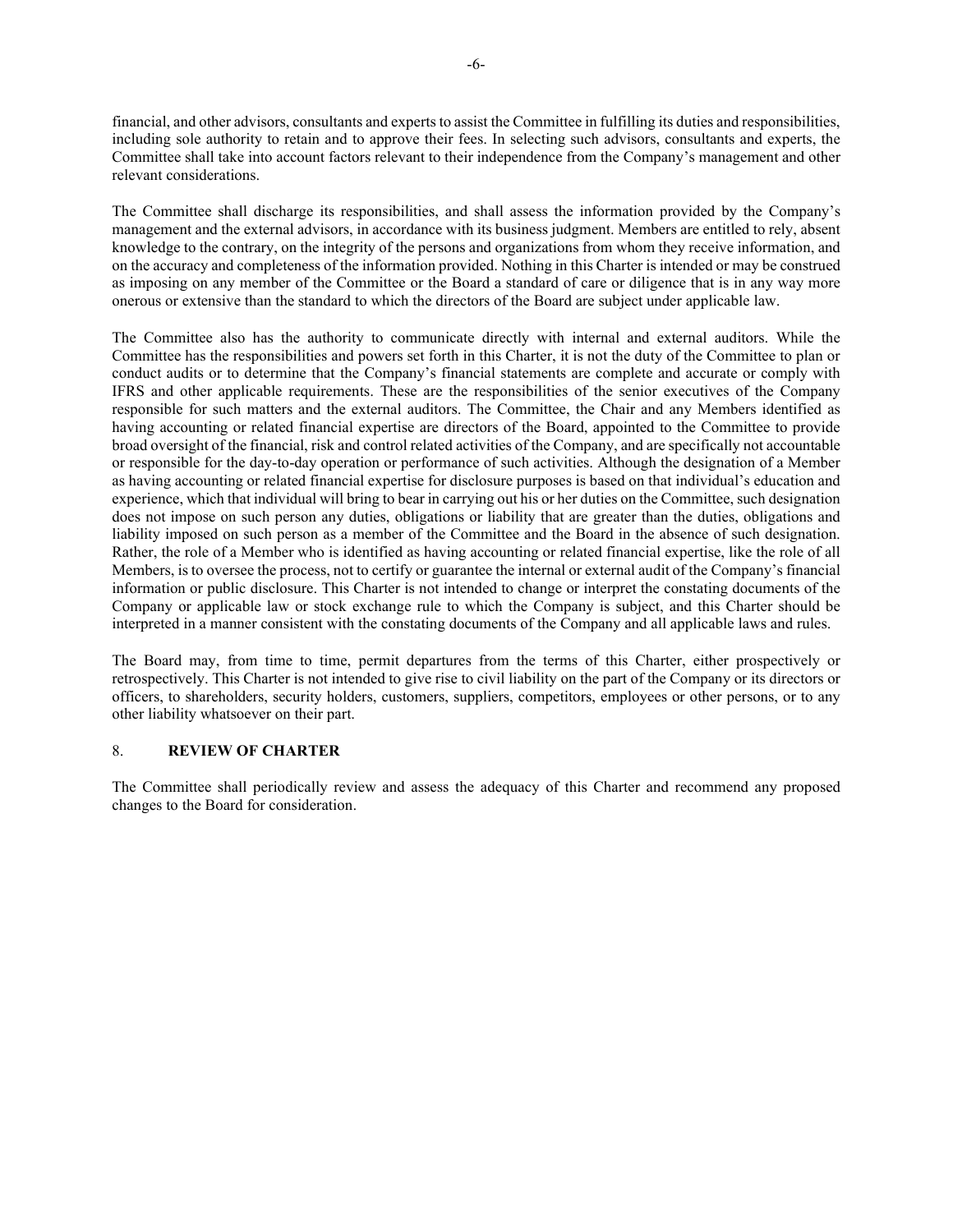financial, and other advisors, consultants and experts to assist the Committee in fulfilling its duties and responsibilities, including sole authority to retain and to approve their fees. In selecting such advisors, consultants and experts, the Committee shall take into account factors relevant to their independence from the Company's management and other relevant considerations.

The Committee shall discharge its responsibilities, and shall assess the information provided by the Company's management and the external advisors, in accordance with its business judgment. Members are entitled to rely, absent knowledge to the contrary, on the integrity of the persons and organizations from whom they receive information, and on the accuracy and completeness of the information provided. Nothing in this Charter is intended or may be construed as imposing on any member of the Committee or the Board a standard of care or diligence that is in any way more onerous or extensive than the standard to which the directors of the Board are subject under applicable law.

The Committee also has the authority to communicate directly with internal and external auditors. While the Committee has the responsibilities and powers set forth in this Charter, it is not the duty of the Committee to plan or conduct audits or to determine that the Company's financial statements are complete and accurate or comply with IFRS and other applicable requirements. These are the responsibilities of the senior executives of the Company responsible for such matters and the external auditors. The Committee, the Chair and any Members identified as having accounting or related financial expertise are directors of the Board, appointed to the Committee to provide broad oversight of the financial, risk and control related activities of the Company, and are specifically not accountable or responsible for the day-to-day operation or performance of such activities. Although the designation of a Member as having accounting or related financial expertise for disclosure purposes is based on that individual's education and experience, which that individual will bring to bear in carrying out his or her duties on the Committee, such designation does not impose on such person any duties, obligations or liability that are greater than the duties, obligations and liability imposed on such person as a member of the Committee and the Board in the absence of such designation. Rather, the role of a Member who is identified as having accounting or related financial expertise, like the role of all Members, is to oversee the process, not to certify or guarantee the internal or external audit of the Company's financial information or public disclosure. This Charter is not intended to change or interpret the constating documents of the Company or applicable law or stock exchange rule to which the Company is subject, and this Charter should be interpreted in a manner consistent with the constating documents of the Company and all applicable laws and rules.

The Board may, from time to time, permit departures from the terms of this Charter, either prospectively or retrospectively. This Charter is not intended to give rise to civil liability on the part of the Company or its directors or officers, to shareholders, security holders, customers, suppliers, competitors, employees or other persons, or to any other liability whatsoever on their part.

## 8. REVIEW OF CHARTER

The Committee shall periodically review and assess the adequacy of this Charter and recommend any proposed changes to the Board for consideration.